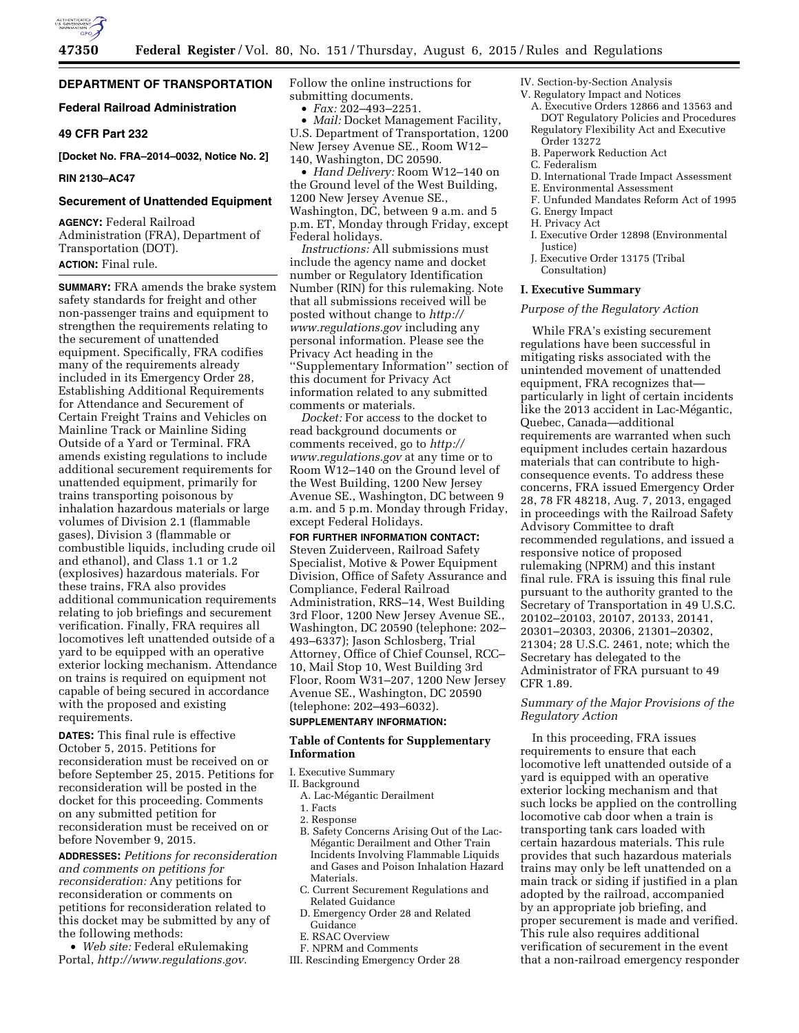**DEPARTMENT OF TRANSPORTATION**

**Federal Railroad Administration**

**49 CFR Part 232**

**[Docket No. FRA–2014–0032, Notice No. 2]**

**RIN 2130–AC47**

**Securement of Unattended Equipment**

**AGENCY:** Federal Railroad Administration (FRA), Department of Transportation (DOT).

**ACTION:** Final rule.

**SUMMARY:** FRA amends the brake system safety standards for freight and other non-passenger trains and equipment to strengthen the requirements relating to the securement of unattended equipment. Specifically, FRA codifies many of the requirements already included in its Emergency Order 28, Establishing Additional Requirements for Attendance and Securement of Certain Freight Trains and Vehicles on Mainline Track or Mainline Siding Outside of a Yard or Terminal. FRA amends existing regulations to include additional securement requirements for unattended equipment, primarily for trains transporting poisonous by inhalation hazardous materials or large volumes of Division 2.1 (flammable gases), Division 3 (flammable or combustible liquids, including crude oil and ethanol), and Class 1.1 or 1.2 (explosives) hazardous materials. For these trains, FRA also provides additional communication requirements relating to job briefings and securement verification. Finally, FRA requires all locomotives left unattended outside of a yard to be equipped with an operative exterior locking mechanism. Attendance on trains is required on equipment not capable of being secured in accordance with the proposed and existing requirements.

**DATES:** This final rule is effective October 5, 2015. Petitions for reconsideration must be received on or before September 25, 2015. Petitions for reconsideration will be posted in the docket for this proceeding. Comments on any submitted petition for reconsideration must be received on or before November 9, 2015.

**ADDRESSES:** *Petitions for reconsideration and comments on petitions for reconsideration:* Any petitions for reconsideration or comments on petitions for reconsideration related to this docket may be submitted by any of the following methods:

- *Web site:* Federal eRulemaking Portal, *http://www.regulations.gov.* Follow the online instructions for submitting documents.
- *Fax:* 202–493–2251.
- *Mail:* Docket Management Facility, U.S. Department of Transportation, 1200 New Jersey Avenue SE., Room W12–140, Washington, DC 20590.
- *Hand Delivery:* Room W12–140 on the Ground level of the West Building, 1200 New Jersey Avenue SE., Washington, DC, between 9 a.m. and 5 p.m. ET, Monday through Friday, except Federal holidays.

*Instructions:* All submissions must include the agency name and docket number or Regulatory Identification Number (RIN) for this rulemaking. Note that all submissions received will be posted without change to *http://www.regulations.gov* including any personal information. Please see the Privacy Act heading in the ''Supplementary Information'' section of this document for Privacy Act information related to any submitted comments or materials.

*Docket:* For access to the docket to read background documents or comments received, go to *http://www.regulations.gov* at any time or to Room W12–140 on the Ground level of the West Building, 1200 New Jersey Avenue SE., Washington, DC between 9 a.m. and 5 p.m. Monday through Friday, except Federal Holidays.

**FOR FURTHER INFORMATION CONTACT:** Steven Zuiderveen, Railroad Safety Specialist, Motive & Power Equipment Division, Office of Safety Assurance and Compliance, Federal Railroad Administration, RRS–14, West Building 3rd Floor, 1200 New Jersey Avenue SE., Washington, DC 20590 (telephone: 202–493–6337); Jason Schlosberg, Trial Attorney, Office of Chief Counsel, RCC–10, Mail Stop 10, West Building 3rd Floor, Room W31–207, 1200 New Jersey Avenue SE., Washington, DC 20590 (telephone: 202–493–6032).

**SUPPLEMENTARY INFORMATION:**

**Table of Contents for Supplementary Information**

I. Executive Summary
II. Background
  A. Lac-Mégantic Derailment
  1. Facts
  2. Response
  B. Safety Concerns Arising Out of the Lac-Mégantic Derailment and Other Train Incidents Involving Flammable Liquids and Gases and Poison Inhalation Hazard Materials.
  C. Current Securement Regulations and Related Guidance
  D. Emergency Order 28 and Related Guidance
  E. RSAC Overview
  F. NPRM and Comments
III. Rescinding Emergency Order 28
IV. Section-by-Section Analysis
V. Regulatory Impact and Notices
  A. Executive Orders 12866 and 13563 and DOT Regulatory Policies and Procedures Regulatory Flexibility Act and Executive Order 13272
  B. Paperwork Reduction Act
  C. Federalism
  D. International Trade Impact Assessment
  E. Environmental Assessment
  F. Unfunded Mandates Reform Act of 1995
  G. Energy Impact
  H. Privacy Act
  I. Executive Order 12898 (Environmental Justice)
  J. Executive Order 13175 (Tribal Consultation)

**I. Executive Summary**

*Purpose of the Regulatory Action*

While FRA's existing securement regulations have been successful in mitigating risks associated with the unintended movement of unattended equipment, FRA recognizes that—particularly in light of certain incidents like the 2013 accident in Lac-Mégantic, Quebec, Canada—additional requirements are warranted when such equipment includes certain hazardous materials that can contribute to high-consequence events. To address these concerns, FRA issued Emergency Order 28, 78 FR 48218, Aug. 7, 2013, engaged in proceedings with the Railroad Safety Advisory Committee to draft recommended regulations, and issued a responsive notice of proposed rulemaking (NPRM) and this instant final rule. FRA is issuing this final rule pursuant to the authority granted to the Secretary of Transportation in 49 U.S.C. 20102–20103, 20107, 20133, 20141, 20301–20303, 20306, 21301–20302, 21304; 28 U.S.C. 2461, note; which the Secretary has delegated to the Administrator of FRA pursuant to 49 CFR 1.89.

*Summary of the Major Provisions of the Regulatory Action*

In this proceeding, FRA issues requirements to ensure that each locomotive left unattended outside of a yard is equipped with an operative exterior locking mechanism and that such locks be applied on the controlling locomotive cab door when a train is transporting tank cars loaded with certain hazardous materials. This rule provides that such hazardous materials trains may only be left unattended on a main track or siding if justified in a plan adopted by the railroad, accompanied by an appropriate job briefing, and proper securement is made and verified. This rule also requires additional verification of securement in the event that a non-railroad emergency responder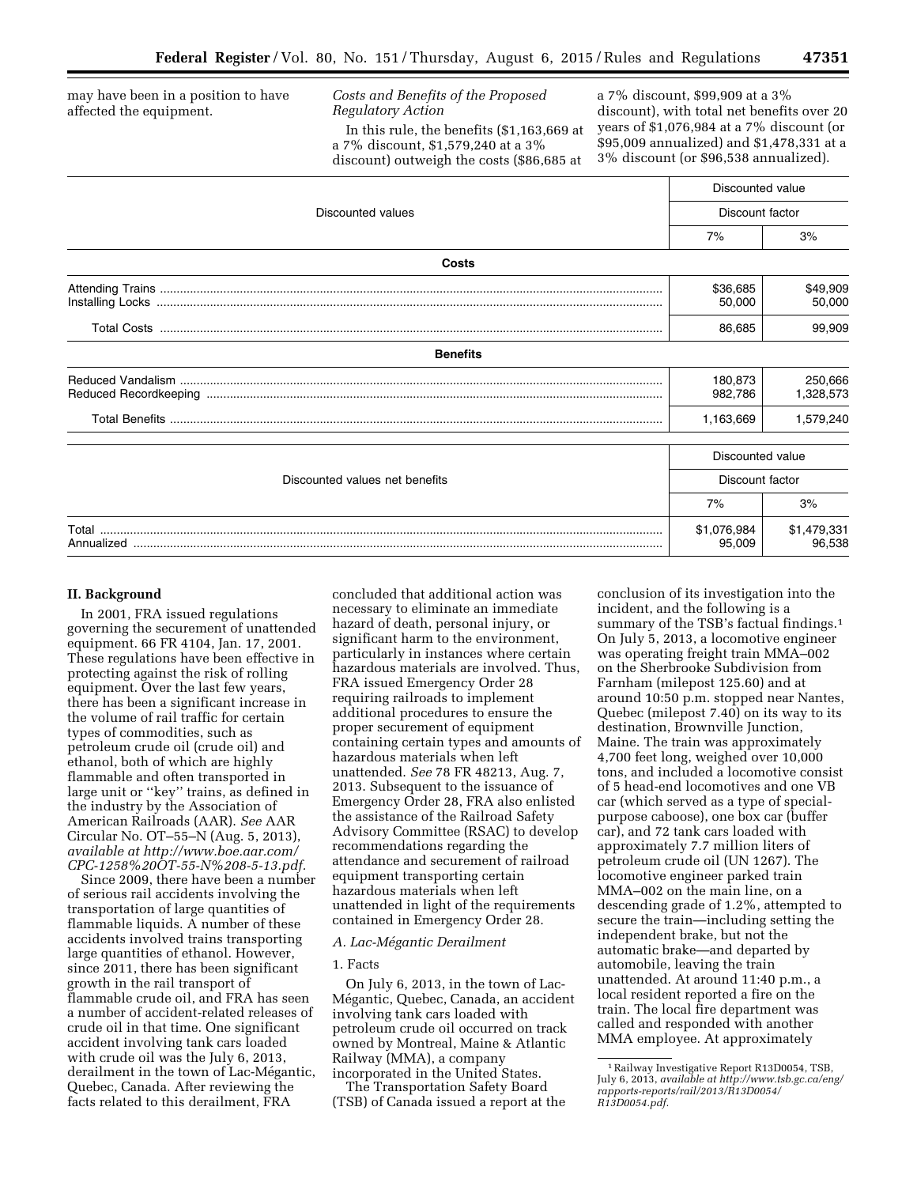may have been in a position to have affected the equipment.

*Costs and Benefits of the Proposed Regulatory Action*

In this rule, the benefits ($1,163,669 at a 7% discount, $1,579,240 at a 3% discount) outweigh the costs ($86,685 at a 7% discount, $99,909 at a 3% discount), with total net benefits over 20 years of $1,076,984 at a 7% discount (or $95,009 annualized) and $1,478,331 at a 3% discount (or $96,538 annualized).

| Discounted values | Discounted value | |
|---|---|---|
| | Discount factor | |
| | 7% | 3% |
| **Costs** | | |
| Attending Trains | $36,685 | $49,909 |
| Installing Locks | 50,000 | 50,000 |
| Total Costs | 86,685 | 99,909 |
| **Benefits** | | |
| Reduced Vandalism | 180,873 | 250,666 |
| Reduced Recordkeeping | 982,786 | 1,328,573 |
| Total Benefits | 1,163,669 | 1,579,240 |

| Discounted values net benefits | Discounted value | |
|---|---|---|
| | Discount factor | |
| | 7% | 3% |
| Total | $1,076,984 | $1,479,331 |
| Annualized | 95,009 | 96,538 |

## II. Background

In 2001, FRA issued regulations governing the securement of unattended equipment. 66 FR 4104, Jan. 17, 2001. These regulations have been effective in protecting against the risk of rolling equipment. Over the last few years, there has been a significant increase in the volume of rail traffic for certain types of commodities, such as petroleum crude oil (crude oil) and ethanol, both of which are highly flammable and often transported in large unit or "key" trains, as defined in the industry by the Association of American Railroads (AAR). *See* AAR Circular No. OT–55–N (Aug. 5, 2013), *available at http://www.boe.aar.com/CPC-1258%20OT-55-N%208-5-13.pdf.*

Since 2009, there have been a number of serious rail accidents involving the transportation of large quantities of flammable liquids. A number of these accidents involved trains transporting large quantities of ethanol. However, since 2011, there has been significant growth in the rail transport of flammable crude oil, and FRA has seen a number of accident-related releases of crude oil in that time. One significant accident involving tank cars loaded with crude oil was the July 6, 2013, derailment in the town of Lac-Mégantic, Quebec, Canada. After reviewing the facts related to this derailment, FRA concluded that additional action was necessary to eliminate an immediate hazard of death, personal injury, or significant harm to the environment, particularly in instances where certain hazardous materials are involved. Thus, FRA issued Emergency Order 28 requiring railroads to implement additional procedures to ensure the proper securement of equipment containing certain types and amounts of hazardous materials when left unattended. *See* 78 FR 48213, Aug. 7, 2013. Subsequent to the issuance of Emergency Order 28, FRA also enlisted the assistance of the Railroad Safety Advisory Committee (RSAC) to develop recommendations regarding the attendance and securement of railroad equipment transporting certain hazardous materials when left unattended in light of the requirements contained in Emergency Order 28.

### *A. Lac-Mégantic Derailment*

#### 1. Facts

On July 6, 2013, in the town of Lac-Mégantic, Quebec, Canada, an accident involving tank cars loaded with petroleum crude oil occurred on track owned by Montreal, Maine & Atlantic Railway (MMA), a company incorporated in the United States.

The Transportation Safety Board (TSB) of Canada issued a report at the conclusion of its investigation into the incident, and the following is a summary of the TSB's factual findings.[1] On July 5, 2013, a locomotive engineer was operating freight train MMA–002 on the Sherbrooke Subdivision from Farnham (milepost 125.60) and at around 10:50 p.m. stopped near Nantes, Quebec (milepost 7.40) on its way to its destination, Brownville Junction, Maine. The train was approximately 4,700 feet long, weighed over 10,000 tons, and included a locomotive consist of 5 head-end locomotives and one VB car (which served as a type of special-purpose caboose), one box car (buffer car), and 72 tank cars loaded with approximately 7.7 million liters of petroleum crude oil (UN 1267). The locomotive engineer parked train MMA–002 on the main line, on a descending grade of 1.2%, attempted to secure the train—including setting the independent brake, but not the automatic brake—and departed by automobile, leaving the train unattended. At around 11:40 p.m., a local resident reported a fire on the train. The local fire department was called and responded with another MMA employee. At approximately

[1] Railway Investigative Report R13D0054, TSB, July 6, 2013, *available at http://www.tsb.gc.ca/eng/rapports-reports/rail/2013/R13D0054/R13D0054.pdf.*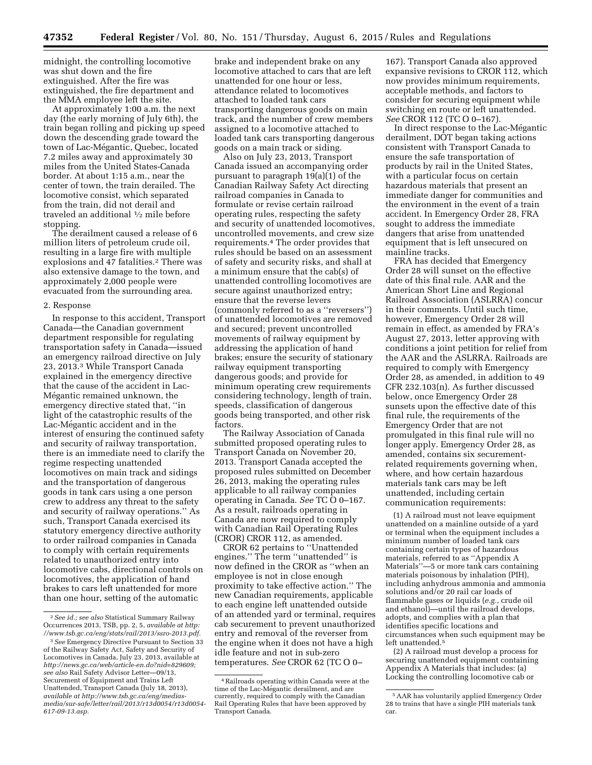midnight, the controlling locomotive was shut down and the fire extinguished. After the fire was extinguished, the fire department and the MMA employee left the site.

At approximately 1:00 a.m. the next day (the early morning of July 6th), the train began rolling and picking up speed down the descending grade toward the town of Lac-Mégantic, Quebec, located 7.2 miles away and approximately 30 miles from the United States-Canada border. At about 1:15 a.m., near the center of town, the train derailed. The locomotive consist, which separated from the train, did not derail and traveled an additional ½ mile before stopping.

The derailment caused a release of 6 million liters of petroleum crude oil, resulting in a large fire with multiple explosions and 47 fatalities.[2] There was also extensive damage to the town, and approximately 2,000 people were evacuated from the surrounding area.

2. Response

In response to this accident, Transport Canada—the Canadian government department responsible for regulating transportation safety in Canada—issued an emergency railroad directive on July 23, 2013.[3] While Transport Canada explained in the emergency directive that the cause of the accident in Lac-Mégantic remained unknown, the emergency directive stated that, ''in light of the catastrophic results of the Lac-Mégantic accident and in the interest of ensuring the continued safety and security of railway transportation, there is an immediate need to clarify the regime respecting unattended locomotives on main track and sidings and the transportation of dangerous goods in tank cars using a one person crew to address any threat to the safety and security of railway operations.'' As such, Transport Canada exercised its statutory emergency directive authority to order railroad companies in Canada to comply with certain requirements related to unauthorized entry into locomotive cabs, directional controls on locomotives, the application of hand brakes to cars left unattended for more than one hour, setting of the automatic brake and independent brake on any locomotive attached to cars that are left unattended for one hour or less, attendance related to locomotives attached to loaded tank cars transporting dangerous goods on main track, and the number of crew members assigned to a locomotive attached to loaded tank cars transporting dangerous goods on a main track or siding.

Also on July 23, 2013, Transport Canada issued an accompanying order pursuant to paragraph 19(a)(1) of the Canadian Railway Safety Act directing railroad companies in Canada to formulate or revise certain railroad operating rules, respecting the safety and security of unattended locomotives, uncontrolled movements, and crew size requirements.[4] The order provides that rules should be based on an assessment of safety and security risks, and shall at a minimum ensure that the cab(s) of unattended controlling locomotives are secure against unauthorized entry; ensure that the reverse levers (commonly referred to as a ''reversers'') of unattended locomotives are removed and secured; prevent uncontrolled movements of railway equipment by addressing the application of hand brakes; ensure the security of stationary railway equipment transporting dangerous goods; and provide for minimum operating crew requirements considering technology, length of train, speeds, classification of dangerous goods being transported, and other risk factors.

The Railway Association of Canada submitted proposed operating rules to Transport Canada on November 20, 2013. Transport Canada accepted the proposed rules submitted on December 26, 2013, making the operating rules applicable to all railway companies operating in Canada. *See* TC O 0–167. As a result, railroads operating in Canada are now required to comply with Canadian Rail Operating Rules (CROR) CROR 112, as amended.

CROR 62 pertains to ''Unattended engines.'' The term ''unattended'' is now defined in the CROR as ''when an employee is not in close enough proximity to take effective action.'' The new Canadian requirements, applicable to each engine left unattended outside of an attended yard or terminal, requires cab securement to prevent unauthorized entry and removal of the reverser from the engine when it does not have a high idle feature and not in sub-zero temperatures. *See* CROR 62 (TC O 0–167). Transport Canada also approved expansive revisions to CROR 112, which now provides minimum requirements, acceptable methods, and factors to consider for securing equipment while switching en route or left unattended. *See* CROR 112 (TC O 0–167).

In direct response to the Lac-Mégantic derailment, DOT began taking actions consistent with Transport Canada to ensure the safe transportation of products by rail in the United States, with a particular focus on certain hazardous materials that present an immediate danger for communities and the environment in the event of a train accident. In Emergency Order 28, FRA sought to address the immediate dangers that arise from unattended equipment that is left unsecured on mainline tracks.

FRA has decided that Emergency Order 28 will sunset on the effective date of this final rule. AAR and the American Short Line and Regional Railroad Association (ASLRRA) concur in their comments. Until such time, however, Emergency Order 28 will remain in effect, as amended by FRA's August 27, 2013, letter approving with conditions a joint petition for relief from the AAR and the ASLRRA. Railroads are required to comply with Emergency Order 28, as amended, in addition to 49 CFR 232.103(n). As further discussed below, once Emergency Order 28 sunsets upon the effective date of this final rule, the requirements of the Emergency Order that are not promulgated in this final rule will no longer apply. Emergency Order 28, as amended, contains six securement-related requirements governing when, where, and how certain hazardous materials tank cars may be left unattended, including certain communication requirements:

(1) A railroad must not leave equipment unattended on a mainline outside of a yard or terminal when the equipment includes a minimum number of loaded tank cars containing certain types of hazardous materials, referred to as ''Appendix A Materials''—5 or more tank cars containing materials poisonous by inhalation (PIH), including anhydrous ammonia and ammonia solutions and/or 20 rail car loads of flammable gases or liquids (*e.g.,* crude oil and ethanol)—until the railroad develops, adopts, and complies with a plan that identifies specific locations and circumstances when such equipment may be left unattended.[5]

(2) A railroad must develop a process for securing unattended equipment containing Appendix A Materials that includes: (a) Locking the controlling locomotive cab or

---

[2] *See id.; see also* Statistical Summary Railway Occurrences 2013, TSB, pp. 2, 5, *available at http://www.tsb.gc.ca/eng/stats/rail/2013/ssro-2013.pdf.*

[3] *See* Emergency Directive Pursuant to Section 33 of the Railway Safety Act, Safety and Security of Locomotives in Canada, July 23, 2013, available at *http://news.gc.ca/web/article-en.do?nid=829609; see also* Rail Safety Advisor Letter—09/13, Securement of Equipment and Trains Left Unattended, Transport Canada (July 18, 2013), *available at http://www.tsb.gc.ca/eng/medias-media/sur-safe/letter/rail/2013/r13d0054/r13d0054-617-09-13.asp.*

[4] Railroads operating within Canada were at the time of the Lac-Mégantic derailment, and are currently, required to comply with the Canadian Rail Operating Rules that have been approved by Transport Canada.

[5] AAR has voluntarily applied Emergency Order 28 to trains that have a single PIH materials tank car.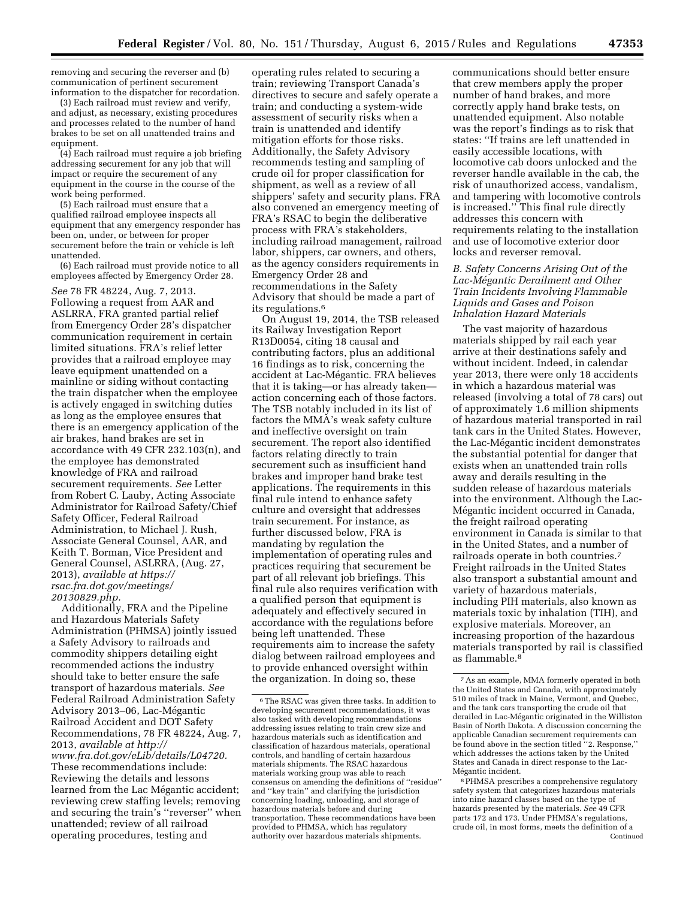removing and securing the reverser and (b) communication of pertinent securement information to the dispatcher for recordation.

(3) Each railroad must review and verify, and adjust, as necessary, existing procedures and processes related to the number of hand brakes to be set on all unattended trains and equipment.

(4) Each railroad must require a job briefing addressing securement for any job that will impact or require the securement of any equipment in the course in the course of the work being performed.

(5) Each railroad must ensure that a qualified railroad employee inspects all equipment that any emergency responder has been on, under, or between for proper securement before the train or vehicle is left unattended.

(6) Each railroad must provide notice to all employees affected by Emergency Order 28.

*See* 78 FR 48224, Aug. 7, 2013. Following a request from AAR and ASLRRA, FRA granted partial relief from Emergency Order 28's dispatcher communication requirement in certain limited situations. FRA's relief letter provides that a railroad employee may leave equipment unattended on a mainline or siding without contacting the train dispatcher when the employee is actively engaged in switching duties as long as the employee ensures that there is an emergency application of the air brakes, hand brakes are set in accordance with 49 CFR 232.103(n), and the employee has demonstrated knowledge of FRA and railroad securement requirements. *See* Letter from Robert C. Lauby, Acting Associate Administrator for Railroad Safety/Chief Safety Officer, Federal Railroad Administration, to Michael J. Rush, Associate General Counsel, AAR, and Keith T. Borman, Vice President and General Counsel, ASLRRA, (Aug. 27, 2013), *available at https://rsac.fra.dot.gov/meetings/20130829.php.*

Additionally, FRA and the Pipeline and Hazardous Materials Safety Administration (PHMSA) jointly issued a Safety Advisory to railroads and commodity shippers detailing eight recommended actions the industry should take to better ensure the safe transport of hazardous materials. *See* Federal Railroad Administration Safety Advisory 2013–06, Lac-Mégantic Railroad Accident and DOT Safety Recommendations, 78 FR 48224, Aug. 7, 2013, *available at http://www.fra.dot.gov/eLib/details/L04720.* These recommendations include: Reviewing the details and lessons learned from the Lac Mégantic accident; reviewing crew staffing levels; removing and securing the train's "reverser" when unattended; review of all railroad operating procedures, testing and operating rules related to securing a train; reviewing Transport Canada's directives to secure and safely operate a train; and conducting a system-wide assessment of security risks when a train is unattended and identify mitigation efforts for those risks. Additionally, the Safety Advisory recommends testing and sampling of crude oil for proper classification for shipment, as well as a review of all shippers' safety and security plans. FRA also convened an emergency meeting of FRA's RSAC to begin the deliberative process with FRA's stakeholders, including railroad management, railroad labor, shippers, car owners, and others, as the agency considers requirements in Emergency Order 28 and recommendations in the Safety Advisory that should be made a part of its regulations.[6]

On August 19, 2014, the TSB released its Railway Investigation Report R13D0054, citing 18 causal and contributing factors, plus an additional 16 findings as to risk, concerning the accident at Lac-Mégantic. FRA believes that it is taking—or has already taken—action concerning each of those factors. The TSB notably included in its list of factors the MMA's weak safety culture and ineffective oversight on train securement. The report also identified factors relating directly to train securement such as insufficient hand brakes and improper hand brake test applications. The requirements in this final rule intend to enhance safety culture and oversight that addresses train securement. For instance, as further discussed below, FRA is mandating by regulation the implementation of operating rules and practices requiring that securement be part of all relevant job briefings. This final rule also requires verification with a qualified person that equipment is adequately and effectively secured in accordance with the regulations before being left unattended. These requirements aim to increase the safety dialog between railroad employees and to provide enhanced oversight within the organization. In doing so, these communications should better ensure that crew members apply the proper number of hand brakes, and more correctly apply hand brake tests, on unattended equipment. Also notable was the report's findings as to risk that states: "If trains are left unattended in easily accessible locations, with locomotive cab doors unlocked and the reverser handle available in the cab, the risk of unauthorized access, vandalism, and tampering with locomotive controls is increased." This final rule directly addresses this concern with requirements relating to the installation and use of locomotive exterior door locks and reverser removal.

### *B. Safety Concerns Arising Out of the Lac-Mégantic Derailment and Other Train Incidents Involving Flammable Liquids and Gases and Poison Inhalation Hazard Materials*

The vast majority of hazardous materials shipped by rail each year arrive at their destinations safely and without incident. Indeed, in calendar year 2013, there were only 18 accidents in which a hazardous material was released (involving a total of 78 cars) out of approximately 1.6 million shipments of hazardous material transported in rail tank cars in the United States. However, the Lac-Mégantic incident demonstrates the substantial potential for danger that exists when an unattended train rolls away and derails resulting in the sudden release of hazardous materials into the environment. Although the Lac-Mégantic incident occurred in Canada, the freight railroad operating environment in Canada is similar to that in the United States, and a number of railroads operate in both countries.[7] Freight railroads in the United States also transport a substantial amount and variety of hazardous materials, including PIH materials, also known as materials toxic by inhalation (TIH), and explosive materials. Moreover, an increasing proportion of the hazardous materials transported by rail is classified as flammable.[8]

---

[6] The RSAC was given three tasks. In addition to developing securement recommendations, it was also tasked with developing recommendations addressing issues relating to train crew size and hazardous materials such as identification and classification of hazardous materials, operational controls, and handling of certain hazardous materials shipments. The RSAC hazardous materials working group was able to reach consensus on amending the definitions of "residue" and "key train" and clarifying the jurisdiction concerning loading, unloading, and storage of hazardous materials before and during transportation. These recommendations have been provided to PHMSA, which has regulatory authority over hazardous materials shipments.

[7] As an example, MMA formerly operated in both the United States and Canada, with approximately 510 miles of track in Maine, Vermont, and Quebec, and the tank cars transporting the crude oil that derailed in Lac-Mégantic originated in the Williston Basin of North Dakota. A discussion concerning the applicable Canadian securement requirements can be found above in the section titled "2. Response," which addresses the actions taken by the United States and Canada in direct response to the Lac-Mégantic incident.

[8] PHMSA prescribes a comprehensive regulatory safety system that categorizes hazardous materials into nine hazard classes based on the type of hazards presented by the materials. *See* 49 CFR parts 172 and 173. Under PHMSA's regulations, crude oil, in most forms, meets the definition of a Continued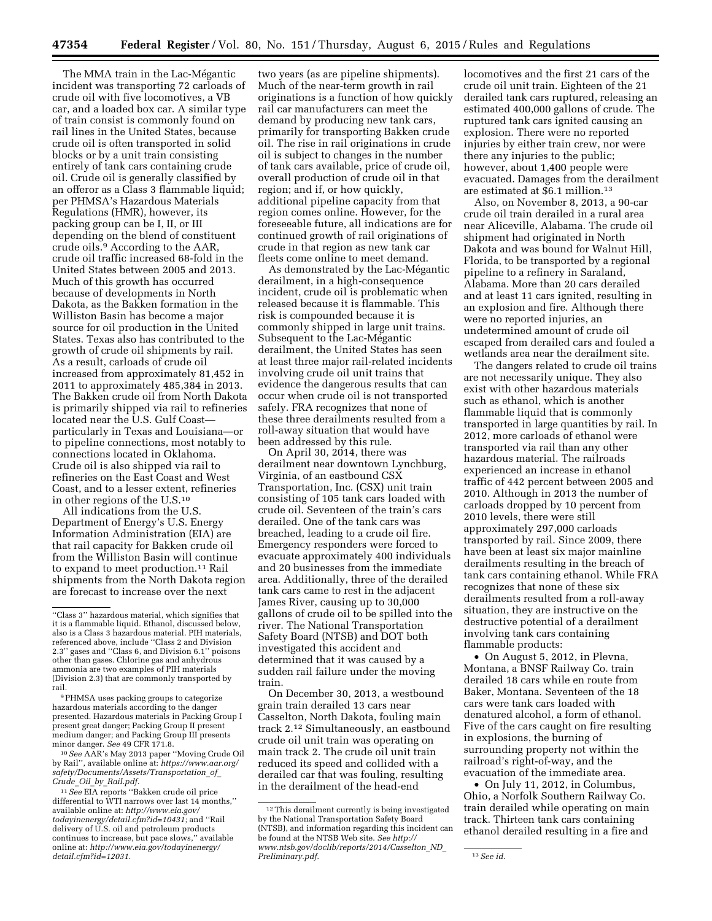The MMA train in the Lac-Mégantic incident was transporting 72 carloads of crude oil with five locomotives, a VB car, and a loaded box car. A similar type of train consist is commonly found on rail lines in the United States, because crude oil is often transported in solid blocks or by a unit train consisting entirely of tank cars containing crude oil. Crude oil is generally classified by an offeror as a Class 3 flammable liquid; per PHMSA's Hazardous Materials Regulations (HMR), however, its packing group can be I, II, or III depending on the blend of constituent crude oils.[9] According to the AAR, crude oil traffic increased 68-fold in the United States between 2005 and 2013. Much of this growth has occurred because of developments in North Dakota, as the Bakken formation in the Williston Basin has become a major source for oil production in the United States. Texas also has contributed to the growth of crude oil shipments by rail. As a result, carloads of crude oil increased from approximately 81,452 in 2011 to approximately 485,384 in 2013. The Bakken crude oil from North Dakota is primarily shipped via rail to refineries located near the U.S. Gulf Coast—particularly in Texas and Louisiana—or to pipeline connections, most notably to connections located in Oklahoma. Crude oil is also shipped via rail to refineries on the East Coast and West Coast, and to a lesser extent, refineries in other regions of the U.S.[10]

All indications from the U.S. Department of Energy's U.S. Energy Information Administration (EIA) are that rail capacity for Bakken crude oil from the Williston Basin will continue to expand to meet production.[11] Rail shipments from the North Dakota region are forecast to increase over the next two years (as are pipeline shipments). Much of the near-term growth in rail originations is a function of how quickly rail car manufacturers can meet the demand by producing new tank cars, primarily for transporting Bakken crude oil. The rise in rail originations in crude oil is subject to changes in the number of tank cars available, price of crude oil, overall production of crude oil in that region; and if, or how quickly, additional pipeline capacity from that region comes online. However, for the foreseeable future, all indications are for continued growth of rail originations of crude in that region as new tank car fleets come online to meet demand.

As demonstrated by the Lac-Mégantic derailment, in a high-consequence incident, crude oil is problematic when released because it is flammable. This risk is compounded because it is commonly shipped in large unit trains. Subsequent to the Lac-Mégantic derailment, the United States has seen at least three major rail-related incidents involving crude oil unit trains that evidence the dangerous results that can occur when crude oil is not transported safely. FRA recognizes that none of these three derailments resulted from a roll-away situation that would have been addressed by this rule.

On April 30, 2014, there was derailment near downtown Lynchburg, Virginia, of an eastbound CSX Transportation, Inc. (CSX) unit train consisting of 105 tank cars loaded with crude oil. Seventeen of the train's cars derailed. One of the tank cars was breached, leading to a crude oil fire. Emergency responders were forced to evacuate approximately 400 individuals and 20 businesses from the immediate area. Additionally, three of the derailed tank cars came to rest in the adjacent James River, causing up to 30,000 gallons of crude oil to be spilled into the river. The National Transportation Safety Board (NTSB) and DOT both investigated this accident and determined that it was caused by a sudden rail failure under the moving train.

On December 30, 2013, a westbound grain train derailed 13 cars near Casselton, North Dakota, fouling main track 2.[12] Simultaneously, an eastbound crude oil unit train was operating on main track 2. The crude oil unit train reduced its speed and collided with a derailed car that was fouling, resulting in the derailment of the head-end locomotives and the first 21 cars of the crude oil unit train. Eighteen of the 21 derailed tank cars ruptured, releasing an estimated 400,000 gallons of crude. The ruptured tank cars ignited causing an explosion. There were no reported injuries by either train crew, nor were there any injuries to the public; however, about 1,400 people were evacuated. Damages from the derailment are estimated at $6.1 million.[13]

Also, on November 8, 2013, a 90-car crude oil train derailed in a rural area near Aliceville, Alabama. The crude oil shipment had originated in North Dakota and was bound for Walnut Hill, Florida, to be transported by a regional pipeline to a refinery in Saraland, Alabama. More than 20 cars derailed and at least 11 cars ignited, resulting in an explosion and fire. Although there were no reported injuries, an undetermined amount of crude oil escaped from derailed cars and fouled a wetlands area near the derailment site.

The dangers related to crude oil trains are not necessarily unique. They also exist with other hazardous materials such as ethanol, which is another flammable liquid that is commonly transported in large quantities by rail. In 2012, more carloads of ethanol were transported via rail than any other hazardous material. The railroads experienced an increase in ethanol traffic of 442 percent between 2005 and 2010. Although in 2013 the number of carloads dropped by 10 percent from 2010 levels, there were still approximately 297,000 carloads transported by rail. Since 2009, there have been at least six major mainline derailments resulting in the breach of tank cars containing ethanol. While FRA recognizes that none of these six derailments resulted from a roll-away situation, they are instructive on the destructive potential of a derailment involving tank cars containing flammable products:

- On August 5, 2012, in Plevna, Montana, a BNSF Railway Co. train derailed 18 cars while en route from Baker, Montana. Seventeen of the 18 cars were tank cars loaded with denatured alcohol, a form of ethanol. Five of the cars caught on fire resulting in explosions, the burning of surrounding property not within the railroad's right-of-way, and the evacuation of the immediate area.
- On July 11, 2012, in Columbus, Ohio, a Norfolk Southern Railway Co. train derailed while operating on main track. Thirteen tank cars containing ethanol derailed resulting in a fire and

---

"Class 3" hazardous material, which signifies that it is a flammable liquid. Ethanol, discussed below, also is a Class 3 hazardous material. PIH materials, referenced above, include "Class 2 and Division 2.3" gases and "Class 6, and Division 6.1" poisons other than gases. Chlorine gas and anhydrous ammonia are two examples of PIH materials (Division 2.3) that are commonly transported by rail.

[9] PHMSA uses packing groups to categorize hazardous materials according to the danger presented. Hazardous materials in Packing Group I present great danger; Packing Group II present medium danger; and Packing Group III presents minor danger. *See* 49 CFR 171.8.

[10] *See* AAR's May 2013 paper "Moving Crude Oil by Rail", available online at: *https://www.aar.org/safety/Documents/Assets/Transportation_of_Crude_Oil_by_Rail.pdf.*

[11] *See* EIA reports "Bakken crude oil price differential to WTI narrows over last 14 months," available online at: *http://www.eia.gov/todayinenergy/detail.cfm?id=10431;* and "Rail delivery of U.S. oil and petroleum products continues to increase, but pace slows," available online at: *http://www.eia.gov/todayinenergy/detail.cfm?id=12031.*

[12] This derailment currently is being investigated by the National Transportation Safety Board (NTSB), and information regarding this incident can be found at the NTSB Web site. *See http://www.ntsb.gov/doclib/reports/2014/Casselton_ND_Preliminary.pdf.*

[13] *See id.*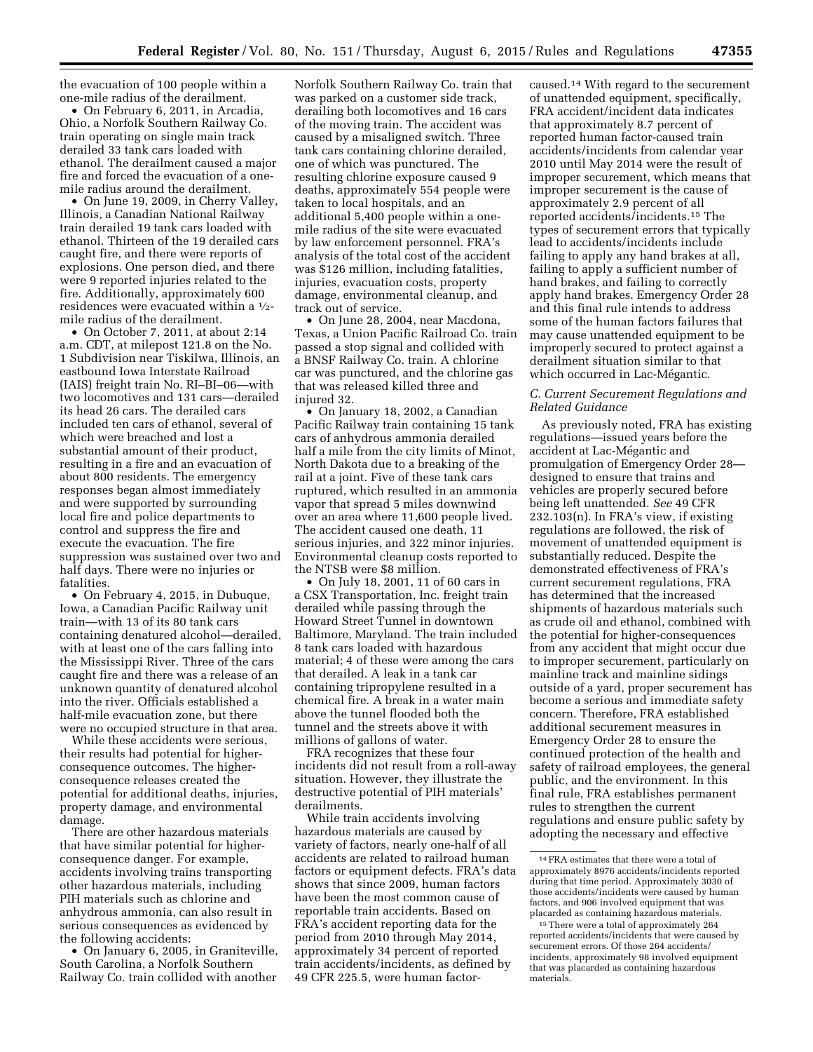the evacuation of 100 people within a one-mile radius of the derailment.

- On February 6, 2011, in Arcadia, Ohio, a Norfolk Southern Railway Co. train operating on single main track derailed 33 tank cars loaded with ethanol. The derailment caused a major fire and forced the evacuation of a one-mile radius around the derailment.
- On June 19, 2009, in Cherry Valley, Illinois, a Canadian National Railway train derailed 19 tank cars loaded with ethanol. Thirteen of the 19 derailed cars caught fire, and there were reports of explosions. One person died, and there were 9 reported injuries related to the fire. Additionally, approximately 600 residences were evacuated within a ½-mile radius of the derailment.
- On October 7, 2011, at about 2:14 a.m. CDT, at milepost 121.8 on the No. 1 Subdivision near Tiskilwa, Illinois, an eastbound Iowa Interstate Railroad (IAIS) freight train No. RI–BI–06—with two locomotives and 131 cars—derailed its head 26 cars. The derailed cars included ten cars of ethanol, several of which were breached and lost a substantial amount of their product, resulting in a fire and an evacuation of about 800 residents. The emergency responses began almost immediately and were supported by surrounding local fire and police departments to control and suppress the fire and execute the evacuation. The fire suppression was sustained over two and half days. There were no injuries or fatalities.
- On February 4, 2015, in Dubuque, Iowa, a Canadian Pacific Railway unit train—with 13 of its 80 tank cars containing denatured alcohol—derailed, with at least one of the cars falling into the Mississippi River. Three of the cars caught fire and there was a release of an unknown quantity of denatured alcohol into the river. Officials established a half-mile evacuation zone, but there were no occupied structure in that area.

While these accidents were serious, their results had potential for higher-consequence outcomes. The higher-consequence releases created the potential for additional deaths, injuries, property damage, and environmental damage.

There are other hazardous materials that have similar potential for higher-consequence danger. For example, accidents involving trains transporting other hazardous materials, including PIH materials such as chlorine and anhydrous ammonia, can also result in serious consequences as evidenced by the following accidents:

- On January 6, 2005, in Graniteville, South Carolina, a Norfolk Southern Railway Co. train collided with another Norfolk Southern Railway Co. train that was parked on a customer side track, derailing both locomotives and 16 cars of the moving train. The accident was caused by a misaligned switch. Three tank cars containing chlorine derailed, one of which was punctured. The resulting chlorine exposure caused 9 deaths, approximately 554 people were taken to local hospitals, and an additional 5,400 people within a one-mile radius of the site were evacuated by law enforcement personnel. FRA's analysis of the total cost of the accident was $126 million, including fatalities, injuries, evacuation costs, property damage, environmental cleanup, and track out of service.
- On June 28, 2004, near Macdona, Texas, a Union Pacific Railroad Co. train passed a stop signal and collided with a BNSF Railway Co. train. A chlorine car was punctured, and the chlorine gas that was released killed three and injured 32.
- On January 18, 2002, a Canadian Pacific Railway train containing 15 tank cars of anhydrous ammonia derailed half a mile from the city limits of Minot, North Dakota due to a breaking of the rail at a joint. Five of these tank cars ruptured, which resulted in an ammonia vapor that spread 5 miles downwind over an area where 11,600 people lived. The accident caused one death, 11 serious injuries, and 322 minor injuries. Environmental cleanup costs reported to the NTSB were $8 million.
- On July 18, 2001, 11 of 60 cars in a CSX Transportation, Inc. freight train derailed while passing through the Howard Street Tunnel in downtown Baltimore, Maryland. The train included 8 tank cars loaded with hazardous material; 4 of these were among the cars that derailed. A leak in a tank car containing tripropylene resulted in a chemical fire. A break in a water main above the tunnel flooded both the tunnel and the streets above it with millions of gallons of water.

FRA recognizes that these four incidents did not result from a roll-away situation. However, they illustrate the destructive potential of PIH materials' derailments.

While train accidents involving hazardous materials are caused by variety of factors, nearly one-half of all accidents are related to railroad human factors or equipment defects. FRA's data shows that since 2009, human factors have been the most common cause of reportable train accidents. Based on FRA's accident reporting data for the period from 2010 through May 2014, approximately 34 percent of reported train accidents/incidents, as defined by 49 CFR 225.5, were human factor-caused.[14] With regard to the securement of unattended equipment, specifically, FRA accident/incident data indicates that approximately 8.7 percent of reported human factor-caused train accidents/incidents from calendar year 2010 until May 2014 were the result of improper securement, which means that improper securement is the cause of approximately 2.9 percent of all reported accidents/incidents.[15] The types of securement errors that typically lead to accidents/incidents include failing to apply any hand brakes at all, failing to apply a sufficient number of hand brakes, and failing to correctly apply hand brakes. Emergency Order 28 and this final rule intends to address some of the human factors failures that may cause unattended equipment to be improperly secured to protect against a derailment situation similar to that which occurred in Lac-Mégantic.

### C. Current Securement Regulations and Related Guidance

As previously noted, FRA has existing regulations—issued years before the accident at Lac-Mégantic and promulgation of Emergency Order 28—designed to ensure that trains and vehicles are properly secured before being left unattended. *See* 49 CFR 232.103(n). In FRA's view, if existing regulations are followed, the risk of movement of unattended equipment is substantially reduced. Despite the demonstrated effectiveness of FRA's current securement regulations, FRA has determined that the increased shipments of hazardous materials such as crude oil and ethanol, combined with the potential for higher-consequences from any accident that might occur due to improper securement, particularly on mainline track and mainline sidings outside of a yard, proper securement has become a serious and immediate safety concern. Therefore, FRA established additional securement measures in Emergency Order 28 to ensure the continued protection of the health and safety of railroad employees, the general public, and the environment. In this final rule, FRA establishes permanent rules to strengthen the current regulations and ensure public safety by adopting the necessary and effective

---

[14] FRA estimates that there were a total of approximately 8976 accidents/incidents reported during that time period. Approximately 3030 of those accidents/incidents were caused by human factors, and 906 involved equipment that was placarded as containing hazardous materials.

[15] There were a total of approximately 264 reported accidents/incidents that were caused by securement errors. Of those 264 accidents/incidents, approximately 98 involved equipment that was placarded as containing hazardous materials.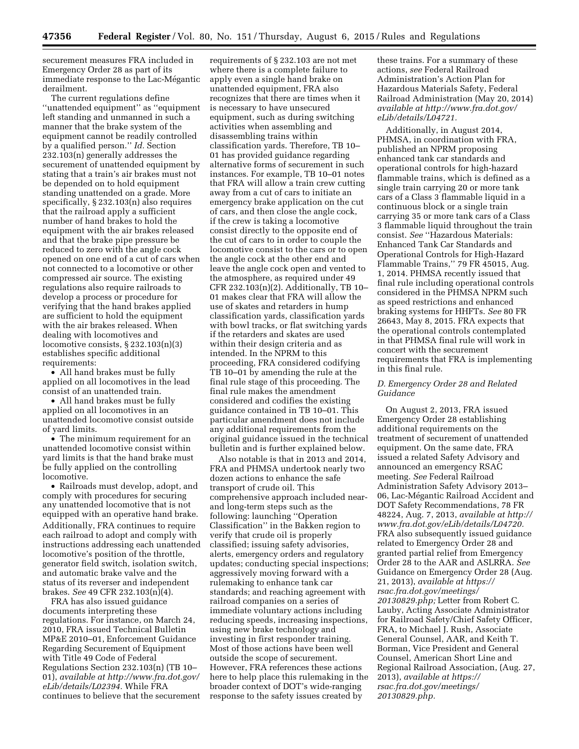securement measures FRA included in Emergency Order 28 as part of its immediate response to the Lac-Mégantic derailment.

The current regulations define ''unattended equipment'' as ''equipment left standing and unmanned in such a manner that the brake system of the equipment cannot be readily controlled by a qualified person.'' *Id.* Section 232.103(n) generally addresses the securement of unattended equipment by stating that a train's air brakes must not be depended on to hold equipment standing unattended on a grade. More specifically, § 232.103(n) also requires that the railroad apply a sufficient number of hand brakes to hold the equipment with the air brakes released and that the brake pipe pressure be reduced to zero with the angle cock opened on one end of a cut of cars when not connected to a locomotive or other compressed air source. The existing regulations also require railroads to develop a process or procedure for verifying that the hand brakes applied are sufficient to hold the equipment with the air brakes released. When dealing with locomotives and locomotive consists, § 232.103(n)(3) establishes specific additional requirements:

- All hand brakes must be fully applied on all locomotives in the lead consist of an unattended train.
- All hand brakes must be fully applied on all locomotives in an unattended locomotive consist outside of yard limits.
- The minimum requirement for an unattended locomotive consist within yard limits is that the hand brake must be fully applied on the controlling locomotive.
- Railroads must develop, adopt, and comply with procedures for securing any unattended locomotive that is not equipped with an operative hand brake.

Additionally, FRA continues to require each railroad to adopt and comply with instructions addressing each unattended locomotive's position of the throttle, generator field switch, isolation switch, and automatic brake valve and the status of its reverser and independent brakes. *See* 49 CFR 232.103(n)(4).

FRA has also issued guidance documents interpreting these regulations. For instance, on March 24, 2010, FRA issued Technical Bulletin MP&E 2010–01, Enforcement Guidance Regarding Securement of Equipment with Title 49 Code of Federal Regulations Section 232.103(n) (TB 10–01), *available at http://www.fra.dot.gov/eLib/details/L02394.* While FRA continues to believe that the securement requirements of § 232.103 are not met where there is a complete failure to apply even a single hand brake on unattended equipment, FRA also recognizes that there are times when it is necessary to have unsecured equipment, such as during switching activities when assembling and disassembling trains within classification yards. Therefore, TB 10–01 has provided guidance regarding alternative forms of securement in such instances. For example, TB 10–01 notes that FRA will allow a train crew cutting away from a cut of cars to initiate an emergency brake application on the cut of cars, and then close the angle cock, if the crew is taking a locomotive consist directly to the opposite end of the cut of cars to in order to couple the locomotive consist to the cars or to open the angle cock at the other end and leave the angle cock open and vented to the atmosphere, as required under 49 CFR 232.103(n)(2). Additionally, TB 10–01 makes clear that FRA will allow the use of skates and retarders in hump classification yards, classification yards with bowl tracks, or flat switching yards if the retarders and skates are used within their design criteria and as intended. In the NPRM to this proceeding, FRA considered codifying TB 10–01 by amending the rule at the final rule stage of this proceeding. The final rule makes the amendment considered and codifies the existing guidance contained in TB 10–01. This particular amendment does not include any additional requirements from the original guidance issued in the technical bulletin and is further explained below.

Also notable is that in 2013 and 2014, FRA and PHMSA undertook nearly two dozen actions to enhance the safe transport of crude oil. This comprehensive approach included near- and long-term steps such as the following: launching ''Operation Classification'' in the Bakken region to verify that crude oil is properly classified; issuing safety advisories, alerts, emergency orders and regulatory updates; conducting special inspections; aggressively moving forward with a rulemaking to enhance tank car standards; and reaching agreement with railroad companies on a series of immediate voluntary actions including reducing speeds, increasing inspections, using new brake technology and investing in first responder training. Most of those actions have been well outside the scope of securement. However, FRA references these actions here to help place this rulemaking in the broader context of DOT's wide-ranging response to the safety issues created by these trains. For a summary of these actions, *see* Federal Railroad Administration's Action Plan for Hazardous Materials Safety, Federal Railroad Administration (May 20, 2014) *available at http://www.fra.dot.gov/eLib/details/L04721.*

Additionally, in August 2014, PHMSA, in coordination with FRA, published an NPRM proposing enhanced tank car standards and operational controls for high-hazard flammable trains, which is defined as a single train carrying 20 or more tank cars of a Class 3 flammable liquid in a continuous block or a single train carrying 35 or more tank cars of a Class 3 flammable liquid throughout the train consist. *See* ''Hazardous Materials: Enhanced Tank Car Standards and Operational Controls for High-Hazard Flammable Trains,'' 79 FR 45015, Aug. 1, 2014. PHMSA recently issued that final rule including operational controls considered in the PHMSA NPRM such as speed restrictions and enhanced braking systems for HHFTs. *See* 80 FR 26643, May 8, 2015. FRA expects that the operational controls contemplated in that PHMSA final rule will work in concert with the securement requirements that FRA is implementing in this final rule.

### *D. Emergency Order 28 and Related Guidance*

On August 2, 2013, FRA issued Emergency Order 28 establishing additional requirements on the treatment of securement of unattended equipment. On the same date, FRA issued a related Safety Advisory and announced an emergency RSAC meeting. *See* Federal Railroad Administration Safety Advisory 2013–06, Lac-Mégantic Railroad Accident and DOT Safety Recommendations, 78 FR 48224, Aug. 7, 2013, *available at http://www.fra.dot.gov/eLib/details/L04720.* FRA also subsequently issued guidance related to Emergency Order 28 and granted partial relief from Emergency Order 28 to the AAR and ASLRRA. *See* Guidance on Emergency Order 28 (Aug. 21, 2013), *available at https://rsac.fra.dot.gov/meetings/20130829.php;* Letter from Robert C. Lauby, Acting Associate Administrator for Railroad Safety/Chief Safety Officer, FRA, to Michael J. Rush, Associate General Counsel, AAR, and Keith T. Borman, Vice President and General Counsel, American Short Line and Regional Railroad Association, (Aug. 27, 2013), *available at https://rsac.fra.dot.gov/meetings/20130829.php.*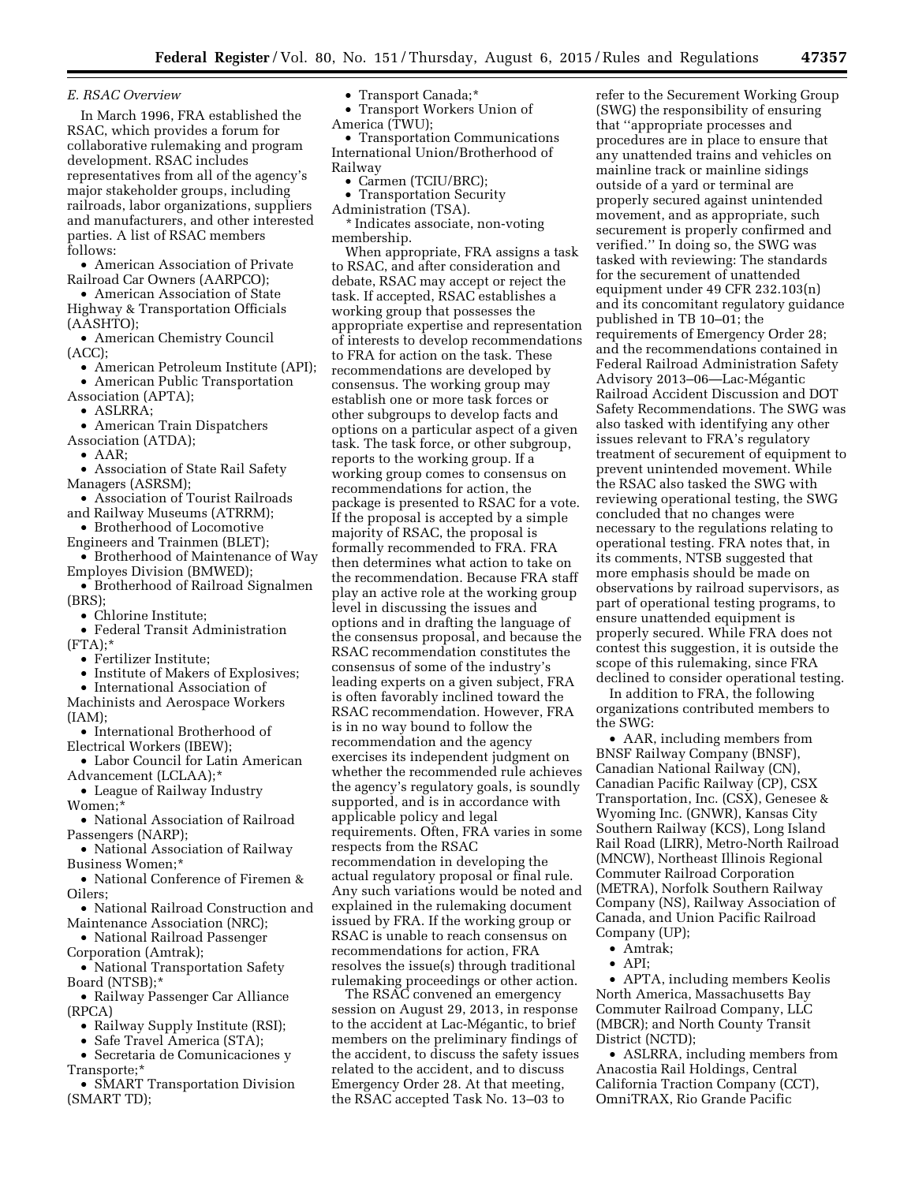### *E. RSAC Overview*

In March 1996, FRA established the RSAC, which provides a forum for collaborative rulemaking and program development. RSAC includes representatives from all of the agency's major stakeholder groups, including railroads, labor organizations, suppliers and manufacturers, and other interested parties. A list of RSAC members follows:

- American Association of Private Railroad Car Owners (AARPCO);
- American Association of State Highway & Transportation Officials (AASHTO);
- American Chemistry Council (ACC);
- American Petroleum Institute (API);
- American Public Transportation Association (APTA);
- ASLRRA;
- American Train Dispatchers Association (ATDA);
- AAR;
- Association of State Rail Safety Managers (ASRSM);
- Association of Tourist Railroads and Railway Museums (ATRRM);
- Brotherhood of Locomotive Engineers and Trainmen (BLET);
- Brotherhood of Maintenance of Way Employes Division (BMWED);
- Brotherhood of Railroad Signalmen (BRS);
- Chlorine Institute;
- Federal Transit Administration (FTA);*
- Fertilizer Institute;
- Institute of Makers of Explosives;
- International Association of Machinists and Aerospace Workers (IAM);
- International Brotherhood of Electrical Workers (IBEW);
- Labor Council for Latin American Advancement (LCLAA);*
- League of Railway Industry Women;*
- National Association of Railroad Passengers (NARP);
- National Association of Railway Business Women;*
- National Conference of Firemen & Oilers;
- National Railroad Construction and Maintenance Association (NRC);
- National Railroad Passenger Corporation (Amtrak);
- National Transportation Safety Board (NTSB);*
- Railway Passenger Car Alliance (RPCA)
- Railway Supply Institute (RSI);
- Safe Travel America (STA);
- Secretaria de Comunicaciones y Transporte;*
- SMART Transportation Division (SMART TD);
- Transport Canada;*
- Transport Workers Union of America (TWU);
- Transportation Communications International Union/Brotherhood of Railway
- Carmen (TCIU/BRC);
- Transportation Security Administration (TSA).

\* Indicates associate, non-voting membership.

When appropriate, FRA assigns a task to RSAC, and after consideration and debate, RSAC may accept or reject the task. If accepted, RSAC establishes a working group that possesses the appropriate expertise and representation of interests to develop recommendations to FRA for action on the task. These recommendations are developed by consensus. The working group may establish one or more task forces or other subgroups to develop facts and options on a particular aspect of a given task. The task force, or other subgroup, reports to the working group. If a working group comes to consensus on recommendations for action, the package is presented to RSAC for a vote. If the proposal is accepted by a simple majority of RSAC, the proposal is formally recommended to FRA. FRA then determines what action to take on the recommendation. Because FRA staff play an active role at the working group level in discussing the issues and options and in drafting the language of the consensus proposal, and because the RSAC recommendation constitutes the consensus of some of the industry's leading experts on a given subject, FRA is often favorably inclined toward the RSAC recommendation. However, FRA is in no way bound to follow the recommendation and the agency exercises its independent judgment on whether the recommended rule achieves the agency's regulatory goals, is soundly supported, and is in accordance with applicable policy and legal requirements. Often, FRA varies in some respects from the RSAC recommendation in developing the actual regulatory proposal or final rule. Any such variations would be noted and explained in the rulemaking document issued by FRA. If the working group or RSAC is unable to reach consensus on recommendations for action, FRA resolves the issue(s) through traditional rulemaking proceedings or other action.

The RSAC convened an emergency session on August 29, 2013, in response to the accident at Lac-Mégantic, to brief members on the preliminary findings of the accident, to discuss the safety issues related to the accident, and to discuss Emergency Order 28. At that meeting, the RSAC accepted Task No. 13–03 to refer to the Securement Working Group (SWG) the responsibility of ensuring that ''appropriate processes and procedures are in place to ensure that any unattended trains and vehicles on mainline track or mainline sidings outside of a yard or terminal are properly secured against unintended movement, and as appropriate, such securement is properly confirmed and verified.'' In doing so, the SWG was tasked with reviewing: The standards for the securement of unattended equipment under 49 CFR 232.103(n) and its concomitant regulatory guidance published in TB 10–01; the requirements of Emergency Order 28; and the recommendations contained in Federal Railroad Administration Safety Advisory 2013–06—Lac-Mégantic Railroad Accident Discussion and DOT Safety Recommendations. The SWG was also tasked with identifying any other issues relevant to FRA's regulatory treatment of securement of equipment to prevent unintended movement. While the RSAC also tasked the SWG with reviewing operational testing, the SWG concluded that no changes were necessary to the regulations relating to operational testing. FRA notes that, in its comments, NTSB suggested that more emphasis should be made on observations by railroad supervisors, as part of operational testing programs, to ensure unattended equipment is properly secured. While FRA does not contest this suggestion, it is outside the scope of this rulemaking, since FRA declined to consider operational testing.

In addition to FRA, the following organizations contributed members to the SWG:

- AAR, including members from BNSF Railway Company (BNSF), Canadian National Railway (CN), Canadian Pacific Railway (CP), CSX Transportation, Inc. (CSX), Genesee & Wyoming Inc. (GNWR), Kansas City Southern Railway (KCS), Long Island Rail Road (LIRR), Metro-North Railroad (MNCW), Northeast Illinois Regional Commuter Railroad Corporation (METRA), Norfolk Southern Railway Company (NS), Railway Association of Canada, and Union Pacific Railroad Company (UP);
- Amtrak;
- API;
- APTA, including members Keolis North America, Massachusetts Bay Commuter Railroad Company, LLC (MBCR); and North County Transit District (NCTD);
- ASLRRA, including members from Anacostia Rail Holdings, Central California Traction Company (CCT), OmniTRAX, Rio Grande Pacific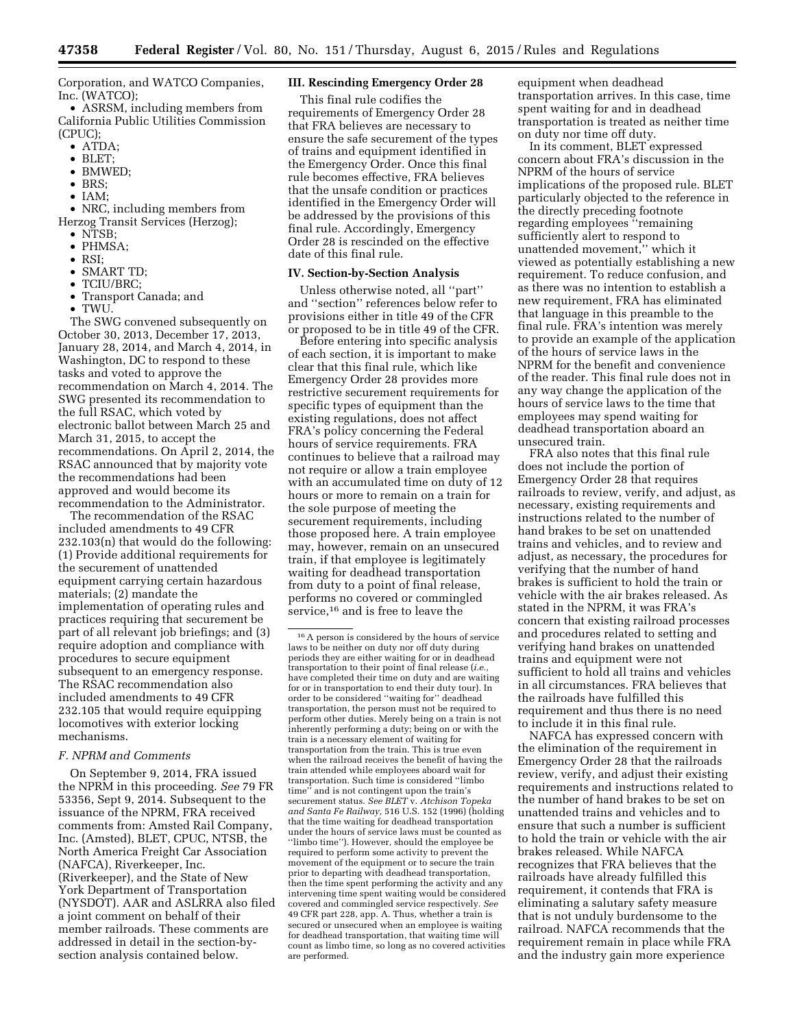Corporation, and WATCO Companies, Inc. (WATCO);

- ASRSM, including members from California Public Utilities Commission (CPUC);
- ATDA;
- BLET;
- BMWED;
- BRS;
- IAM;
- NRC, including members from Herzog Transit Services (Herzog);
- NTSB;
- PHMSA;
- RSI;
- SMART TD;
- TCIU/BRC;
- Transport Canada; and
- TWU.

The SWG convened subsequently on October 30, 2013, December 17, 2013, January 28, 2014, and March 4, 2014, in Washington, DC to respond to these tasks and voted to approve the recommendation on March 4, 2014. The SWG presented its recommendation to the full RSAC, which voted by electronic ballot between March 25 and March 31, 2015, to accept the recommendations. On April 2, 2014, the RSAC announced that by majority vote the recommendations had been approved and would become its recommendation to the Administrator.

The recommendation of the RSAC included amendments to 49 CFR 232.103(n) that would do the following: (1) Provide additional requirements for the securement of unattended equipment carrying certain hazardous materials; (2) mandate the implementation of operating rules and practices requiring that securement be part of all relevant job briefings; and (3) require adoption and compliance with procedures to secure equipment subsequent to an emergency response. The RSAC recommendation also included amendments to 49 CFR 232.105 that would require equipping locomotives with exterior locking mechanisms.

### *F. NPRM and Comments*

On September 9, 2014, FRA issued the NPRM in this proceeding. *See* 79 FR 53356, Sept 9, 2014. Subsequent to the issuance of the NPRM, FRA received comments from: Amsted Rail Company, Inc. (Amsted), BLET, CPUC, NTSB, the North America Freight Car Association (NAFCA), Riverkeeper, Inc. (Riverkeeper), and the State of New York Department of Transportation (NYSDOT). AAR and ASLRRA also filed a joint comment on behalf of their member railroads. These comments are addressed in detail in the section-by-section analysis contained below.

## III. Rescinding Emergency Order 28

This final rule codifies the requirements of Emergency Order 28 that FRA believes are necessary to ensure the safe securement of the types of trains and equipment identified in the Emergency Order. Once this final rule becomes effective, FRA believes that the unsafe condition or practices identified in the Emergency Order will be addressed by the provisions of this final rule. Accordingly, Emergency Order 28 is rescinded on the effective date of this final rule.

## IV. Section-by-Section Analysis

Unless otherwise noted, all "part" and "section" references below refer to provisions either in title 49 of the CFR or proposed to be in title 49 of the CFR.

Before entering into specific analysis of each section, it is important to make clear that this final rule, which like Emergency Order 28 provides more restrictive securement requirements for specific types of equipment than the existing regulations, does not affect FRA's policy concerning the Federal hours of service requirements. FRA continues to believe that a railroad may not require or allow a train employee with an accumulated time on duty of 12 hours or more to remain on a train for the sole purpose of meeting the securement requirements, including those proposed here. A train employee may, however, remain on an unsecured train, if that employee is legitimately waiting for deadhead transportation from duty to a point of final release, performs no covered or commingled service,[16] and is free to leave the equipment when deadhead transportation arrives. In this case, time spent waiting for and in deadhead transportation is treated as neither time on duty nor time off duty.

In its comment, BLET expressed concern about FRA's discussion in the NPRM of the hours of service implications of the proposed rule. BLET particularly objected to the reference in the directly preceding footnote regarding employees "remaining sufficiently alert to respond to unattended movement," which it viewed as potentially establishing a new requirement. To reduce confusion, and as there was no intention to establish a new requirement, FRA has eliminated that language in this preamble to the final rule. FRA's intention was merely to provide an example of the application of the hours of service laws in the NPRM for the benefit and convenience of the reader. This final rule does not in any way change the application of the hours of service laws to the time that employees may spend waiting for deadhead transportation aboard an unsecured train.

FRA also notes that this final rule does not include the portion of Emergency Order 28 that requires railroads to review, verify, and adjust, as necessary, existing requirements and instructions related to the number of hand brakes to be set on unattended trains and vehicles, and to review and adjust, as necessary, the procedures for verifying that the number of hand brakes is sufficient to hold the train or vehicle with the air brakes released. As stated in the NPRM, it was FRA's concern that existing railroad processes and procedures related to setting and verifying hand brakes on unattended trains and equipment were not sufficient to hold all trains and vehicles in all circumstances. FRA believes that the railroads have fulfilled this requirement and thus there is no need to include it in this final rule.

NAFCA has expressed concern with the elimination of the requirement in Emergency Order 28 that the railroads review, verify, and adjust their existing requirements and instructions related to the number of hand brakes to be set on unattended trains and vehicles and to ensure that such a number is sufficient to hold the train or vehicle with the air brakes released. While NAFCA recognizes that FRA believes that the railroads have already fulfilled this requirement, it contends that FRA is eliminating a salutary safety measure that is not unduly burdensome to the railroad. NAFCA recommends that the requirement remain in place while FRA and the industry gain more experience

---

[16] A person is considered by the hours of service laws to be neither on duty nor off duty during periods they are either waiting for or in deadhead transportation to their point of final release (*i.e.*, have completed their time on duty and are waiting for or in transportation to end their duty tour). In order to be considered "waiting for" deadhead transportation, the person must not be required to perform other duties. Merely being on a train is not inherently performing a duty; being on or with the train is a necessary element of waiting for transportation from the train. This is true even when the railroad receives the benefit of having the train attended while employees aboard wait for transportation. Such time is considered "limbo time" and is not contingent upon the train's securement status. *See BLET* v. *Atchison Topeka and Santa Fe Railway,* 516 U.S. 152 (1996) (holding that the time waiting for deadhead transportation under the hours of service laws must be counted as "limbo time"). However, should the employee be required to perform some activity to prevent the movement of the equipment or to secure the train prior to departing with deadhead transportation, then the time spent performing the activity and any intervening time spent waiting would be considered covered and commingled service respectively. *See* 49 CFR part 228, app. A. Thus, whether a train is secured or unsecured when an employee is waiting for deadhead transportation, that waiting time will count as limbo time, so long as no covered activities are performed.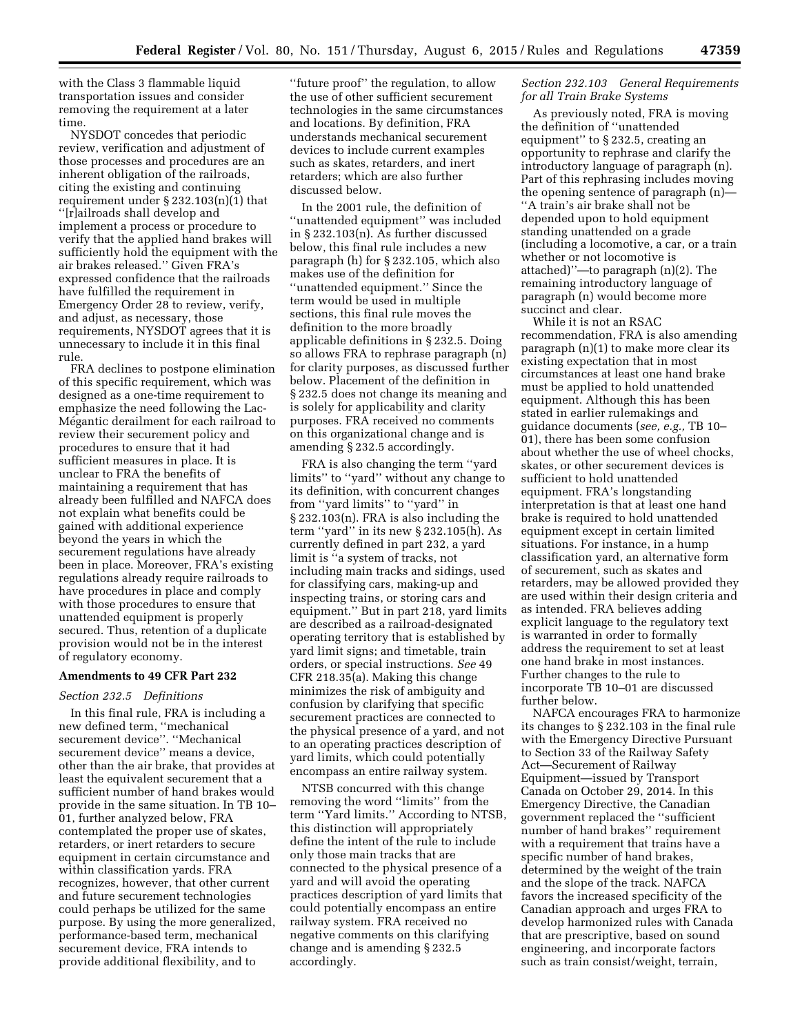with the Class 3 flammable liquid transportation issues and consider removing the requirement at a later time.

NYSDOT concedes that periodic review, verification and adjustment of those processes and procedures are an inherent obligation of the railroads, citing the existing and continuing requirement under § 232.103(n)(1) that ''[r]ailroads shall develop and implement a process or procedure to verify that the applied hand brakes will sufficiently hold the equipment with the air brakes released.'' Given FRA's expressed confidence that the railroads have fulfilled the requirement in Emergency Order 28 to review, verify, and adjust, as necessary, those requirements, NYSDOT agrees that it is unnecessary to include it in this final rule.

FRA declines to postpone elimination of this specific requirement, which was designed as a one-time requirement to emphasize the need following the Lac-Mégantic derailment for each railroad to review their securement policy and procedures to ensure that it had sufficient measures in place. It is unclear to FRA the benefits of maintaining a requirement that has already been fulfilled and NAFCA does not explain what benefits could be gained with additional experience beyond the years in which the securement regulations have already been in place. Moreover, FRA's existing regulations already require railroads to have procedures in place and comply with those procedures to ensure that unattended equipment is properly secured. Thus, retention of a duplicate provision would not be in the interest of regulatory economy.

## Amendments to 49 CFR Part 232

### *Section 232.5 Definitions*

In this final rule, FRA is including a new defined term, ''mechanical securement device''. ''Mechanical securement device'' means a device, other than the air brake, that provides at least the equivalent securement that a sufficient number of hand brakes would provide in the same situation. In TB 10–01, further analyzed below, FRA contemplated the proper use of skates, retarders, or inert retarders to secure equipment in certain circumstance and within classification yards. FRA recognizes, however, that other current and future securement technologies could perhaps be utilized for the same purpose. By using the more generalized, performance-based term, mechanical securement device, FRA intends to provide additional flexibility, and to ''future proof'' the regulation, to allow the use of other sufficient securement technologies in the same circumstances and locations. By definition, FRA understands mechanical securement devices to include current examples such as skates, retarders, and inert retarders; which are also further discussed below.

In the 2001 rule, the definition of ''unattended equipment'' was included in § 232.103(n). As further discussed below, this final rule includes a new paragraph (h) for § 232.105, which also makes use of the definition for ''unattended equipment.'' Since the term would be used in multiple sections, this final rule moves the definition to the more broadly applicable definitions in § 232.5. Doing so allows FRA to rephrase paragraph (n) for clarity purposes, as discussed further below. Placement of the definition in § 232.5 does not change its meaning and is solely for applicability and clarity purposes. FRA received no comments on this organizational change and is amending § 232.5 accordingly.

FRA is also changing the term ''yard limits'' to ''yard'' without any change to its definition, with concurrent changes from ''yard limits'' to ''yard'' in § 232.103(n). FRA is also including the term ''yard'' in its new § 232.105(h). As currently defined in part 232, a yard limit is ''a system of tracks, not including main tracks and sidings, used for classifying cars, making-up and inspecting trains, or storing cars and equipment.'' But in part 218, yard limits are described as a railroad-designated operating territory that is established by yard limit signs; and timetable, train orders, or special instructions. *See* 49 CFR 218.35(a). Making this change minimizes the risk of ambiguity and confusion by clarifying that specific securement practices are connected to the physical presence of a yard, and not to an operating practices description of yard limits, which could potentially encompass an entire railway system.

NTSB concurred with this change removing the word ''limits'' from the term ''Yard limits.'' According to NTSB, this distinction will appropriately define the intent of the rule to include only those main tracks that are connected to the physical presence of a yard and will avoid the operating practices description of yard limits that could potentially encompass an entire railway system. FRA received no negative comments on this clarifying change and is amending § 232.5 accordingly.

### *Section 232.103 General Requirements for all Train Brake Systems*

As previously noted, FRA is moving the definition of ''unattended equipment'' to § 232.5, creating an opportunity to rephrase and clarify the introductory language of paragraph (n). Part of this rephrasing includes moving the opening sentence of paragraph (n)—''A train's air brake shall not be depended upon to hold equipment standing unattended on a grade (including a locomotive, a car, or a train whether or not locomotive is attached)''—to paragraph (n)(2). The remaining introductory language of paragraph (n) would become more succinct and clear.

While it is not an RSAC recommendation, FRA is also amending paragraph (n)(1) to make more clear its existing expectation that in most circumstances at least one hand brake must be applied to hold unattended equipment. Although this has been stated in earlier rulemakings and guidance documents (*see, e.g.,* TB 10–01), there has been some confusion about whether the use of wheel chocks, skates, or other securement devices is sufficient to hold unattended equipment. FRA's longstanding interpretation is that at least one hand brake is required to hold unattended equipment except in certain limited situations. For instance, in a hump classification yard, an alternative form of securement, such as skates and retarders, may be allowed provided they are used within their design criteria and as intended. FRA believes adding explicit language to the regulatory text is warranted in order to formally address the requirement to set at least one hand brake in most instances. Further changes to the rule to incorporate TB 10–01 are discussed further below.

NAFCA encourages FRA to harmonize its changes to § 232.103 in the final rule with the Emergency Directive Pursuant to Section 33 of the Railway Safety Act—Securement of Railway Equipment—issued by Transport Canada on October 29, 2014. In this Emergency Directive, the Canadian government replaced the ''sufficient number of hand brakes'' requirement with a requirement that trains have a specific number of hand brakes, determined by the weight of the train and the slope of the track. NAFCA favors the increased specificity of the Canadian approach and urges FRA to develop harmonized rules with Canada that are prescriptive, based on sound engineering, and incorporate factors such as train consist/weight, terrain,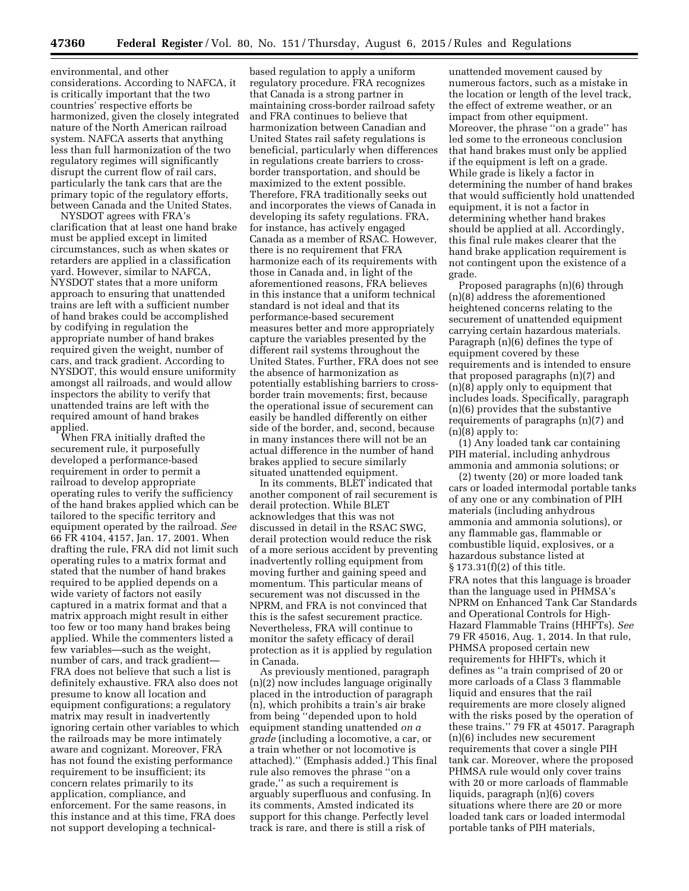environmental, and other considerations. According to NAFCA, it is critically important that the two countries' respective efforts be harmonized, given the closely integrated nature of the North American railroad system. NAFCA asserts that anything less than full harmonization of the two regulatory regimes will significantly disrupt the current flow of rail cars, particularly the tank cars that are the primary topic of the regulatory efforts, between Canada and the United States.

NYSDOT agrees with FRA's clarification that at least one hand brake must be applied except in limited circumstances, such as when skates or retarders are applied in a classification yard. However, similar to NAFCA, NYSDOT states that a more uniform approach to ensuring that unattended trains are left with a sufficient number of hand brakes could be accomplished by codifying in regulation the appropriate number of hand brakes required given the weight, number of cars, and track gradient. According to NYSDOT, this would ensure uniformity amongst all railroads, and would allow inspectors the ability to verify that unattended trains are left with the required amount of hand brakes applied.

When FRA initially drafted the securement rule, it purposefully developed a performance-based requirement in order to permit a railroad to develop appropriate operating rules to verify the sufficiency of the hand brakes applied which can be tailored to the specific territory and equipment operated by the railroad. *See* 66 FR 4104, 4157, Jan. 17, 2001. When drafting the rule, FRA did not limit such operating rules to a matrix format and stated that the number of hand brakes required to be applied depends on a wide variety of factors not easily captured in a matrix format and that a matrix approach might result in either too few or too many hand brakes being applied. While the commenters listed a few variables—such as the weight, number of cars, and track gradient—FRA does not believe that such a list is definitely exhaustive. FRA also does not presume to know all location and equipment configurations; a regulatory matrix may result in inadvertently ignoring certain other variables to which the railroads may be more intimately aware and cognizant. Moreover, FRA has not found the existing performance requirement to be insufficient; its concern relates primarily to its application, compliance, and enforcement. For the same reasons, in this instance and at this time, FRA does not support developing a technical-based regulation to apply a uniform regulatory procedure. FRA recognizes that Canada is a strong partner in maintaining cross-border railroad safety and FRA continues to believe that harmonization between Canadian and United States rail safety regulations is beneficial, particularly when differences in regulations create barriers to cross-border transportation, and should be maximized to the extent possible. Therefore, FRA traditionally seeks out and incorporates the views of Canada in developing its safety regulations. FRA, for instance, has actively engaged Canada as a member of RSAC. However, there is no requirement that FRA harmonize each of its requirements with those in Canada and, in light of the aforementioned reasons, FRA believes in this instance that a uniform technical standard is not ideal and that its performance-based securement measures better and more appropriately capture the variables presented by the different rail systems throughout the United States. Further, FRA does not see the absence of harmonization as potentially establishing barriers to cross-border train movements; first, because the operational issue of securement can easily be handled differently on either side of the border, and, second, because in many instances there will not be an actual difference in the number of hand brakes applied to secure similarly situated unattended equipment.

In its comments, BLET indicated that another component of rail securement is derail protection. While BLET acknowledges that this was not discussed in detail in the RSAC SWG, derail protection would reduce the risk of a more serious accident by preventing inadvertently rolling equipment from moving further and gaining speed and momentum. This particular means of securement was not discussed in the NPRM, and FRA is not convinced that this is the safest securement practice. Nevertheless, FRA will continue to monitor the safety efficacy of derail protection as it is applied by regulation in Canada.

As previously mentioned, paragraph (n)(2) now includes language originally placed in the introduction of paragraph (n), which prohibits a train's air brake from being "depended upon to hold equipment standing unattended *on a grade* (including a locomotive, a car, or a train whether or not locomotive is attached)." (Emphasis added.) This final rule also removes the phrase "on a grade," as such a requirement is arguably superfluous and confusing. In its comments, Amsted indicated its support for this change. Perfectly level track is rare, and there is still a risk of unattended movement caused by numerous factors, such as a mistake in the location or length of the level track, the effect of extreme weather, or an impact from other equipment. Moreover, the phrase "on a grade" has led some to the erroneous conclusion that hand brakes must only be applied if the equipment is left on a grade. While grade is likely a factor in determining the number of hand brakes that would sufficiently hold unattended equipment, it is not a factor in determining whether hand brakes should be applied at all. Accordingly, this final rule makes clearer that the hand brake application requirement is not contingent upon the existence of a grade.

Proposed paragraphs (n)(6) through (n)(8) address the aforementioned heightened concerns relating to the securement of unattended equipment carrying certain hazardous materials. Paragraph (n)(6) defines the type of equipment covered by these requirements and is intended to ensure that proposed paragraphs (n)(7) and (n)(8) apply only to equipment that includes loads. Specifically, paragraph (n)(6) provides that the substantive requirements of paragraphs (n)(7) and (n)(8) apply to:

(1) Any loaded tank car containing PIH material, including anhydrous ammonia and ammonia solutions; or

(2) twenty (20) or more loaded tank cars or loaded intermodal portable tanks of any one or any combination of PIH materials (including anhydrous ammonia and ammonia solutions), or any flammable gas, flammable or combustible liquid, explosives, or a hazardous substance listed at § 173.31(f)(2) of this title.

FRA notes that this language is broader than the language used in PHMSA's NPRM on Enhanced Tank Car Standards and Operational Controls for High-Hazard Flammable Trains (HHFTs). *See* 79 FR 45016, Aug. 1, 2014. In that rule, PHMSA proposed certain new requirements for HHFTs, which it defines as "a train comprised of 20 or more carloads of a Class 3 flammable liquid and ensures that the rail requirements are more closely aligned with the risks posed by the operation of these trains." 79 FR at 45017. Paragraph (n)(6) includes new securement requirements that cover a single PIH tank car. Moreover, where the proposed PHMSA rule would only cover trains with 20 or more carloads of flammable liquids, paragraph (n)(6) covers situations where there are 20 or more loaded tank cars or loaded intermodal portable tanks of PIH materials,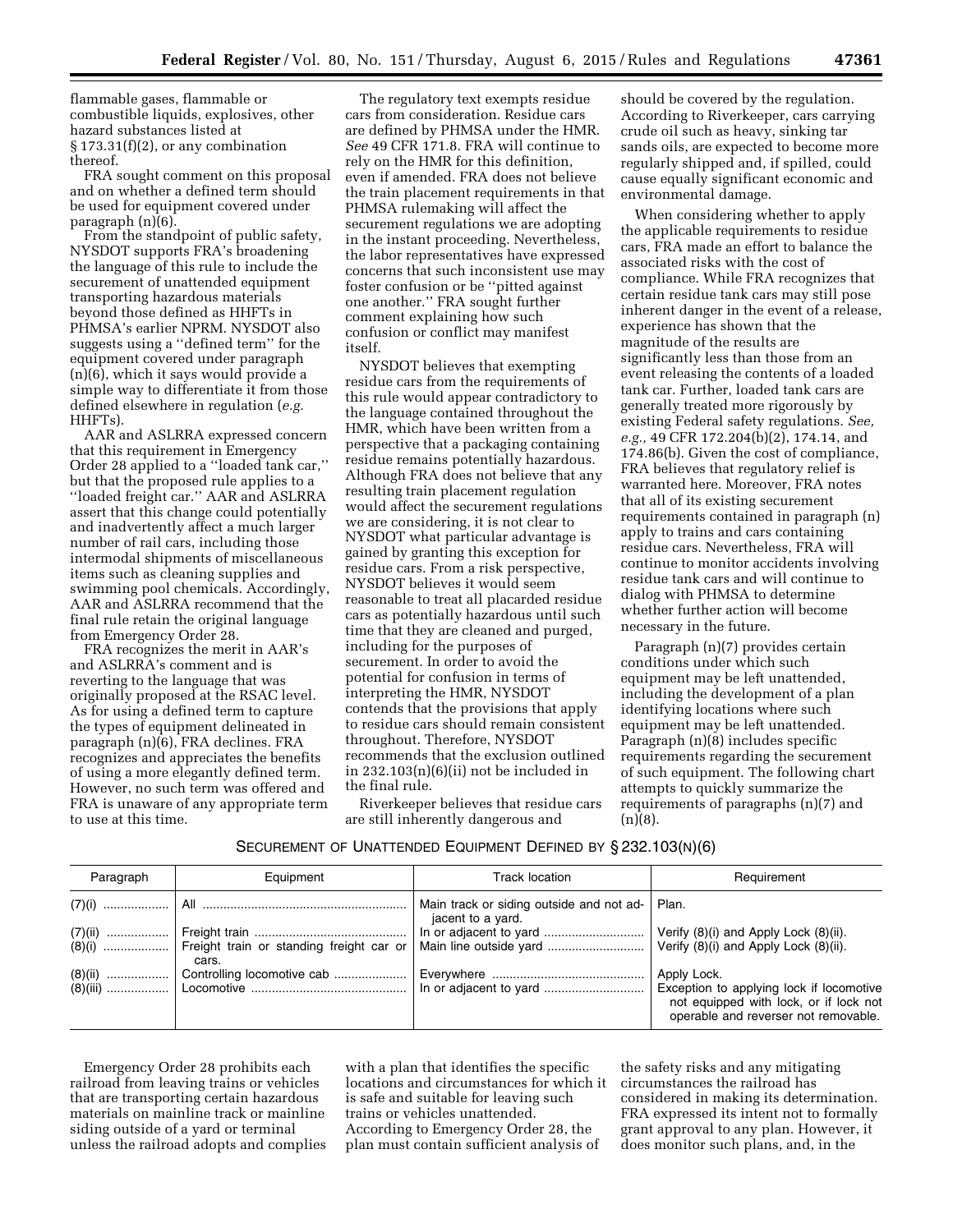flammable gases, flammable or combustible liquids, explosives, other hazard substances listed at § 173.31(f)(2), or any combination thereof.

FRA sought comment on this proposal and on whether a defined term should be used for equipment covered under paragraph (n)(6).

From the standpoint of public safety, NYSDOT supports FRA's broadening the language of this rule to include the securement of unattended equipment transporting hazardous materials beyond those defined as HHFTs in PHMSA's earlier NPRM. NYSDOT also suggests using a ''defined term'' for the equipment covered under paragraph (n)(6), which it says would provide a simple way to differentiate it from those defined elsewhere in regulation (*e.g.* HHFTs).

AAR and ASLRRA expressed concern that this requirement in Emergency Order 28 applied to a ''loaded tank car,'' but that the proposed rule applies to a ''loaded freight car.'' AAR and ASLRRA assert that this change could potentially and inadvertently affect a much larger number of rail cars, including those intermodal shipments of miscellaneous items such as cleaning supplies and swimming pool chemicals. Accordingly, AAR and ASLRRA recommend that the final rule retain the original language from Emergency Order 28.

FRA recognizes the merit in AAR's and ASLRRA's comment and is reverting to the language that was originally proposed at the RSAC level. As for using a defined term to capture the types of equipment delineated in paragraph (n)(6), FRA declines. FRA recognizes and appreciates the benefits of using a more elegantly defined term. However, no such term was offered and FRA is unaware of any appropriate term to use at this time.

The regulatory text exempts residue cars from consideration. Residue cars are defined by PHMSA under the HMR. *See* 49 CFR 171.8. FRA will continue to rely on the HMR for this definition, even if amended. FRA does not believe the train placement requirements in that PHMSA rulemaking will affect the securement regulations we are adopting in the instant proceeding. Nevertheless, the labor representatives have expressed concerns that such inconsistent use may foster confusion or be ''pitted against one another.'' FRA sought further comment explaining how such confusion or conflict may manifest itself.

NYSDOT believes that exempting residue cars from the requirements of this rule would appear contradictory to the language contained throughout the HMR, which have been written from a perspective that a packaging containing residue remains potentially hazardous. Although FRA does not believe that any resulting train placement regulation would affect the securement regulations we are considering, it is not clear to NYSDOT what particular advantage is gained by granting this exception for residue cars. From a risk perspective, NYSDOT believes it would seem reasonable to treat all placarded residue cars as potentially hazardous until such time that they are cleaned and purged, including for the purposes of securement. In order to avoid the potential for confusion in terms of interpreting the HMR, NYSDOT contends that the provisions that apply to residue cars should remain consistent throughout. Therefore, NYSDOT recommends that the exclusion outlined in 232.103(n)(6)(ii) not be included in the final rule.

Riverkeeper believes that residue cars are still inherently dangerous and should be covered by the regulation. According to Riverkeeper, cars carrying crude oil such as heavy, sinking tar sands oils, are expected to become more regularly shipped and, if spilled, could cause equally significant economic and environmental damage.

When considering whether to apply the applicable requirements to residue cars, FRA made an effort to balance the associated risks with the cost of compliance. While FRA recognizes that certain residue tank cars may still pose inherent danger in the event of a release, experience has shown that the magnitude of the results are significantly less than those from an event releasing the contents of a loaded tank car. Further, loaded tank cars are generally treated more rigorously by existing Federal safety regulations. *See, e.g.,* 49 CFR 172.204(b)(2), 174.14, and 174.86(b). Given the cost of compliance, FRA believes that regulatory relief is warranted here. Moreover, FRA notes that all of its existing securement requirements contained in paragraph (n) apply to trains and cars containing residue cars. Nevertheless, FRA will continue to monitor accidents involving residue tank cars and will continue to dialog with PHMSA to determine whether further action will become necessary in the future.

Paragraph (n)(7) provides certain conditions under which such equipment may be left unattended, including the development of a plan identifying locations where such equipment may be left unattended. Paragraph (n)(8) includes specific requirements regarding the securement of such equipment. The following chart attempts to quickly summarize the requirements of paragraphs (n)(7) and (n)(8).

SECUREMENT OF UNATTENDED EQUIPMENT DEFINED BY § 232.103(N)(6)

| Paragraph | Equipment | Track location | Requirement |
|---|---|---|---|
| (7)(i) | All | Main track or siding outside and not adjacent to a yard. | Plan. |
| (7)(ii) | Freight train | In or adjacent to yard | Verify (8)(i) and Apply Lock (8)(ii). |
| (8)(i) | Freight train or standing freight car or cars. | Main line outside yard | Verify (8)(i) and Apply Lock (8)(ii). |
| (8)(ii) | Controlling locomotive cab | Everywhere | Apply Lock. |
| (8)(iii) | Locomotive | In or adjacent to yard | Exception to applying lock if locomotive not equipped with lock, or if lock not operable and reverser not removable. |

Emergency Order 28 prohibits each railroad from leaving trains or vehicles that are transporting certain hazardous materials on mainline track or mainline siding outside of a yard or terminal unless the railroad adopts and complies with a plan that identifies the specific locations and circumstances for which it is safe and suitable for leaving such trains or vehicles unattended. According to Emergency Order 28, the plan must contain sufficient analysis of the safety risks and any mitigating circumstances the railroad has considered in making its determination. FRA expressed its intent not to formally grant approval to any plan. However, it does monitor such plans, and, in the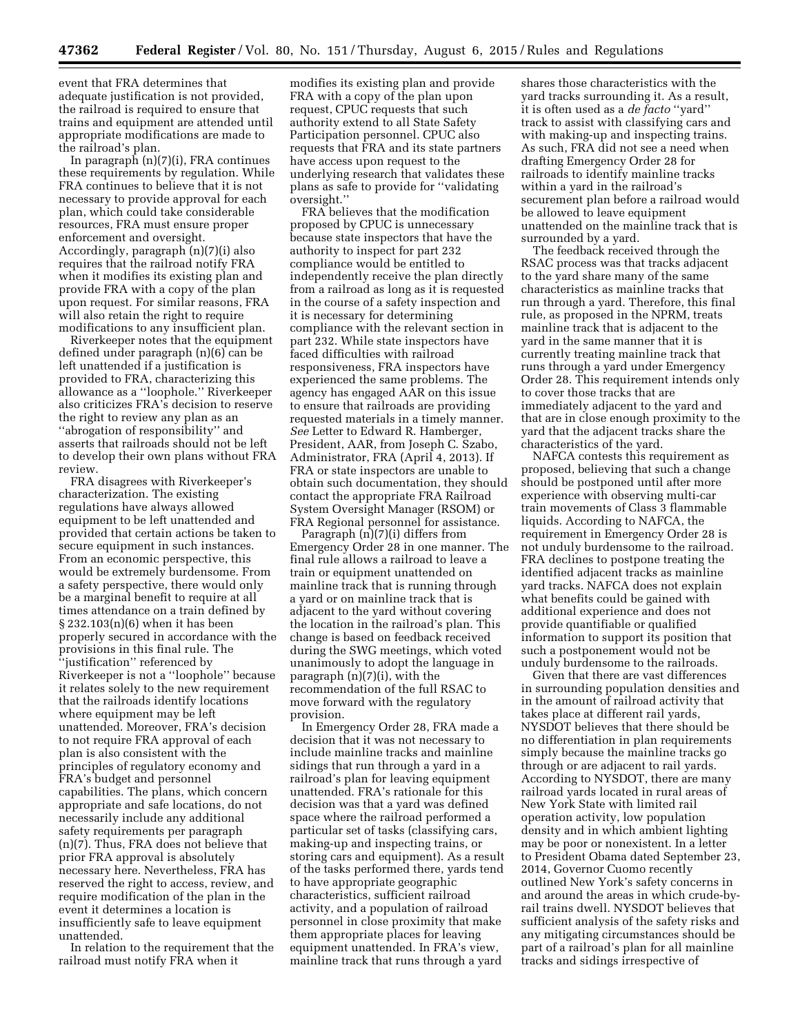event that FRA determines that adequate justification is not provided, the railroad is required to ensure that trains and equipment are attended until appropriate modifications are made to the railroad's plan.

In paragraph (n)(7)(i), FRA continues these requirements by regulation. While FRA continues to believe that it is not necessary to provide approval for each plan, which could take considerable resources, FRA must ensure proper enforcement and oversight. Accordingly, paragraph (n)(7)(i) also requires that the railroad notify FRA when it modifies its existing plan and provide FRA with a copy of the plan upon request. For similar reasons, FRA will also retain the right to require modifications to any insufficient plan.

Riverkeeper notes that the equipment defined under paragraph (n)(6) can be left unattended if a justification is provided to FRA, characterizing this allowance as a ''loophole.'' Riverkeeper also criticizes FRA's decision to reserve the right to review any plan as an ''abrogation of responsibility'' and asserts that railroads should not be left to develop their own plans without FRA review.

FRA disagrees with Riverkeeper's characterization. The existing regulations have always allowed equipment to be left unattended and provided that certain actions be taken to secure equipment in such instances. From an economic perspective, this would be extremely burdensome. From a safety perspective, there would only be a marginal benefit to require at all times attendance on a train defined by § 232.103(n)(6) when it has been properly secured in accordance with the provisions in this final rule. The ''justification'' referenced by Riverkeeper is not a ''loophole'' because it relates solely to the new requirement that the railroads identify locations where equipment may be left unattended. Moreover, FRA's decision to not require FRA approval of each plan is also consistent with the principles of regulatory economy and FRA's budget and personnel capabilities. The plans, which concern appropriate and safe locations, do not necessarily include any additional safety requirements per paragraph (n)(7). Thus, FRA does not believe that prior FRA approval is absolutely necessary here. Nevertheless, FRA has reserved the right to access, review, and require modification of the plan in the event it determines a location is insufficiently safe to leave equipment unattended.

In relation to the requirement that the railroad must notify FRA when it modifies its existing plan and provide FRA with a copy of the plan upon request, CPUC requests that such authority extend to all State Safety Participation personnel. CPUC also requests that FRA and its state partners have access upon request to the underlying research that validates these plans as safe to provide for ''validating oversight.''

FRA believes that the modification proposed by CPUC is unnecessary because state inspectors that have the authority to inspect for part 232 compliance would be entitled to independently receive the plan directly from a railroad as long as it is requested in the course of a safety inspection and it is necessary for determining compliance with the relevant section in part 232. While state inspectors have faced difficulties with railroad responsiveness, FRA inspectors have experienced the same problems. The agency has engaged AAR on this issue to ensure that railroads are providing requested materials in a timely manner. *See* Letter to Edward R. Hamberger, President, AAR, from Joseph C. Szabo, Administrator, FRA (April 4, 2013). If FRA or state inspectors are unable to obtain such documentation, they should contact the appropriate FRA Railroad System Oversight Manager (RSOM) or FRA Regional personnel for assistance.

Paragraph (n)(7)(i) differs from Emergency Order 28 in one manner. The final rule allows a railroad to leave a train or equipment unattended on mainline track that is running through a yard or on mainline track that is adjacent to the yard without covering the location in the railroad's plan. This change is based on feedback received during the SWG meetings, which voted unanimously to adopt the language in paragraph (n)(7)(i), with the recommendation of the full RSAC to move forward with the regulatory provision.

In Emergency Order 28, FRA made a decision that it was not necessary to include mainline tracks and mainline sidings that run through a yard in a railroad's plan for leaving equipment unattended. FRA's rationale for this decision was that a yard was defined space where the railroad performed a particular set of tasks (classifying cars, making-up and inspecting trains, or storing cars and equipment). As a result of the tasks performed there, yards tend to have appropriate geographic characteristics, sufficient railroad activity, and a population of railroad personnel in close proximity that make them appropriate places for leaving equipment unattended. In FRA's view, mainline track that runs through a yard shares those characteristics with the yard tracks surrounding it. As a result, it is often used as a *de facto* ''yard'' track to assist with classifying cars and with making-up and inspecting trains. As such, FRA did not see a need when drafting Emergency Order 28 for railroads to identify mainline tracks within a yard in the railroad's securement plan before a railroad would be allowed to leave equipment unattended on the mainline track that is surrounded by a yard.

The feedback received through the RSAC process was that tracks adjacent to the yard share many of the same characteristics as mainline tracks that run through a yard. Therefore, this final rule, as proposed in the NPRM, treats mainline track that is adjacent to the yard in the same manner that it is currently treating mainline track that runs through a yard under Emergency Order 28. This requirement intends only to cover those tracks that are immediately adjacent to the yard and that are in close enough proximity to the yard that the adjacent tracks share the characteristics of the yard.

NAFCA contests this requirement as proposed, believing that such a change should be postponed until after more experience with observing multi-car train movements of Class 3 flammable liquids. According to NAFCA, the requirement in Emergency Order 28 is not unduly burdensome to the railroad. FRA declines to postpone treating the identified adjacent tracks as mainline yard tracks. NAFCA does not explain what benefits could be gained with additional experience and does not provide quantifiable or qualified information to support its position that such a postponement would not be unduly burdensome to the railroads.

Given that there are vast differences in surrounding population densities and in the amount of railroad activity that takes place at different rail yards, NYSDOT believes that there should be no differentiation in plan requirements simply because the mainline tracks go through or are adjacent to rail yards. According to NYSDOT, there are many railroad yards located in rural areas of New York State with limited rail operation activity, low population density and in which ambient lighting may be poor or nonexistent. In a letter to President Obama dated September 23, 2014, Governor Cuomo recently outlined New York's safety concerns in and around the areas in which crude-by-rail trains dwell. NYSDOT believes that sufficient analysis of the safety risks and any mitigating circumstances should be part of a railroad's plan for all mainline tracks and sidings irrespective of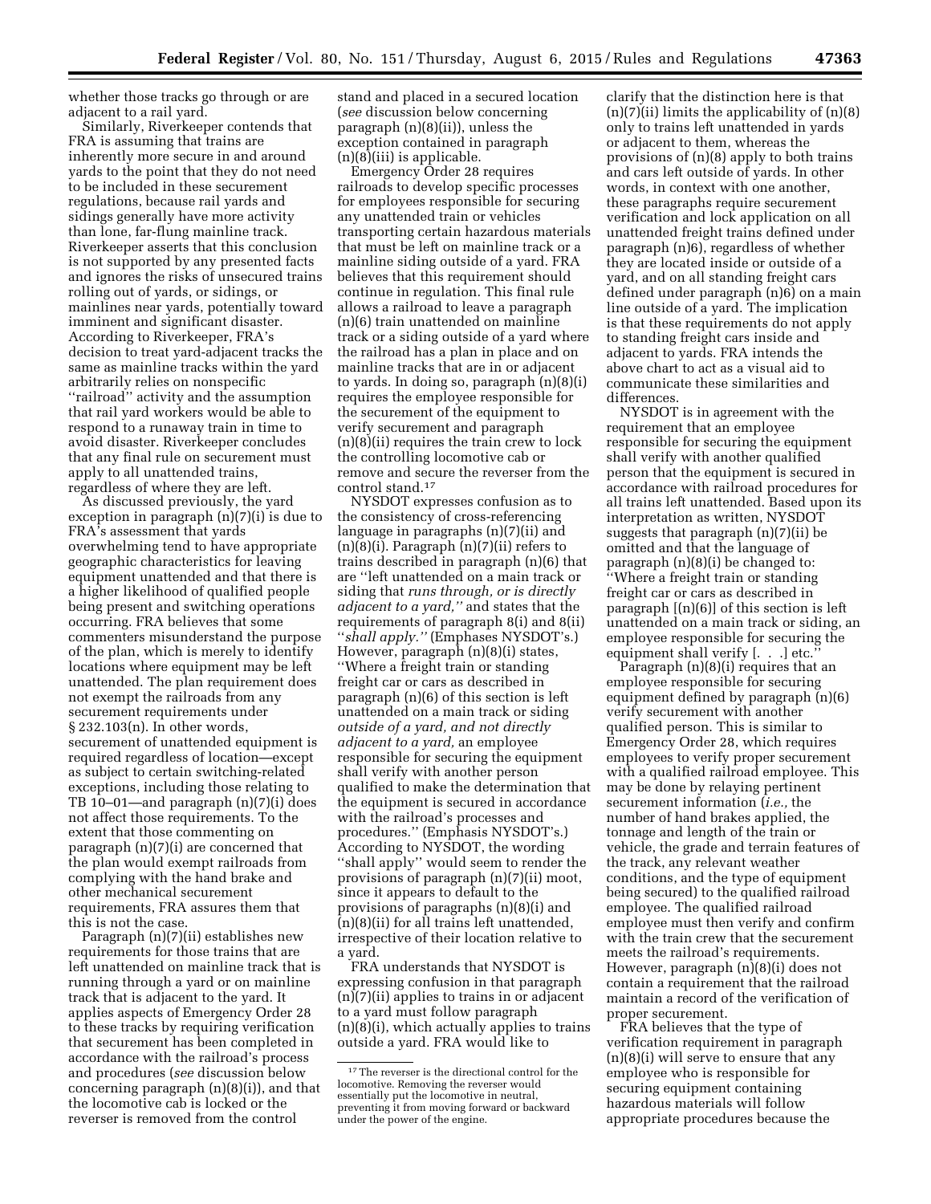whether those tracks go through or are adjacent to a rail yard.

Similarly, Riverkeeper contends that FRA is assuming that trains are inherently more secure in and around yards to the point that they do not need to be included in these securement regulations, because rail yards and sidings generally have more activity than lone, far-flung mainline track. Riverkeeper asserts that this conclusion is not supported by any presented facts and ignores the risks of unsecured trains rolling out of yards, or sidings, or mainlines near yards, potentially toward imminent and significant disaster. According to Riverkeeper, FRA's decision to treat yard-adjacent tracks the same as mainline tracks within the yard arbitrarily relies on nonspecific "railroad" activity and the assumption that rail yard workers would be able to respond to a runaway train in time to avoid disaster. Riverkeeper concludes that any final rule on securement must apply to all unattended trains, regardless of where they are left.

As discussed previously, the yard exception in paragraph (n)(7)(i) is due to FRA's assessment that yards overwhelming tend to have appropriate geographic characteristics for leaving equipment unattended and that there is a higher likelihood of qualified people being present and switching operations occurring. FRA believes that some commenters misunderstand the purpose of the plan, which is merely to identify locations where equipment may be left unattended. The plan requirement does not exempt the railroads from any securement requirements under § 232.103(n). In other words, securement of unattended equipment is required regardless of location—except as subject to certain switching-related exceptions, including those relating to TB 10–01—and paragraph (n)(7)(i) does not affect those requirements. To the extent that those commenting on paragraph (n)(7)(i) are concerned that the plan would exempt railroads from complying with the hand brake and other mechanical securement requirements, FRA assures them that this is not the case.

Paragraph (n)(7)(ii) establishes new requirements for those trains that are left unattended on mainline track that is running through a yard or on mainline track that is adjacent to the yard. It applies aspects of Emergency Order 28 to these tracks by requiring verification that securement has been completed in accordance with the railroad's process and procedures (*see* discussion below concerning paragraph (n)(8)(i)), and that the locomotive cab is locked or the reverser is removed from the control stand and placed in a secured location (*see* discussion below concerning paragraph (n)(8)(ii)), unless the exception contained in paragraph (n)(8)(iii) is applicable.

Emergency Order 28 requires railroads to develop specific processes for employees responsible for securing any unattended train or vehicles transporting certain hazardous materials that must be left on mainline track or a mainline siding outside of a yard. FRA believes that this requirement should continue in regulation. This final rule allows a railroad to leave a paragraph (n)(6) train unattended on mainline track or a siding outside of a yard where the railroad has a plan in place and on mainline tracks that are in or adjacent to yards. In doing so, paragraph (n)(8)(i) requires the employee responsible for the securement of the equipment to verify securement and paragraph (n)(8)(ii) requires the train crew to lock the controlling locomotive cab or remove and secure the reverser from the control stand.[17]

NYSDOT expresses confusion as to the consistency of cross-referencing language in paragraphs (n)(7)(ii) and (n)(8)(i). Paragraph (n)(7)(ii) refers to trains described in paragraph (n)(6) that are "left unattended on a main track or siding that *runs through, or is directly adjacent to a yard,*" and states that the requirements of paragraph 8(i) and 8(ii) "*shall apply.*" (Emphases NYSDOT's.) However, paragraph (n)(8)(i) states, "Where a freight train or standing freight car or cars as described in paragraph (n)(6) of this section is left unattended on a main track or siding *outside of a yard, and not directly adjacent to a yard,* an employee responsible for securing the equipment shall verify with another person qualified to make the determination that the equipment is secured in accordance with the railroad's processes and procedures." (Emphasis NYSDOT's.) According to NYSDOT, the wording "shall apply" would seem to render the provisions of paragraph (n)(7)(ii) moot, since it appears to default to the provisions of paragraphs (n)(8)(i) and (n)(8)(ii) for all trains left unattended, irrespective of their location relative to a yard.

FRA understands that NYSDOT is expressing confusion in that paragraph (n)(7)(ii) applies to trains in or adjacent to a yard must follow paragraph (n)(8)(i), which actually applies to trains outside a yard. FRA would like to clarify that the distinction here is that (n)(7)(ii) limits the applicability of (n)(8) only to trains left unattended in yards or adjacent to them, whereas the provisions of (n)(8) apply to both trains and cars left outside of yards. In other words, in context with one another, these paragraphs require securement verification and lock application on all unattended freight trains defined under paragraph (n)6), regardless of whether they are located inside or outside of a yard, and on all standing freight cars defined under paragraph (n)6) on a main line outside of a yard. The implication is that these requirements do not apply to standing freight cars inside and adjacent to yards. FRA intends the above chart to act as a visual aid to communicate these similarities and differences.

NYSDOT is in agreement with the requirement that an employee responsible for securing the equipment shall verify with another qualified person that the equipment is secured in accordance with railroad procedures for all trains left unattended. Based upon its interpretation as written, NYSDOT suggests that paragraph (n)(7)(ii) be omitted and that the language of paragraph (n)(8)(i) be changed to: "Where a freight train or standing freight car or cars as described in paragraph [(n)(6)] of this section is left unattended on a main track or siding, an employee responsible for securing the equipment shall verify [. . .] etc."

Paragraph (n)(8)(i) requires that an employee responsible for securing equipment defined by paragraph (n)(6) verify securement with another qualified person. This is similar to Emergency Order 28, which requires employees to verify proper securement with a qualified railroad employee. This may be done by relaying pertinent securement information (*i.e.,* the number of hand brakes applied, the tonnage and length of the train or vehicle, the grade and terrain features of the track, any relevant weather conditions, and the type of equipment being secured) to the qualified railroad employee. The qualified railroad employee must then verify and confirm with the train crew that the securement meets the railroad's requirements. However, paragraph (n)(8)(i) does not contain a requirement that the railroad maintain a record of the verification of proper securement.

FRA believes that the type of verification requirement in paragraph (n)(8)(i) will serve to ensure that any employee who is responsible for securing equipment containing hazardous materials will follow appropriate procedures because the

---

[17] The reverser is the directional control for the locomotive. Removing the reverser would essentially put the locomotive in neutral, preventing it from moving forward or backward under the power of the engine.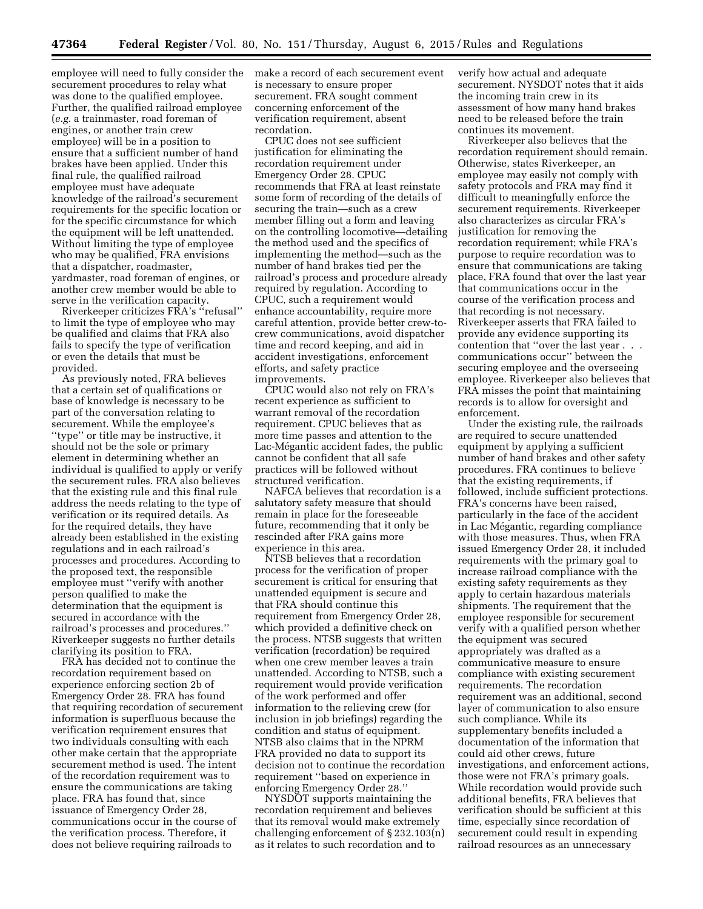employee will need to fully consider the securement procedures to relay what was done to the qualified employee. Further, the qualified railroad employee (*e.g.* a trainmaster, road foreman of engines, or another train crew employee) will be in a position to ensure that a sufficient number of hand brakes have been applied. Under this final rule, the qualified railroad employee must have adequate knowledge of the railroad's securement requirements for the specific location or for the specific circumstance for which the equipment will be left unattended. Without limiting the type of employee who may be qualified, FRA envisions that a dispatcher, roadmaster, yardmaster, road foreman of engines, or another crew member would be able to serve in the verification capacity.

Riverkeeper criticizes FRA's ''refusal'' to limit the type of employee who may be qualified and claims that FRA also fails to specify the type of verification or even the details that must be provided.

As previously noted, FRA believes that a certain set of qualifications or base of knowledge is necessary to be part of the conversation relating to securement. While the employee's ''type'' or title may be instructive, it should not be the sole or primary element in determining whether an individual is qualified to apply or verify the securement rules. FRA also believes that the existing rule and this final rule address the needs relating to the type of verification or its required details. As for the required details, they have already been established in the existing regulations and in each railroad's processes and procedures. According to the proposed text, the responsible employee must ''verify with another person qualified to make the determination that the equipment is secured in accordance with the railroad's processes and procedures.'' Riverkeeper suggests no further details clarifying its position to FRA.

FRA has decided not to continue the recordation requirement based on experience enforcing section 2b of Emergency Order 28. FRA has found that requiring recordation of securement information is superfluous because the verification requirement ensures that two individuals consulting with each other make certain that the appropriate securement method is used. The intent of the recordation requirement was to ensure the communications are taking place. FRA has found that, since issuance of Emergency Order 28, communications occur in the course of the verification process. Therefore, it does not believe requiring railroads to make a record of each securement event is necessary to ensure proper securement. FRA sought comment concerning enforcement of the verification requirement, absent recordation.

CPUC does not see sufficient justification for eliminating the recordation requirement under Emergency Order 28. CPUC recommends that FRA at least reinstate some form of recording of the details of securing the train—such as a crew member filling out a form and leaving on the controlling locomotive—detailing the method used and the specifics of implementing the method—such as the number of hand brakes tied per the railroad's process and procedure already required by regulation. According to CPUC, such a requirement would enhance accountability, require more careful attention, provide better crew-to-crew communications, avoid dispatcher time and record keeping, and aid in accident investigations, enforcement efforts, and safety practice improvements.

CPUC would also not rely on FRA's recent experience as sufficient to warrant removal of the recordation requirement. CPUC believes that as more time passes and attention to the Lac-Mégantic accident fades, the public cannot be confident that all safe practices will be followed without structured verification.

NAFCA believes that recordation is a salutatory safety measure that should remain in place for the foreseeable future, recommending that it only be rescinded after FRA gains more experience in this area.

NTSB believes that a recordation process for the verification of proper securement is critical for ensuring that unattended equipment is secure and that FRA should continue this requirement from Emergency Order 28, which provided a definitive check on the process. NTSB suggests that written verification (recordation) be required when one crew member leaves a train unattended. According to NTSB, such a requirement would provide verification of the work performed and offer information to the relieving crew (for inclusion in job briefings) regarding the condition and status of equipment. NTSB also claims that in the NPRM FRA provided no data to support its decision not to continue the recordation requirement ''based on experience in enforcing Emergency Order 28.''

NYSDOT supports maintaining the recordation requirement and believes that its removal would make extremely challenging enforcement of § 232.103(n) as it relates to such recordation and to verify how actual and adequate securement. NYSDOT notes that it aids the incoming train crew in its assessment of how many hand brakes need to be released before the train continues its movement.

Riverkeeper also believes that the recordation requirement should remain. Otherwise, states Riverkeeper, an employee may easily not comply with safety protocols and FRA may find it difficult to meaningfully enforce the securement requirements. Riverkeeper also characterizes as circular FRA's justification for removing the recordation requirement; while FRA's purpose to require recordation was to ensure that communications are taking place, FRA found that over the last year that communications occur in the course of the verification process and that recording is not necessary. Riverkeeper asserts that FRA failed to provide any evidence supporting its contention that ''over the last year . . . communications occur'' between the securing employee and the overseeing employee. Riverkeeper also believes that FRA misses the point that maintaining records is to allow for oversight and enforcement.

Under the existing rule, the railroads are required to secure unattended equipment by applying a sufficient number of hand brakes and other safety procedures. FRA continues to believe that the existing requirements, if followed, include sufficient protections. FRA's concerns have been raised, particularly in the face of the accident in Lac Mégantic, regarding compliance with those measures. Thus, when FRA issued Emergency Order 28, it included requirements with the primary goal to increase railroad compliance with the existing safety requirements as they apply to certain hazardous materials shipments. The requirement that the employee responsible for securement verify with a qualified person whether the equipment was secured appropriately was drafted as a communicative measure to ensure compliance with existing securement requirements. The recordation requirement was an additional, second layer of communication to also ensure such compliance. While its supplementary benefits included a documentation of the information that could aid other crews, future investigations, and enforcement actions, those were not FRA's primary goals. While recordation would provide such additional benefits, FRA believes that verification should be sufficient at this time, especially since recordation of securement could result in expending railroad resources as an unnecessary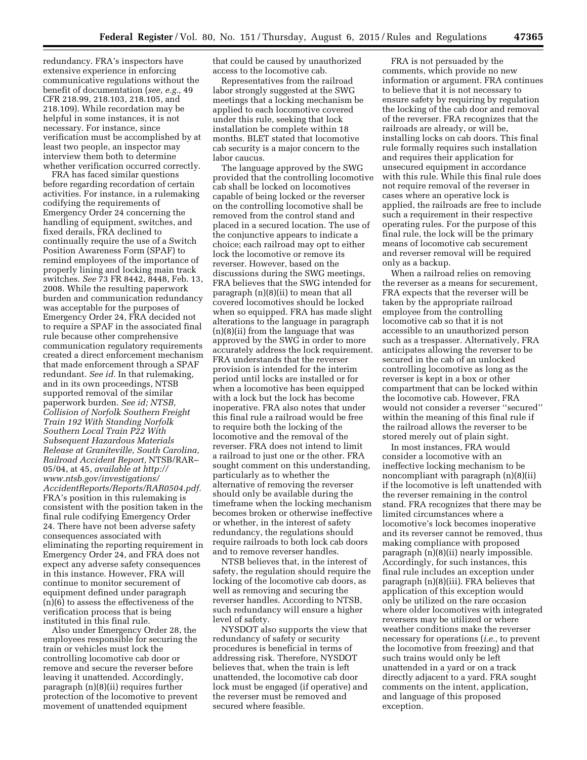redundancy. FRA's inspectors have extensive experience in enforcing communicative regulations without the benefit of documentation (*see, e.g.,* 49 CFR 218.99, 218.103, 218.105, and 218.109). While recordation may be helpful in some instances, it is not necessary. For instance, since verification must be accomplished by at least two people, an inspector may interview them both to determine whether verification occurred correctly.

FRA has faced similar questions before regarding recordation of certain activities. For instance, in a rulemaking codifying the requirements of Emergency Order 24 concerning the handling of equipment, switches, and fixed derails, FRA declined to continually require the use of a Switch Position Awareness Form (SPAF) to remind employees of the importance of properly lining and locking main track switches. *See* 73 FR 8442, 8448, Feb. 13, 2008. While the resulting paperwork burden and communication redundancy was acceptable for the purposes of Emergency Order 24, FRA decided not to require a SPAF in the associated final rule because other comprehensive communication regulatory requirements created a direct enforcement mechanism that made enforcement through a SPAF redundant. *See id.* In that rulemaking, and in its own proceedings, NTSB supported removal of the similar paperwork burden. *See id; NTSB, Collision of Norfolk Southern Freight Train 192 With Standing Norfolk Southern Local Train P22 With Subsequent Hazardous Materials Release at Graniteville, South Carolina, Railroad Accident Report,* NTSB/RAR–05/04, at 45, *available at http://www.ntsb.gov/investigations/AccidentReports/Reports/RAR0504.pdf.* FRA's position in this rulemaking is consistent with the position taken in the final rule codifying Emergency Order 24. There have not been adverse safety consequences associated with eliminating the reporting requirement in Emergency Order 24, and FRA does not expect any adverse safety consequences in this instance. However, FRA will continue to monitor securement of equipment defined under paragraph (n)(6) to assess the effectiveness of the verification process that is being instituted in this final rule.

Also under Emergency Order 28, the employees responsible for securing the train or vehicles must lock the controlling locomotive cab door or remove and secure the reverser before leaving it unattended. Accordingly, paragraph (n)(8)(ii) requires further protection of the locomotive to prevent movement of unattended equipment that could be caused by unauthorized access to the locomotive cab.

Representatives from the railroad labor strongly suggested at the SWG meetings that a locking mechanism be applied to each locomotive covered under this rule, seeking that lock installation be complete within 18 months. BLET stated that locomotive cab security is a major concern to the labor caucus.

The language approved by the SWG provided that the controlling locomotive cab shall be locked on locomotives capable of being locked or the reverser on the controlling locomotive shall be removed from the control stand and placed in a secured location. The use of the conjunctive appears to indicate a choice; each railroad may opt to either lock the locomotive or remove its reverser. However, based on the discussions during the SWG meetings, FRA believes that the SWG intended for paragraph (n)(8)(ii) to mean that all covered locomotives should be locked when so equipped. FRA has made slight alterations to the language in paragraph (n)(8)(ii) from the language that was approved by the SWG in order to more accurately address the lock requirement. FRA understands that the reverser provision is intended for the interim period until locks are installed or for when a locomotive has been equipped with a lock but the lock has become inoperative. FRA also notes that under this final rule a railroad would be free to require both the locking of the locomotive and the removal of the reverser. FRA does not intend to limit a railroad to just one or the other. FRA sought comment on this understanding, particularly as to whether the alternative of removing the reverser should only be available during the timeframe when the locking mechanism becomes broken or otherwise ineffective or whether, in the interest of safety redundancy, the regulations should require railroads to both lock cab doors and to remove reverser handles.

NTSB believes that, in the interest of safety, the regulation should require the locking of the locomotive cab doors, as well as removing and securing the reverser handles. According to NTSB, such redundancy will ensure a higher level of safety.

NYSDOT also supports the view that redundancy of safety or security procedures is beneficial in terms of addressing risk. Therefore, NYSDOT believes that, when the train is left unattended, the locomotive cab door lock must be engaged (if operative) and the reverser must be removed and secured where feasible.

FRA is not persuaded by the comments, which provide no new information or argument. FRA continues to believe that it is not necessary to ensure safety by requiring by regulation the locking of the cab door and removal of the reverser. FRA recognizes that the railroads are already, or will be, installing locks on cab doors. This final rule formally requires such installation and requires their application for unsecured equipment in accordance with this rule. While this final rule does not require removal of the reverser in cases where an operative lock is applied, the railroads are free to include such a requirement in their respective operating rules. For the purpose of this final rule, the lock will be the primary means of locomotive cab securement and reverser removal will be required only as a backup.

When a railroad relies on removing the reverser as a means for securement, FRA expects that the reverser will be taken by the appropriate railroad employee from the controlling locomotive cab so that it is not accessible to an unauthorized person such as a trespasser. Alternatively, FRA anticipates allowing the reverser to be secured in the cab of an unlocked controlling locomotive as long as the reverser is kept in a box or other compartment that can be locked within the locomotive cab. However, FRA would not consider a reverser "secured" within the meaning of this final rule if the railroad allows the reverser to be stored merely out of plain sight.

In most instances, FRA would consider a locomotive with an ineffective locking mechanism to be noncompliant with paragraph (n)(8)(ii) if the locomotive is left unattended with the reverser remaining in the control stand. FRA recognizes that there may be limited circumstances where a locomotive's lock becomes inoperative and its reverser cannot be removed, thus making compliance with proposed paragraph (n)(8)(ii) nearly impossible. Accordingly, for such instances, this final rule includes an exception under paragraph (n)(8)(iii). FRA believes that application of this exception would only be utilized on the rare occasion where older locomotives with integrated reversers may be utilized or where weather conditions make the reverser necessary for operations (*i.e.,* to prevent the locomotive from freezing) and that such trains would only be left unattended in a yard or on a track directly adjacent to a yard. FRA sought comments on the intent, application, and language of this proposed exception.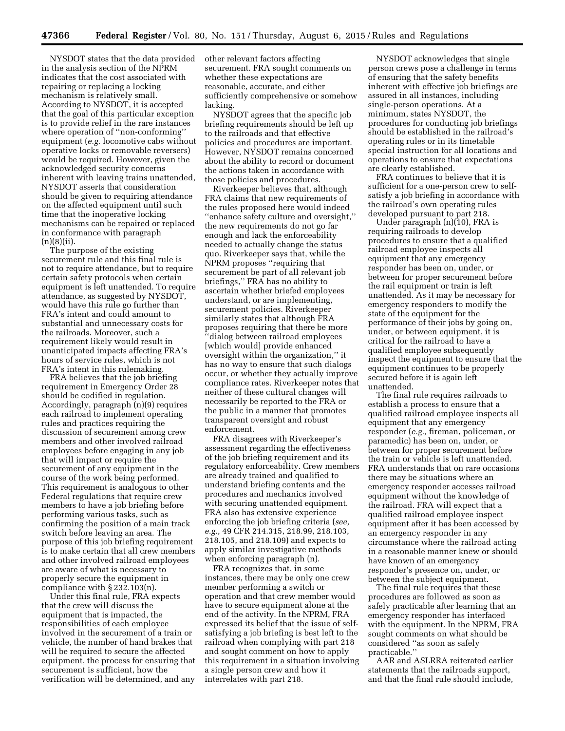NYSDOT states that the data provided in the analysis section of the NPRM indicates that the cost associated with repairing or replacing a locking mechanism is relatively small. According to NYSDOT, it is accepted that the goal of this particular exception is to provide relief in the rare instances where operation of ''non-conforming'' equipment (*e.g.* locomotive cabs without operative locks or removable reversers) would be required. However, given the acknowledged security concerns inherent with leaving trains unattended, NYSDOT asserts that consideration should be given to requiring attendance on the affected equipment until such time that the inoperative locking mechanisms can be repaired or replaced in conformance with paragraph (n)(8)(ii).

The purpose of the existing securement rule and this final rule is not to require attendance, but to require certain safety protocols when certain equipment is left unattended. To require attendance, as suggested by NYSDOT, would have this rule go further than FRA's intent and could amount to substantial and unnecessary costs for the railroads. Moreover, such a requirement likely would result in unanticipated impacts affecting FRA's hours of service rules, which is not FRA's intent in this rulemaking.

FRA believes that the job briefing requirement in Emergency Order 28 should be codified in regulation. Accordingly, paragraph (n)(9) requires each railroad to implement operating rules and practices requiring the discussion of securement among crew members and other involved railroad employees before engaging in any job that will impact or require the securement of any equipment in the course of the work being performed. This requirement is analogous to other Federal regulations that require crew members to have a job briefing before performing various tasks, such as confirming the position of a main track switch before leaving an area. The purpose of this job briefing requirement is to make certain that all crew members and other involved railroad employees are aware of what is necessary to properly secure the equipment in compliance with § 232.103(n).

Under this final rule, FRA expects that the crew will discuss the equipment that is impacted, the responsibilities of each employee involved in the securement of a train or vehicle, the number of hand brakes that will be required to secure the affected equipment, the process for ensuring that securement is sufficient, how the verification will be determined, and any other relevant factors affecting securement. FRA sought comments on whether these expectations are reasonable, accurate, and either sufficiently comprehensive or somehow lacking.

NYSDOT agrees that the specific job briefing requirements should be left up to the railroads and that effective policies and procedures are important. However, NYSDOT remains concerned about the ability to record or document the actions taken in accordance with those policies and procedures.

Riverkeeper believes that, although FRA claims that new requirements of the rules proposed here would indeed ''enhance safety culture and oversight,'' the new requirements do not go far enough and lack the enforceability needed to actually change the status quo. Riverkeeper says that, while the NPRM proposes ''requiring that securement be part of all relevant job briefings,'' FRA has no ability to ascertain whether briefed employees understand, or are implementing, securement policies. Riverkeeper similarly states that although FRA proposes requiring that there be more ''dialog between railroad employees [which would] provide enhanced oversight within the organization,'' it has no way to ensure that such dialogs occur, or whether they actually improve compliance rates. Riverkeeper notes that neither of these cultural changes will necessarily be reported to the FRA or the public in a manner that promotes transparent oversight and robust enforcement.

FRA disagrees with Riverkeeper's assessment regarding the effectiveness of the job briefing requirement and its regulatory enforceability. Crew members are already trained and qualified to understand briefing contents and the procedures and mechanics involved with securing unattended equipment. FRA also has extensive experience enforcing the job briefing criteria (*see, e.g.,* 49 CFR 214.315, 218.99, 218.103, 218.105, and 218.109) and expects to apply similar investigative methods when enforcing paragraph (n).

FRA recognizes that, in some instances, there may be only one crew member performing a switch or operation and that crew member would have to secure equipment alone at the end of the activity. In the NPRM, FRA expressed its belief that the issue of self-satisfying a job briefing is best left to the railroad when complying with part 218 and sought comment on how to apply this requirement in a situation involving a single person crew and how it interrelates with part 218.

NYSDOT acknowledges that single person crews pose a challenge in terms of ensuring that the safety benefits inherent with effective job briefings are assured in all instances, including single-person operations. At a minimum, states NYSDOT, the procedures for conducting job briefings should be established in the railroad's operating rules or in its timetable special instruction for all locations and operations to ensure that expectations are clearly established.

FRA continues to believe that it is sufficient for a one-person crew to self-satisfy a job briefing in accordance with the railroad's own operating rules developed pursuant to part 218.

Under paragraph (n)(10), FRA is requiring railroads to develop procedures to ensure that a qualified railroad employee inspects all equipment that any emergency responder has been on, under, or between for proper securement before the rail equipment or train is left unattended. As it may be necessary for emergency responders to modify the state of the equipment for the performance of their jobs by going on, under, or between equipment, it is critical for the railroad to have a qualified employee subsequently inspect the equipment to ensure that the equipment continues to be properly secured before it is again left unattended.

The final rule requires railroads to establish a process to ensure that a qualified railroad employee inspects all equipment that any emergency responder (*e.g.,* fireman, policeman, or paramedic) has been on, under, or between for proper securement before the train or vehicle is left unattended. FRA understands that on rare occasions there may be situations where an emergency responder accesses railroad equipment without the knowledge of the railroad. FRA will expect that a qualified railroad employee inspect equipment after it has been accessed by an emergency responder in any circumstance where the railroad acting in a reasonable manner knew or should have known of an emergency responder's presence on, under, or between the subject equipment.

The final rule requires that these procedures are followed as soon as safely practicable after learning that an emergency responder has interfaced with the equipment. In the NPRM, FRA sought comments on what should be considered ''as soon as safely practicable.''

AAR and ASLRRA reiterated earlier statements that the railroads support, and that the final rule should include,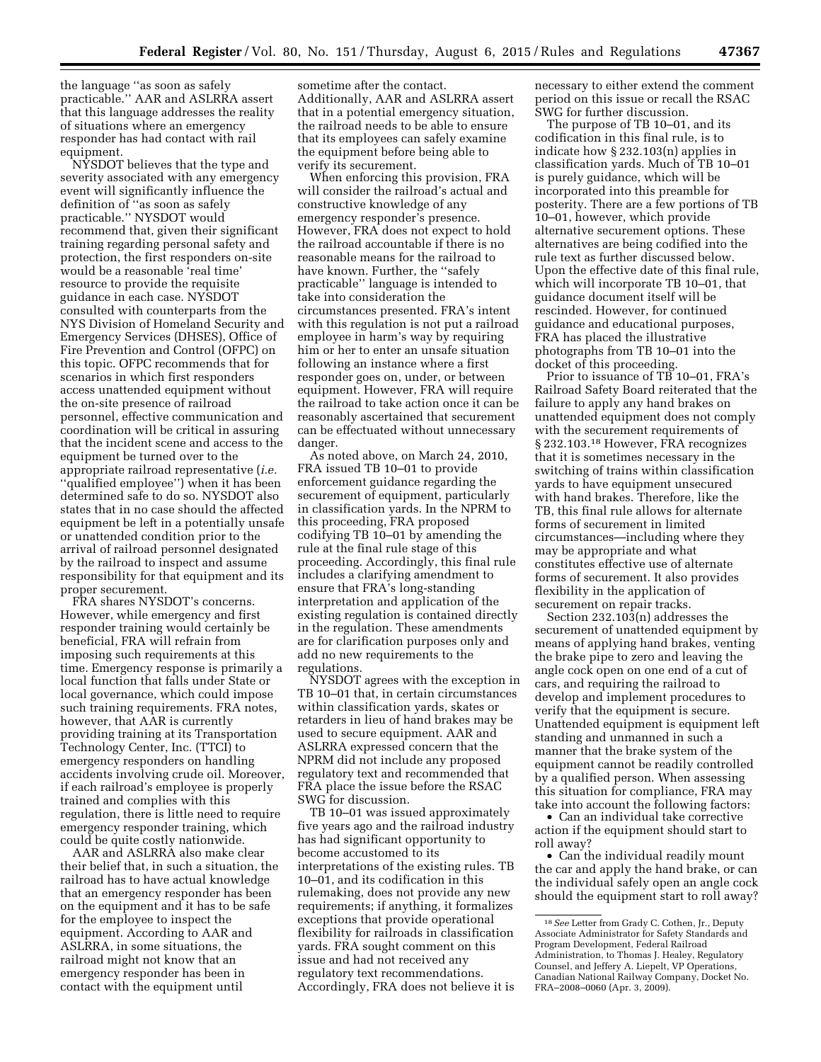the language ''as soon as safely practicable.'' AAR and ASLRRA assert that this language addresses the reality of situations where an emergency responder has had contact with rail equipment.

NYSDOT believes that the type and severity associated with any emergency event will significantly influence the definition of ''as soon as safely practicable.'' NYSDOT would recommend that, given their significant training regarding personal safety and protection, the first responders on-site would be a reasonable 'real time' resource to provide the requisite guidance in each case. NYSDOT consulted with counterparts from the NYS Division of Homeland Security and Emergency Services (DHSES), Office of Fire Prevention and Control (OFPC) on this topic. OFPC recommends that for scenarios in which first responders access unattended equipment without the on-site presence of railroad personnel, effective communication and coordination will be critical in assuring that the incident scene and access to the equipment be turned over to the appropriate railroad representative (*i.e.* ''qualified employee'') when it has been determined safe to do so. NYSDOT also states that in no case should the affected equipment be left in a potentially unsafe or unattended condition prior to the arrival of railroad personnel designated by the railroad to inspect and assume responsibility for that equipment and its proper securement.

FRA shares NYSDOT's concerns. However, while emergency and first responder training would certainly be beneficial, FRA will refrain from imposing such requirements at this time. Emergency response is primarily a local function that falls under State or local governance, which could impose such training requirements. FRA notes, however, that AAR is currently providing training at its Transportation Technology Center, Inc. (TTCI) to emergency responders on handling accidents involving crude oil. Moreover, if each railroad's employee is properly trained and complies with this regulation, there is little need to require emergency responder training, which could be quite costly nationwide.

AAR and ASLRRA also make clear their belief that, in such a situation, the railroad has to have actual knowledge that an emergency responder has been on the equipment and it has to be safe for the employee to inspect the equipment. According to AAR and ASLRRA, in some situations, the railroad might not know that an emergency responder has been in contact with the equipment until sometime after the contact. Additionally, AAR and ASLRRA assert that in a potential emergency situation, the railroad needs to be able to ensure that its employees can safely examine the equipment before being able to verify its securement.

When enforcing this provision, FRA will consider the railroad's actual and constructive knowledge of any emergency responder's presence. However, FRA does not expect to hold the railroad accountable if there is no reasonable means for the railroad to have known. Further, the ''safely practicable'' language is intended to take into consideration the circumstances presented. FRA's intent with this regulation is not put a railroad employee in harm's way by requiring him or her to enter an unsafe situation following an instance where a first responder goes on, under, or between equipment. However, FRA will require the railroad to take action once it can be reasonably ascertained that securement can be effectuated without unnecessary danger.

As noted above, on March 24, 2010, FRA issued TB 10–01 to provide enforcement guidance regarding the securement of equipment, particularly in classification yards. In the NPRM to this proceeding, FRA proposed codifying TB 10–01 by amending the rule at the final rule stage of this proceeding. Accordingly, this final rule includes a clarifying amendment to ensure that FRA's long-standing interpretation and application of the existing regulation is contained directly in the regulation. These amendments are for clarification purposes only and add no new requirements to the regulations.

NYSDOT agrees with the exception in TB 10–01 that, in certain circumstances within classification yards, skates or retarders in lieu of hand brakes may be used to secure equipment. AAR and ASLRRA expressed concern that the NPRM did not include any proposed regulatory text and recommended that FRA place the issue before the RSAC SWG for discussion.

TB 10–01 was issued approximately five years ago and the railroad industry has had significant opportunity to become accustomed to its interpretations of the existing rules. TB 10–01, and its codification in this rulemaking, does not provide any new requirements; if anything, it formalizes exceptions that provide operational flexibility for railroads in classification yards. FRA sought comment on this issue and had not received any regulatory text recommendations. Accordingly, FRA does not believe it is necessary to either extend the comment period on this issue or recall the RSAC SWG for further discussion.

The purpose of TB 10–01, and its codification in this final rule, is to indicate how § 232.103(n) applies in classification yards. Much of TB 10–01 is purely guidance, which will be incorporated into this preamble for posterity. There are a few portions of TB 10–01, however, which provide alternative securement options. These alternatives are being codified into the rule text as further discussed below. Upon the effective date of this final rule, which will incorporate TB 10–01, that guidance document itself will be rescinded. However, for continued guidance and educational purposes, FRA has placed the illustrative photographs from TB 10–01 into the docket of this proceeding.

Prior to issuance of TB 10–01, FRA's Railroad Safety Board reiterated that the failure to apply any hand brakes on unattended equipment does not comply with the securement requirements of § 232.103.[18] However, FRA recognizes that it is sometimes necessary in the switching of trains within classification yards to have equipment unsecured with hand brakes. Therefore, like the TB, this final rule allows for alternate forms of securement in limited circumstances—including where they may be appropriate and what constitutes effective use of alternate forms of securement. It also provides flexibility in the application of securement on repair tracks.

Section 232.103(n) addresses the securement of unattended equipment by means of applying hand brakes, venting the brake pipe to zero and leaving the angle cock open on one end of a cut of cars, and requiring the railroad to develop and implement procedures to verify that the equipment is secure. Unattended equipment is equipment left standing and unmanned in such a manner that the brake system of the equipment cannot be readily controlled by a qualified person. When assessing this situation for compliance, FRA may take into account the following factors:

- Can an individual take corrective action if the equipment should start to roll away?
- Can the individual readily mount the car and apply the hand brake, or can the individual safely open an angle cock should the equipment start to roll away?

[18] *See* Letter from Grady C. Cothen, Jr., Deputy Associate Administrator for Safety Standards and Program Development, Federal Railroad Administration, to Thomas J. Healey, Regulatory Counsel, and Jeffery A. Liepelt, VP Operations, Canadian National Railway Company, Docket No. FRA–2008–0060 (Apr. 3, 2009).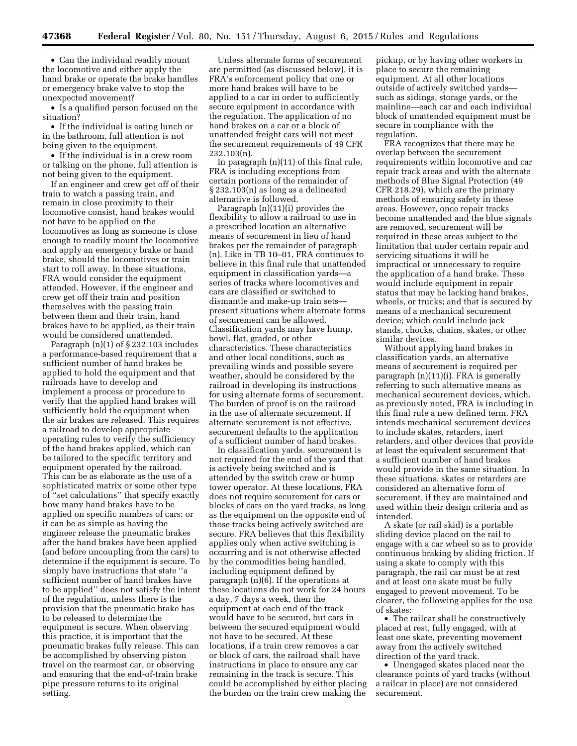- Can the individual readily mount the locomotive and either apply the hand brake or operate the brake handles or emergency brake valve to stop the unexpected movement?
- Is a qualified person focused on the situation?
- If the individual is eating lunch or in the bathroom, full attention is not being given to the equipment.
- If the individual is in a crew room or talking on the phone, full attention is not being given to the equipment.

If an engineer and crew get off of their train to watch a passing train, and remain in close proximity to their locomotive consist, hand brakes would not have to be applied on the locomotives as long as someone is close enough to readily mount the locomotive and apply an emergency brake or hand brake, should the locomotives or train start to roll away. In these situations, FRA would consider the equipment attended. However, if the engineer and crew get off their train and position themselves with the passing train between them and their train, hand brakes have to be applied, as their train would be considered unattended.

Paragraph (n)(1) of § 232.103 includes a performance-based requirement that a sufficient number of hand brakes be applied to hold the equipment and that railroads have to develop and implement a process or procedure to verify that the applied hand brakes will sufficiently hold the equipment when the air brakes are released. This requires a railroad to develop appropriate operating rules to verify the sufficiency of the hand brakes applied, which can be tailored to the specific territory and equipment operated by the railroad. This can be as elaborate as the use of a sophisticated matrix or some other type of ''set calculations'' that specify exactly how many hand brakes have to be applied on specific numbers of cars; or it can be as simple as having the engineer release the pneumatic brakes after the hand brakes have been applied (and before uncoupling from the cars) to determine if the equipment is secure. To simply have instructions that state ''a sufficient number of hand brakes have to be applied'' does not satisfy the intent of the regulation, unless there is the provision that the pneumatic brake has to be released to determine the equipment is secure. When observing this practice, it is important that the pneumatic brakes fully release. This can be accomplished by observing piston travel on the rearmost car, or observing and ensuring that the end-of-train brake pipe pressure returns to its original setting.

Unless alternate forms of securement are permitted (as discussed below), it is FRA's enforcement policy that one or more hand brakes will have to be applied to a car in order to sufficiently secure equipment in accordance with the regulation. The application of no hand brakes on a car or a block of unattended freight cars will not meet the securement requirements of 49 CFR 232.103(n).

In paragraph (n)(11) of this final rule, FRA is including exceptions from certain portions of the remainder of § 232.103(n) as long as a delineated alternative is followed.

Paragraph (n)(11)(i) provides the flexibility to allow a railroad to use in a prescribed location an alternative means of securement in lieu of hand brakes per the remainder of paragraph (n). Like in TB 10–01, FRA continues to believe in this final rule that unattended equipment in classification yards—a series of tracks where locomotives and cars are classified or switched to dismantle and make-up train sets—present situations where alternate forms of securement can be allowed. Classification yards may have hump, bowl, flat, graded, or other characteristics. These characteristics and other local conditions, such as prevailing winds and possible severe weather, should be considered by the railroad in developing its instructions for using alternate forms of securement. The burden of proof is on the railroad in the use of alternate securement. If alternate securement is not effective, securement defaults to the application of a sufficient number of hand brakes.

In classification yards, securement is not required for the end of the yard that is actively being switched and is attended by the switch crew or hump tower operator. At these locations, FRA does not require securement for cars or blocks of cars on the yard tracks, as long as the equipment on the opposite end of those tracks being actively switched are secure. FRA believes that this flexibility applies only when active switching is occurring and is not otherwise affected by the commodities being handled, including equipment defined by paragraph (n)(6). If the operations at these locations do not work for 24 hours a day, 7 days a week, then the equipment at each end of the track would have to be secured, but cars in between the secured equipment would not have to be secured. At these locations, if a train crew removes a car or block of cars, the railroad shall have instructions in place to ensure any car remaining in the track is secure. This could be accomplished by either placing the burden on the train crew making the pickup, or by having other workers in place to secure the remaining equipment. At all other locations outside of actively switched yards—such as sidings, storage yards, or the mainline—each car and each individual block of unattended equipment must be secure in compliance with the regulation.

FRA recognizes that there may be overlap between the securement requirements within locomotive and car repair track areas and with the alternate methods of Blue Signal Protection (49 CFR 218.29), which are the primary methods of ensuring safety in these areas. However, once repair tracks become unattended and the blue signals are removed, securement will be required in these areas subject to the limitation that under certain repair and servicing situations it will be impractical or unnecessary to require the application of a hand brake. These would include equipment in repair status that may be lacking hand brakes, wheels, or trucks; and that is secured by means of a mechanical securement device; which could include jack stands, chocks, chains, skates, or other similar devices.

Without applying hand brakes in classification yards, an alternative means of securement is required per paragraph (n)(11)(i). FRA is generally referring to such alternative means as mechanical securement devices, which, as previously noted, FRA is including in this final rule a new defined term. FRA intends mechanical securement devices to include skates, retarders, inert retarders, and other devices that provide at least the equivalent securement that a sufficient number of hand brakes would provide in the same situation. In these situations, skates or retarders are considered an alternative form of securement, if they are maintained and used within their design criteria and as intended.

A skate (or rail skid) is a portable sliding device placed on the rail to engage with a car wheel so as to provide continuous braking by sliding friction. If using a skate to comply with this paragraph, the rail car must be at rest and at least one skate must be fully engaged to prevent movement. To be clearer, the following applies for the use of skates:

- The railcar shall be constructively placed at rest, fully engaged, with at least one skate, preventing movement away from the actively switched direction of the yard track.
- Unengaged skates placed near the clearance points of yard tracks (without a railcar in place) are not considered securement.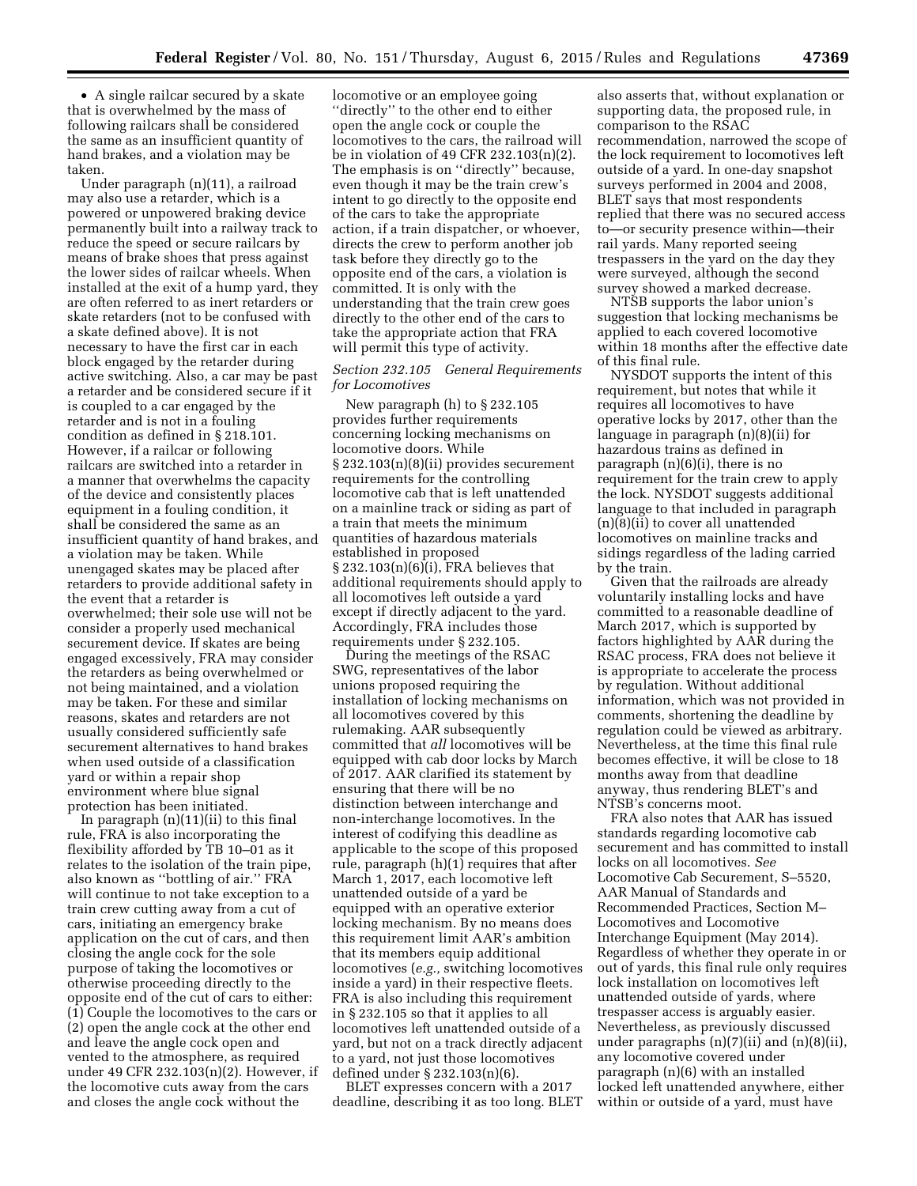• A single railcar secured by a skate that is overwhelmed by the mass of following railcars shall be considered the same as an insufficient quantity of hand brakes, and a violation may be taken.

Under paragraph (n)(11), a railroad may also use a retarder, which is a powered or unpowered braking device permanently built into a railway track to reduce the speed or secure railcars by means of brake shoes that press against the lower sides of railcar wheels. When installed at the exit of a hump yard, they are often referred to as inert retarders or skate retarders (not to be confused with a skate defined above). It is not necessary to have the first car in each block engaged by the retarder during active switching. Also, a car may be past a retarder and be considered secure if it is coupled to a car engaged by the retarder and is not in a fouling condition as defined in § 218.101. However, if a railcar or following railcars are switched into a retarder in a manner that overwhelms the capacity of the device and consistently places equipment in a fouling condition, it shall be considered the same as an insufficient quantity of hand brakes, and a violation may be taken. While unengaged skates may be placed after retarders to provide additional safety in the event that a retarder is overwhelmed; their sole use will not be consider a properly used mechanical securement device. If skates are being engaged excessively, FRA may consider the retarders as being overwhelmed or not being maintained, and a violation may be taken. For these and similar reasons, skates and retarders are not usually considered sufficiently safe securement alternatives to hand brakes when used outside of a classification yard or within a repair shop environment where blue signal protection has been initiated.

In paragraph (n)(11)(ii) to this final rule, FRA is also incorporating the flexibility afforded by TB 10–01 as it relates to the isolation of the train pipe, also known as ''bottling of air.'' FRA will continue to not take exception to a train crew cutting away from a cut of cars, initiating an emergency brake application on the cut of cars, and then closing the angle cock for the sole purpose of taking the locomotives or otherwise proceeding directly to the opposite end of the cut of cars to either: (1) Couple the locomotives to the cars or (2) open the angle cock at the other end and leave the angle cock open and vented to the atmosphere, as required under 49 CFR 232.103(n)(2). However, if the locomotive cuts away from the cars and closes the angle cock without the locomotive or an employee going ''directly'' to the other end to either open the angle cock or couple the locomotives to the cars, the railroad will be in violation of 49 CFR 232.103(n)(2). The emphasis is on ''directly'' because, even though it may be the train crew's intent to go directly to the opposite end of the cars to take the appropriate action, if a train dispatcher, or whoever, directs the crew to perform another job task before they directly go to the opposite end of the cars, a violation is committed. It is only with the understanding that the train crew goes directly to the other end of the cars to take the appropriate action that FRA will permit this type of activity.

*Section 232.105 General Requirements for Locomotives*

New paragraph (h) to § 232.105 provides further requirements concerning locking mechanisms on locomotive doors. While § 232.103(n)(8)(ii) provides securement requirements for the controlling locomotive cab that is left unattended on a mainline track or siding as part of a train that meets the minimum quantities of hazardous materials established in proposed § 232.103(n)(6)(i), FRA believes that additional requirements should apply to all locomotives left outside a yard except if directly adjacent to the yard. Accordingly, FRA includes those requirements under § 232.105.

During the meetings of the RSAC SWG, representatives of the labor unions proposed requiring the installation of locking mechanisms on all locomotives covered by this rulemaking. AAR subsequently committed that *all* locomotives will be equipped with cab door locks by March of 2017. AAR clarified its statement by ensuring that there will be no distinction between interchange and non-interchange locomotives. In the interest of codifying this deadline as applicable to the scope of this proposed rule, paragraph (h)(1) requires that after March 1, 2017, each locomotive left unattended outside of a yard be equipped with an operative exterior locking mechanism. By no means does this requirement limit AAR's ambition that its members equip additional locomotives (*e.g.,* switching locomotives inside a yard) in their respective fleets. FRA is also including this requirement in § 232.105 so that it applies to all locomotives left unattended outside of a yard, but not on a track directly adjacent to a yard, not just those locomotives defined under § 232.103(n)(6).

BLET expresses concern with a 2017 deadline, describing it as too long. BLET also asserts that, without explanation or supporting data, the proposed rule, in comparison to the RSAC recommendation, narrowed the scope of the lock requirement to locomotives left outside of a yard. In one-day snapshot surveys performed in 2004 and 2008, BLET says that most respondents replied that there was no secured access to—or security presence within—their rail yards. Many reported seeing trespassers in the yard on the day they were surveyed, although the second survey showed a marked decrease.

NTSB supports the labor union's suggestion that locking mechanisms be applied to each covered locomotive within 18 months after the effective date of this final rule.

NYSDOT supports the intent of this requirement, but notes that while it requires all locomotives to have operative locks by 2017, other than the language in paragraph (n)(8)(ii) for hazardous trains as defined in paragraph (n)(6)(i), there is no requirement for the train crew to apply the lock. NYSDOT suggests additional language to that included in paragraph (n)(8)(ii) to cover all unattended locomotives on mainline tracks and sidings regardless of the lading carried by the train.

Given that the railroads are already voluntarily installing locks and have committed to a reasonable deadline of March 2017, which is supported by factors highlighted by AAR during the RSAC process, FRA does not believe it is appropriate to accelerate the process by regulation. Without additional information, which was not provided in comments, shortening the deadline by regulation could be viewed as arbitrary. Nevertheless, at the time this final rule becomes effective, it will be close to 18 months away from that deadline anyway, thus rendering BLET's and NTSB's concerns moot.

FRA also notes that AAR has issued standards regarding locomotive cab securement and has committed to install locks on all locomotives. *See* Locomotive Cab Securement, S–5520, AAR Manual of Standards and Recommended Practices, Section M– Locomotives and Locomotive Interchange Equipment (May 2014). Regardless of whether they operate in or out of yards, this final rule only requires lock installation on locomotives left unattended outside of yards, where trespasser access is arguably easier. Nevertheless, as previously discussed under paragraphs (n)(7)(ii) and (n)(8)(ii), any locomotive covered under paragraph (n)(6) with an installed locked left unattended anywhere, either within or outside of a yard, must have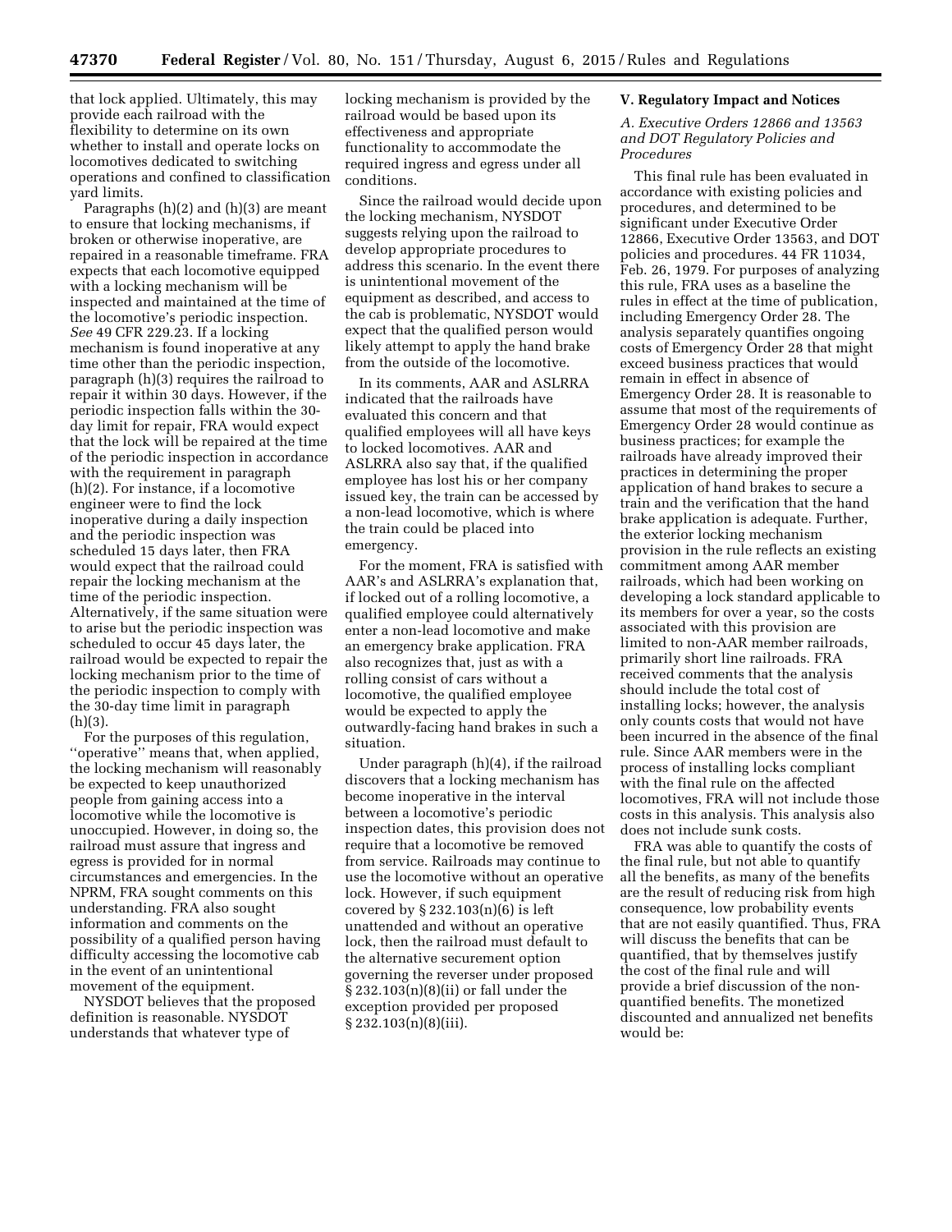that lock applied. Ultimately, this may provide each railroad with the flexibility to determine on its own whether to install and operate locks on locomotives dedicated to switching operations and confined to classification yard limits.

Paragraphs (h)(2) and (h)(3) are meant to ensure that locking mechanisms, if broken or otherwise inoperative, are repaired in a reasonable timeframe. FRA expects that each locomotive equipped with a locking mechanism will be inspected and maintained at the time of the locomotive's periodic inspection. *See* 49 CFR 229.23. If a locking mechanism is found inoperative at any time other than the periodic inspection, paragraph (h)(3) requires the railroad to repair it within 30 days. However, if the periodic inspection falls within the 30-day limit for repair, FRA would expect that the lock will be repaired at the time of the periodic inspection in accordance with the requirement in paragraph (h)(2). For instance, if a locomotive engineer were to find the lock inoperative during a daily inspection and the periodic inspection was scheduled 15 days later, then FRA would expect that the railroad could repair the locking mechanism at the time of the periodic inspection. Alternatively, if the same situation were to arise but the periodic inspection was scheduled to occur 45 days later, the railroad would be expected to repair the locking mechanism prior to the time of the periodic inspection to comply with the 30-day time limit in paragraph (h)(3).

For the purposes of this regulation, ''operative'' means that, when applied, the locking mechanism will reasonably be expected to keep unauthorized people from gaining access into a locomotive while the locomotive is unoccupied. However, in doing so, the railroad must assure that ingress and egress is provided for in normal circumstances and emergencies. In the NPRM, FRA sought comments on this understanding. FRA also sought information and comments on the possibility of a qualified person having difficulty accessing the locomotive cab in the event of an unintentional movement of the equipment.

NYSDOT believes that the proposed definition is reasonable. NYSDOT understands that whatever type of locking mechanism is provided by the railroad would be based upon its effectiveness and appropriate functionality to accommodate the required ingress and egress under all conditions.

Since the railroad would decide upon the locking mechanism, NYSDOT suggests relying upon the railroad to develop appropriate procedures to address this scenario. In the event there is unintentional movement of the equipment as described, and access to the cab is problematic, NYSDOT would expect that the qualified person would likely attempt to apply the hand brake from the outside of the locomotive.

In its comments, AAR and ASLRRA indicated that the railroads have evaluated this concern and that qualified employees will all have keys to locked locomotives. AAR and ASLRRA also say that, if the qualified employee has lost his or her company issued key, the train can be accessed by a non-lead locomotive, which is where the train could be placed into emergency.

For the moment, FRA is satisfied with AAR's and ASLRRA's explanation that, if locked out of a rolling locomotive, a qualified employee could alternatively enter a non-lead locomotive and make an emergency brake application. FRA also recognizes that, just as with a rolling consist of cars without a locomotive, the qualified employee would be expected to apply the outwardly-facing hand brakes in such a situation.

Under paragraph (h)(4), if the railroad discovers that a locking mechanism has become inoperative in the interval between a locomotive's periodic inspection dates, this provision does not require that a locomotive be removed from service. Railroads may continue to use the locomotive without an operative lock. However, if such equipment covered by § 232.103(n)(6) is left unattended and without an operative lock, then the railroad must default to the alternative securement option governing the reverser under proposed § 232.103(n)(8)(ii) or fall under the exception provided per proposed § 232.103(n)(8)(iii).

## V. Regulatory Impact and Notices

### *A. Executive Orders 12866 and 13563 and DOT Regulatory Policies and Procedures*

This final rule has been evaluated in accordance with existing policies and procedures, and determined to be significant under Executive Order 12866, Executive Order 13563, and DOT policies and procedures. 44 FR 11034, Feb. 26, 1979. For purposes of analyzing this rule, FRA uses as a baseline the rules in effect at the time of publication, including Emergency Order 28. The analysis separately quantifies ongoing costs of Emergency Order 28 that might exceed business practices that would remain in effect in absence of Emergency Order 28. It is reasonable to assume that most of the requirements of Emergency Order 28 would continue as business practices; for example the railroads have already improved their practices in determining the proper application of hand brakes to secure a train and the verification that the hand brake application is adequate. Further, the exterior locking mechanism provision in the rule reflects an existing commitment among AAR member railroads, which had been working on developing a lock standard applicable to its members for over a year, so the costs associated with this provision are limited to non-AAR member railroads, primarily short line railroads. FRA received comments that the analysis should include the total cost of installing locks; however, the analysis only counts costs that would not have been incurred in the absence of the final rule. Since AAR members were in the process of installing locks compliant with the final rule on the affected locomotives, FRA will not include those costs in this analysis. This analysis also does not include sunk costs.

FRA was able to quantify the costs of the final rule, but not able to quantify all the benefits, as many of the benefits are the result of reducing risk from high consequence, low probability events that are not easily quantified. Thus, FRA will discuss the benefits that can be quantified, that by themselves justify the cost of the final rule and will provide a brief discussion of the non-quantified benefits. The monetized discounted and annualized net benefits would be: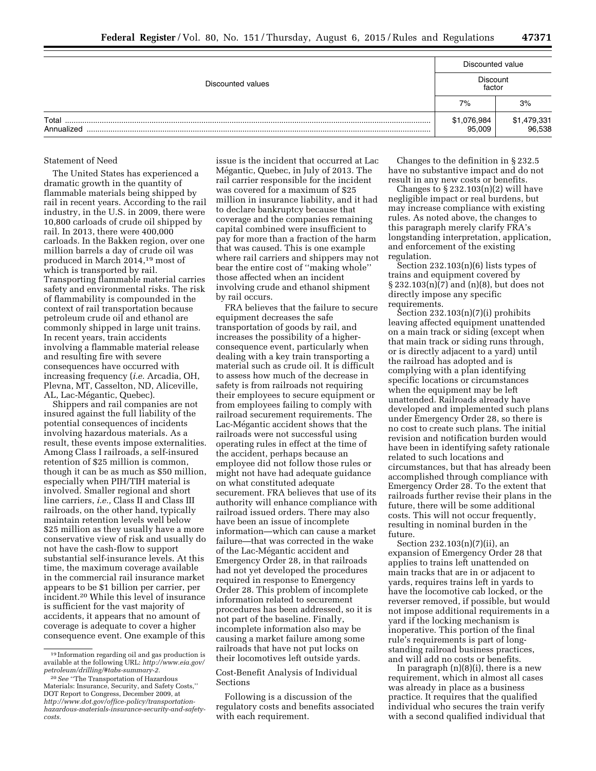| Discounted values | Discounted value | |
|---|---|---|
| | Discount factor | |
| | 7% | 3% |
| Total | $1,076,984 | $1,479,331 |
| Annualized | 95,009 | 96,538 |

Statement of Need

The United States has experienced a dramatic growth in the quantity of flammable materials being shipped by rail in recent years. According to the rail industry, in the U.S. in 2009, there were 10,800 carloads of crude oil shipped by rail. In 2013, there were 400,000 carloads. In the Bakken region, over one million barrels a day of crude oil was produced in March 2014,[19] most of which is transported by rail. Transporting flammable material carries safety and environmental risks. The risk of flammability is compounded in the context of rail transportation because petroleum crude oil and ethanol are commonly shipped in large unit trains. In recent years, train accidents involving a flammable material release and resulting fire with severe consequences have occurred with increasing frequency (*i.e.* Arcadia, OH, Plevna, MT, Casselton, ND, Aliceville, AL, Lac-Mégantic, Quebec).

Shippers and rail companies are not insured against the full liability of the potential consequences of incidents involving hazardous materials. As a result, these events impose externalities. Among Class I railroads, a self-insured retention of $25 million is common, though it can be as much as $50 million, especially when PIH/TIH material is involved. Smaller regional and short line carriers, *i.e.,* Class II and Class III railroads, on the other hand, typically maintain retention levels well below $25 million as they usually have a more conservative view of risk and usually do not have the cash-flow to support substantial self-insurance levels. At this time, the maximum coverage available in the commercial rail insurance market appears to be $1 billion per carrier, per incident.[20] While this level of insurance is sufficient for the vast majority of accidents, it appears that no amount of coverage is adequate to cover a higher consequence event. One example of this issue is the incident that occurred at Lac Mégantic, Quebec, in July of 2013. The rail carrier responsible for the incident was covered for a maximum of $25 million in insurance liability, and it had to declare bankruptcy because that coverage and the companies remaining capital combined were insufficient to pay for more than a fraction of the harm that was caused. This is one example where rail carriers and shippers may not bear the entire cost of ''making whole'' those affected when an incident involving crude and ethanol shipment by rail occurs.

FRA believes that the failure to secure equipment decreases the safe transportation of goods by rail, and increases the possibility of a higher-consequence event, particularly when dealing with a key train transporting a material such as crude oil. It is difficult to assess how much of the decrease in safety is from railroads not requiring their employees to secure equipment or from employees failing to comply with railroad securement requirements. The Lac-Mégantic accident shows that the railroads were not successful using operating rules in effect at the time of the accident, perhaps because an employee did not follow those rules or might not have had adequate guidance on what constituted adequate securement. FRA believes that use of its authority will enhance compliance with railroad issued orders. There may also have been an issue of incomplete information—which can cause a market failure—that was corrected in the wake of the Lac-Mégantic accident and Emergency Order 28, in that railroads had not yet developed the procedures required in response to Emergency Order 28. This problem of incomplete information related to securement procedures has been addressed, so it is not part of the baseline. Finally, incomplete information also may be causing a market failure among some railroads that have not put locks on their locomotives left outside yards.

Cost-Benefit Analysis of Individual Sections

Following is a discussion of the regulatory costs and benefits associated with each requirement.

Changes to the definition in § 232.5 have no substantive impact and do not result in any new costs or benefits.

Changes to § 232.103(n)(2) will have negligible impact or real burdens, but may increase compliance with existing rules. As noted above, the changes to this paragraph merely clarify FRA's longstanding interpretation, application, and enforcement of the existing regulation.

Section 232.103(n)(6) lists types of trains and equipment covered by § 232.103(n)(7) and (n)(8), but does not directly impose any specific requirements.

Section 232.103(n)(7)(i) prohibits leaving affected equipment unattended on a main track or siding (except when that main track or siding runs through, or is directly adjacent to a yard) until the railroad has adopted and is complying with a plan identifying specific locations or circumstances when the equipment may be left unattended. Railroads already have developed and implemented such plans under Emergency Order 28, so there is no cost to create such plans. The initial revision and notification burden would have been in identifying safety rationale related to such locations and circumstances, but that has already been accomplished through compliance with Emergency Order 28. To the extent that railroads further revise their plans in the future, there will be some additional costs. This will not occur frequently, resulting in nominal burden in the future.

Section 232.103(n)(7)(ii), an expansion of Emergency Order 28 that applies to trains left unattended on main tracks that are in or adjacent to yards, requires trains left in yards to have the locomotive cab locked, or the reverser removed, if possible, but would not impose additional requirements in a yard if the locking mechanism is inoperative. This portion of the final rule's requirements is part of long-standing railroad business practices, and will add no costs or benefits.

In paragraph (n)(8)(i), there is a new requirement, which in almost all cases was already in place as a business practice. It requires that the qualified individual who secures the train verify with a second qualified individual that

[19] Information regarding oil and gas production is available at the following URL: *http://www.eia.gov/petroleum/drilling/#tabs-summary-2.*

[20] *See* ''The Transportation of Hazardous Materials: Insurance, Security, and Safety Costs,'' DOT Report to Congress, December 2009, at *http://www.dot.gov/office-policy/transportation-hazardous-materials-insurance-security-and-safety-costs.*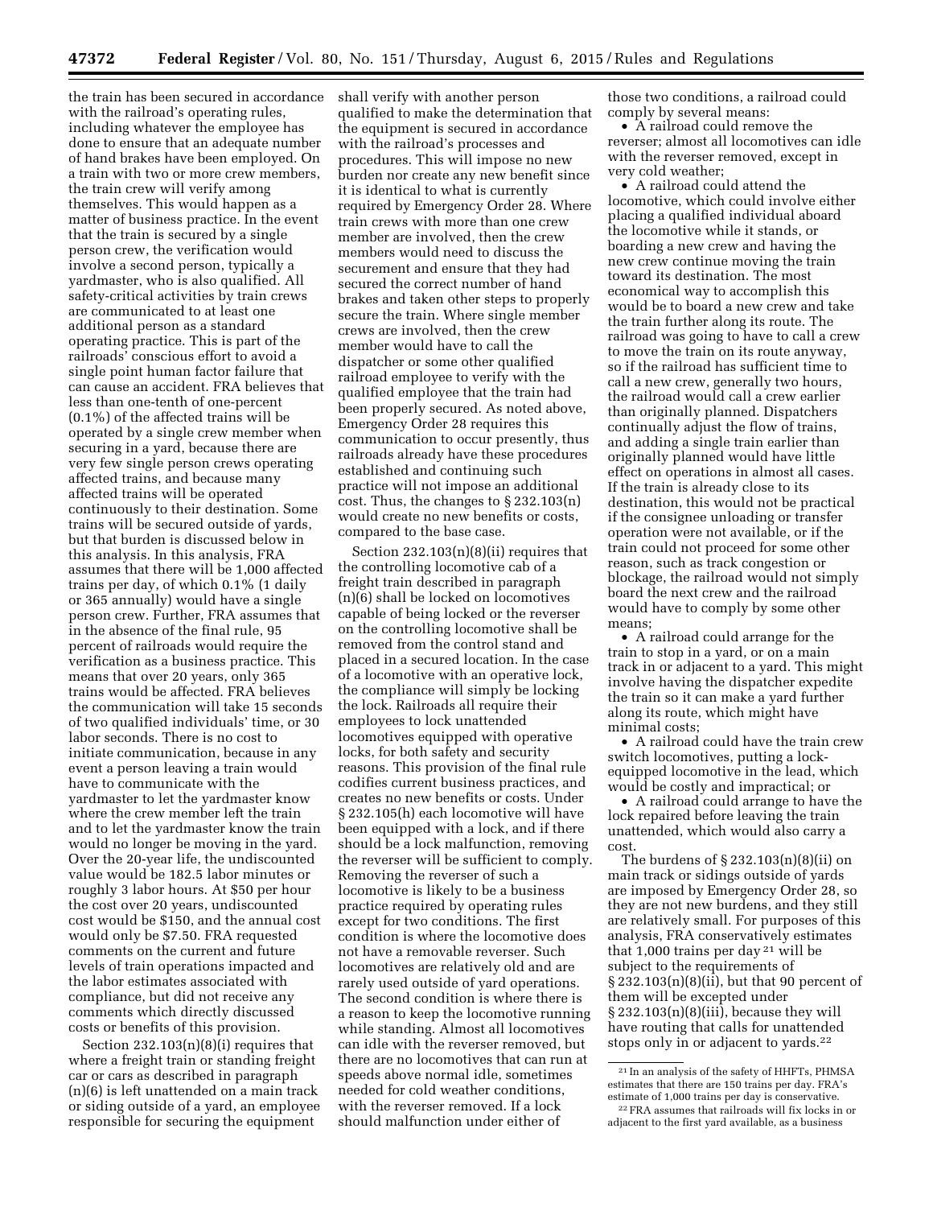the train has been secured in accordance with the railroad's operating rules, including whatever the employee has done to ensure that an adequate number of hand brakes have been employed. On a train with two or more crew members, the train crew will verify among themselves. This would happen as a matter of business practice. In the event that the train is secured by a single person crew, the verification would involve a second person, typically a yardmaster, who is also qualified. All safety-critical activities by train crews are communicated to at least one additional person as a standard operating practice. This is part of the railroads' conscious effort to avoid a single point human factor failure that can cause an accident. FRA believes that less than one-tenth of one-percent (0.1%) of the affected trains will be operated by a single crew member when securing in a yard, because there are very few single person crews operating affected trains, and because many affected trains will be operated continuously to their destination. Some trains will be secured outside of yards, but that burden is discussed below in this analysis. In this analysis, FRA assumes that there will be 1,000 affected trains per day, of which 0.1% (1 daily or 365 annually) would have a single person crew. Further, FRA assumes that in the absence of the final rule, 95 percent of railroads would require the verification as a business practice. This means that over 20 years, only 365 trains would be affected. FRA believes the communication will take 15 seconds of two qualified individuals' time, or 30 labor seconds. There is no cost to initiate communication, because in any event a person leaving a train would have to communicate with the yardmaster to let the yardmaster know where the crew member left the train and to let the yardmaster know the train would no longer be moving in the yard. Over the 20-year life, the undiscounted value would be 182.5 labor minutes or roughly 3 labor hours. At $50 per hour the cost over 20 years, undiscounted cost would be $150, and the annual cost would only be $7.50. FRA requested comments on the current and future levels of train operations impacted and the labor estimates associated with compliance, but did not receive any comments which directly discussed costs or benefits of this provision.

Section 232.103(n)(8)(i) requires that where a freight train or standing freight car or cars as described in paragraph (n)(6) is left unattended on a main track or siding outside of a yard, an employee responsible for securing the equipment shall verify with another person qualified to make the determination that the equipment is secured in accordance with the railroad's processes and procedures. This will impose no new burden nor create any new benefit since it is identical to what is currently required by Emergency Order 28. Where train crews with more than one crew member are involved, then the crew members would need to discuss the securement and ensure that they had secured the correct number of hand brakes and taken other steps to properly secure the train. Where single member crews are involved, then the crew member would have to call the dispatcher or some other qualified railroad employee to verify with the qualified employee that the train had been properly secured. As noted above, Emergency Order 28 requires this communication to occur presently, thus railroads already have these procedures established and continuing such practice will not impose an additional cost. Thus, the changes to § 232.103(n) would create no new benefits or costs, compared to the base case.

Section 232.103(n)(8)(ii) requires that the controlling locomotive cab of a freight train described in paragraph (n)(6) shall be locked on locomotives capable of being locked or the reverser on the controlling locomotive shall be removed from the control stand and placed in a secured location. In the case of a locomotive with an operative lock, the compliance will simply be locking the lock. Railroads all require their employees to lock unattended locomotives equipped with operative locks, for both safety and security reasons. This provision of the final rule codifies current business practices, and creates no new benefits or costs. Under § 232.105(h) each locomotive will have been equipped with a lock, and if there should be a lock malfunction, removing the reverser will be sufficient to comply. Removing the reverser of such a locomotive is likely to be a business practice required by operating rules except for two conditions. The first condition is where the locomotive does not have a removable reverser. Such locomotives are relatively old and are rarely used outside of yard operations. The second condition is where there is a reason to keep the locomotive running while standing. Almost all locomotives can idle with the reverser removed, but there are no locomotives that can run at speeds above normal idle, sometimes needed for cold weather conditions, with the reverser removed. If a lock should malfunction under either of those two conditions, a railroad could comply by several means:

- A railroad could remove the reverser; almost all locomotives can idle with the reverser removed, except in very cold weather;
- A railroad could attend the locomotive, which could involve either placing a qualified individual aboard the locomotive while it stands, or boarding a new crew and having the new crew continue moving the train toward its destination. The most economical way to accomplish this would be to board a new crew and take the train further along its route. The railroad was going to have to call a crew to move the train on its route anyway, so if the railroad has sufficient time to call a new crew, generally two hours, the railroad would call a crew earlier than originally planned. Dispatchers continually adjust the flow of trains, and adding a single train earlier than originally planned would have little effect on operations in almost all cases. If the train is already close to its destination, this would not be practical if the consignee unloading or transfer operation were not available, or if the train could not proceed for some other reason, such as track congestion or blockage, the railroad would not simply board the next crew and the railroad would have to comply by some other means;
- A railroad could arrange for the train to stop in a yard, or on a main track in or adjacent to a yard. This might involve having the dispatcher expedite the train so it can make a yard further along its route, which might have minimal costs;
- A railroad could have the train crew switch locomotives, putting a lock-equipped locomotive in the lead, which would be costly and impractical; or
- A railroad could arrange to have the lock repaired before leaving the train unattended, which would also carry a cost.

The burdens of § 232.103(n)(8)(ii) on main track or sidings outside of yards are imposed by Emergency Order 28, so they are not new burdens, and they still are relatively small. For purposes of this analysis, FRA conservatively estimates that 1,000 trains per day[21] will be subject to the requirements of § 232.103(n)(8)(ii), but that 90 percent of them will be excepted under § 232.103(n)(8)(iii), because they will have routing that calls for unattended stops only in or adjacent to yards.[22]

[21] In an analysis of the safety of HHFTs, PHMSA estimates that there are 150 trains per day. FRA's estimate of 1,000 trains per day is conservative.

[22] FRA assumes that railroads will fix locks in or adjacent to the first yard available, as a business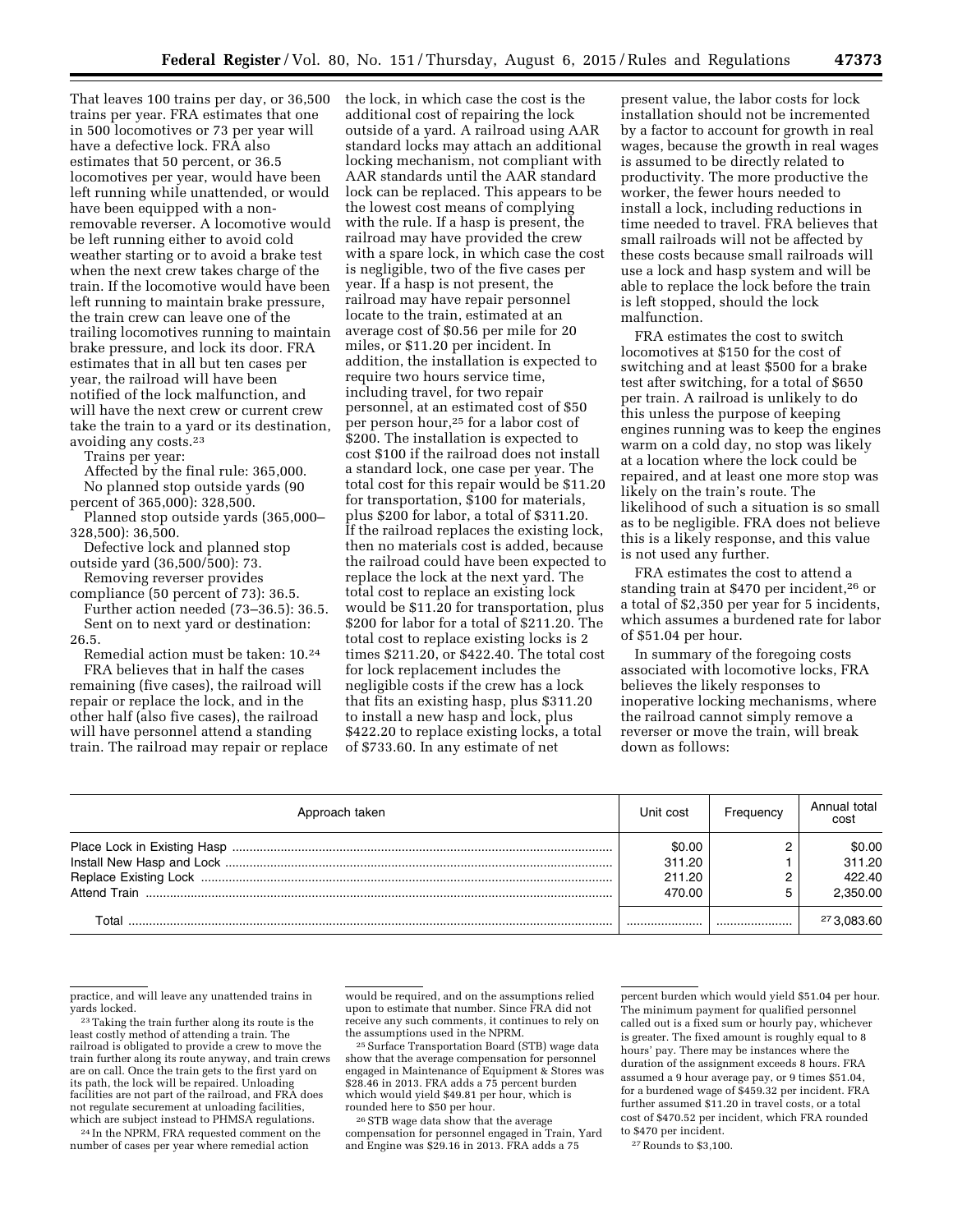That leaves 100 trains per day, or 36,500 trains per year. FRA estimates that one in 500 locomotives or 73 per year will have a defective lock. FRA also estimates that 50 percent, or 36.5 locomotives per year, would have been left running while unattended, or would have been equipped with a non-removable reverser. A locomotive would be left running either to avoid cold weather starting or to avoid a brake test when the next crew takes charge of the train. If the locomotive would have been left running to maintain brake pressure, the train crew can leave one of the trailing locomotives running to maintain brake pressure, and lock its door. FRA estimates that in all but ten cases per year, the railroad will have been notified of the lock malfunction, and will have the next crew or current crew take the train to a yard or its destination, avoiding any costs.[23]

Trains per year:

Affected by the final rule: 365,000.

No planned stop outside yards (90 percent of 365,000): 328,500.

Planned stop outside yards (365,000–328,500): 36,500.

Defective lock and planned stop outside yard (36,500/500): 73.

Removing reverser provides compliance (50 percent of 73): 36.5.

Further action needed (73–36.5): 36.5.

Sent on to next yard or destination: 26.5.

Remedial action must be taken: 10.[24]

FRA believes that in half the cases remaining (five cases), the railroad will repair or replace the lock, and in the other half (also five cases), the railroad will have personnel attend a standing train. The railroad may repair or replace the lock, in which case the cost is the additional cost of repairing the lock outside of a yard. A railroad using AAR standard locks may attach an additional locking mechanism, not compliant with AAR standards until the AAR standard lock can be replaced. This appears to be the lowest cost means of complying with the rule. If a hasp is present, the railroad may have provided the crew with a spare lock, in which case the cost is negligible, two of the five cases per year. If a hasp is not present, the railroad may have repair personnel locate to the train, estimated at an average cost of $0.56 per mile for 20 miles, or $11.20 per incident. In addition, the installation is expected to require two hours service time, including travel, for two repair personnel, at an estimated cost of $50 per person hour,[25] for a labor cost of $200. The installation is expected to cost $100 if the railroad does not install a standard lock, one case per year. The total cost for this repair would be $11.20 for transportation, $100 for materials, plus $200 for labor, a total of $311.20. If the railroad replaces the existing lock, then no materials cost is added, because the railroad could have been expected to replace the lock at the next yard. The total cost to replace an existing lock would be $11.20 for transportation, plus $200 for labor for a total of $211.20. The total cost to replace existing locks is 2 times $211.20, or $422.40. The total cost for lock replacement includes the negligible costs if the crew has a lock that fits an existing hasp, plus $311.20 to install a new hasp and lock, plus $422.20 to replace existing locks, a total of $733.60. In any estimate of net present value, the labor costs for lock installation should not be incremented by a factor to account for growth in real wages, because the growth in real wages is assumed to be directly related to productivity. The more productive the worker, the fewer hours needed to install a lock, including reductions in time needed to travel. FRA believes that small railroads will not be affected by these costs because small railroads will use a lock and hasp system and will be able to replace the lock before the train is left stopped, should the lock malfunction.

FRA estimates the cost to switch locomotives at $150 for the cost of switching and at least $500 for a brake test after switching, for a total of $650 per train. A railroad is unlikely to do this unless the purpose of keeping engines running was to keep the engines warm on a cold day, no stop was likely at a location where the lock could be repaired, and at least one more stop was likely on the train's route. The likelihood of such a situation is so small as to be negligible. FRA does not believe this is a likely response, and this value is not used any further.

FRA estimates the cost to attend a standing train at $470 per incident,[26] or a total of $2,350 per year for 5 incidents, which assumes a burdened rate for labor of $51.04 per hour.

In summary of the foregoing costs associated with locomotive locks, FRA believes the likely responses to inoperative locking mechanisms, where the railroad cannot simply remove a reverser or move the train, will break down as follows:

| Approach taken | Unit cost | Frequency | Annual total cost |
|---|---|---|---|
| Place Lock in Existing Hasp | $0.00 | 2 | $0.00 |
| Install New Hasp and Lock | 311.20 | 1 | 311.20 |
| Replace Existing Lock | 211.20 | 2 | 422.40 |
| Attend Train | 470.00 | 5 | 2,350.00 |
| Total | | | [27] 3,083.60 |

---

practice, and will leave any unattended trains in yards locked.

[23] Taking the train further along its route is the least costly method of attending a train. The railroad is obligated to provide a crew to move the train further along its route anyway, and train crews are on call. Once the train gets to the first yard on its path, the lock will be repaired. Unloading facilities are not part of the railroad, and FRA does not regulate securement at unloading facilities, which are subject instead to PHMSA regulations.

[24] In the NPRM, FRA requested comment on the number of cases per year where remedial action would be required, and on the assumptions relied upon to estimate that number. Since FRA did not receive any such comments, it continues to rely on the assumptions used in the NPRM.

[25] Surface Transportation Board (STB) wage data show that the average compensation for personnel engaged in Maintenance of Equipment & Stores was $28.46 in 2013. FRA adds a 75 percent burden which would yield $49.81 per hour, which is rounded here to $50 per hour.

[26] STB wage data show that the average compensation for personnel engaged in Train, Yard and Engine was $29.16 in 2013. FRA adds a 75 percent burden which would yield $51.04 per hour. The minimum payment for qualified personnel called out is a fixed sum or hourly pay, whichever is greater. The fixed amount is roughly equal to 8 hours' pay. There may be instances where the duration of the assignment exceeds 8 hours. FRA assumed a 9 hour average pay, or 9 times $51.04, for a burdened wage of $459.32 per incident. FRA further assumed $11.20 in travel costs, or a total cost of $470.52 per incident, which FRA rounded to $470 per incident.

[27] Rounds to $3,100.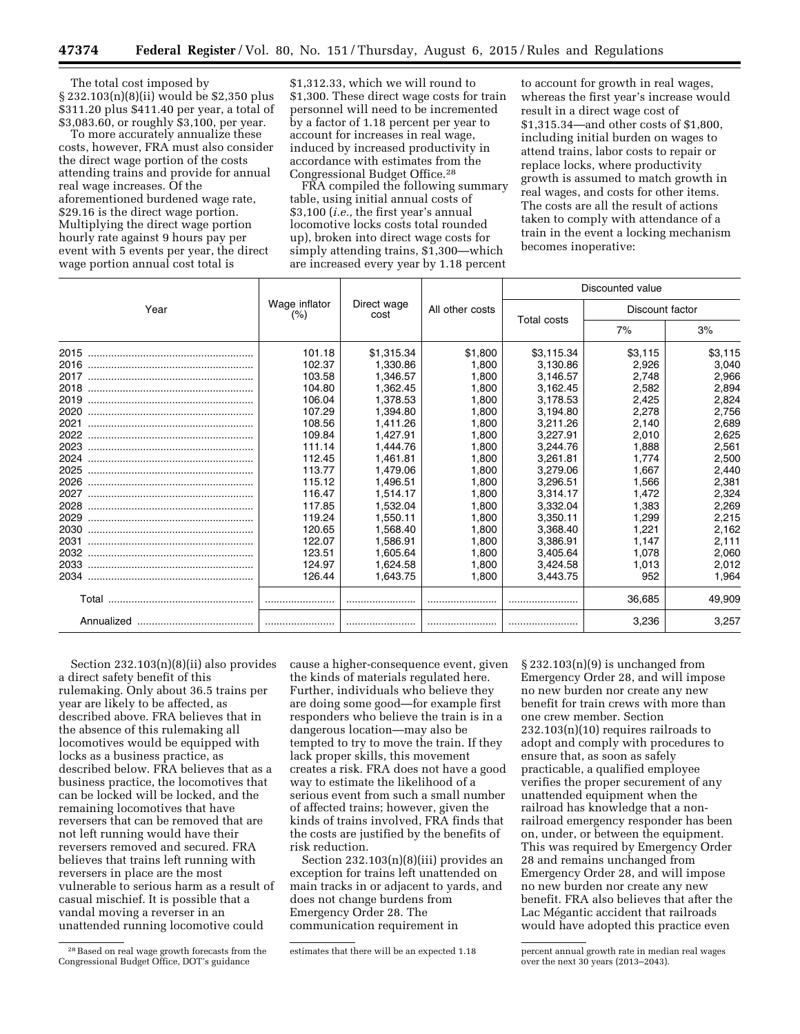The total cost imposed by § 232.103(n)(8)(ii) would be $2,350 plus $311.20 plus $411.40 per year, a total of $3,083.60, or roughly $3,100, per year.

To more accurately annualize these costs, however, FRA must also consider the direct wage portion of the costs attending trains and provide for annual real wage increases. Of the aforementioned burdened wage rate, $29.16 is the direct wage portion. Multiplying the direct wage portion hourly rate against 9 hours pay per event with 5 events per year, the direct wage portion annual cost total is $1,312.33, which we will round to $1,300. These direct wage costs for train personnel will need to be incremented by a factor of 1.18 percent per year to account for increases in real wage, induced by increased productivity in accordance with estimates from the Congressional Budget Office.[28]

FRA compiled the following summary table, using initial annual costs of $3,100 (*i.e.,* the first year's annual locomotive locks costs total rounded up), broken into direct wage costs for simply attending trains, $1,300—which are increased every year by 1.18 percent to account for growth in real wages, whereas the first year's increase would result in a direct wage cost of $1,315.34—and other costs of $1,800, including initial burden on wages to attend trains, labor costs to repair or replace locks, where productivity growth is assumed to match growth in real wages, and costs for other items. The costs are all the result of actions taken to comply with attendance of a train in the event a locking mechanism becomes inoperative:

| Year | Wage inflator (%) | Direct wage cost | All other costs | Discounted value | | |
|---|---|---|---|---|---|---|
| | | | | Total costs | Discount factor | |
| | | | | | 7% | 3% |
| 2015 | 101.18 | $1,315.34 | $1,800 | $3,115.34 | $3,115 | $3,115 |
| 2016 | 102.37 | 1,330.86 | 1,800 | 3,130.86 | 2,926 | 3,040 |
| 2017 | 103.58 | 1,346.57 | 1,800 | 3,146.57 | 2,748 | 2,966 |
| 2018 | 104.80 | 1,362.45 | 1,800 | 3,162.45 | 2,582 | 2,894 |
| 2019 | 106.04 | 1,378.53 | 1,800 | 3,178.53 | 2,425 | 2,824 |
| 2020 | 107.29 | 1,394.80 | 1,800 | 3,194.80 | 2,278 | 2,756 |
| 2021 | 108.56 | 1,411.26 | 1,800 | 3,211.26 | 2,140 | 2,689 |
| 2022 | 109.84 | 1,427.91 | 1,800 | 3,227.91 | 2,010 | 2,625 |
| 2023 | 111.14 | 1,444.76 | 1,800 | 3,244.76 | 1,888 | 2,561 |
| 2024 | 112.45 | 1,461.81 | 1,800 | 3,261.81 | 1,774 | 2,500 |
| 2025 | 113.77 | 1,479.06 | 1,800 | 3,279.06 | 1,667 | 2,440 |
| 2026 | 115.12 | 1,496.51 | 1,800 | 3,296.51 | 1,566 | 2,381 |
| 2027 | 116.47 | 1,514.17 | 1,800 | 3,314.17 | 1,472 | 2,324 |
| 2028 | 117.85 | 1,532.04 | 1,800 | 3,332.04 | 1,383 | 2,269 |
| 2029 | 119.24 | 1,550.11 | 1,800 | 3,350.11 | 1,299 | 2,215 |
| 2030 | 120.65 | 1,568.40 | 1,800 | 3,368.40 | 1,221 | 2,162 |
| 2031 | 122.07 | 1,586.91 | 1,800 | 3,386.91 | 1,147 | 2,111 |
| 2032 | 123.51 | 1,605.64 | 1,800 | 3,405.64 | 1,078 | 2,060 |
| 2033 | 124.97 | 1,624.58 | 1,800 | 3,424.58 | 1,013 | 2,012 |
| 2034 | 126.44 | 1,643.75 | 1,800 | 3,443.75 | 952 | 1,964 |
| Total | | | | | 36,685 | 49,909 |
| Annualized | | | | | 3,236 | 3,257 |

Section 232.103(n)(8)(ii) also provides a direct safety benefit of this rulemaking. Only about 36.5 trains per year are likely to be affected, as described above. FRA believes that in the absence of this rulemaking all locomotives would be equipped with locks as a business practice, as described below. FRA believes that as a business practice, the locomotives that can be locked will be locked, and the remaining locomotives that have reversers that can be removed that are not left running would have their reversers removed and secured. FRA believes that trains left running with reversers in place are the most vulnerable to serious harm as a result of casual mischief. It is possible that a vandal moving a reverser in an unattended running locomotive could cause a higher-consequence event, given the kinds of materials regulated here. Further, individuals who believe they are doing some good—for example first responders who believe the train is in a dangerous location—may also be tempted to try to move the train. If they lack proper skills, this movement creates a risk. FRA does not have a good way to estimate the likelihood of a serious event from such a small number of affected trains; however, given the kinds of trains involved, FRA finds that the costs are justified by the benefits of risk reduction.

Section 232.103(n)(8)(iii) provides an exception for trains left unattended on main tracks in or adjacent to yards, and does not change burdens from Emergency Order 28. The communication requirement in § 232.103(n)(9) is unchanged from Emergency Order 28, and will impose no new burden nor create any new benefit for train crews with more than one crew member. Section 232.103(n)(10) requires railroads to adopt and comply with procedures to ensure that, as soon as safely practicable, a qualified employee verifies the proper securement of any unattended equipment when the railroad has knowledge that a non-railroad emergency responder has been on, under, or between the equipment. This was required by Emergency Order 28 and remains unchanged from Emergency Order 28, and will impose no new burden nor create any new benefit. FRA also believes that after the Lac Mégantic accident that railroads would have adopted this practice even

[28] Based on real wage growth forecasts from the Congressional Budget Office, DOT's guidance estimates that there will be an expected 1.18 percent annual growth rate in median real wages over the next 30 years (2013–2043).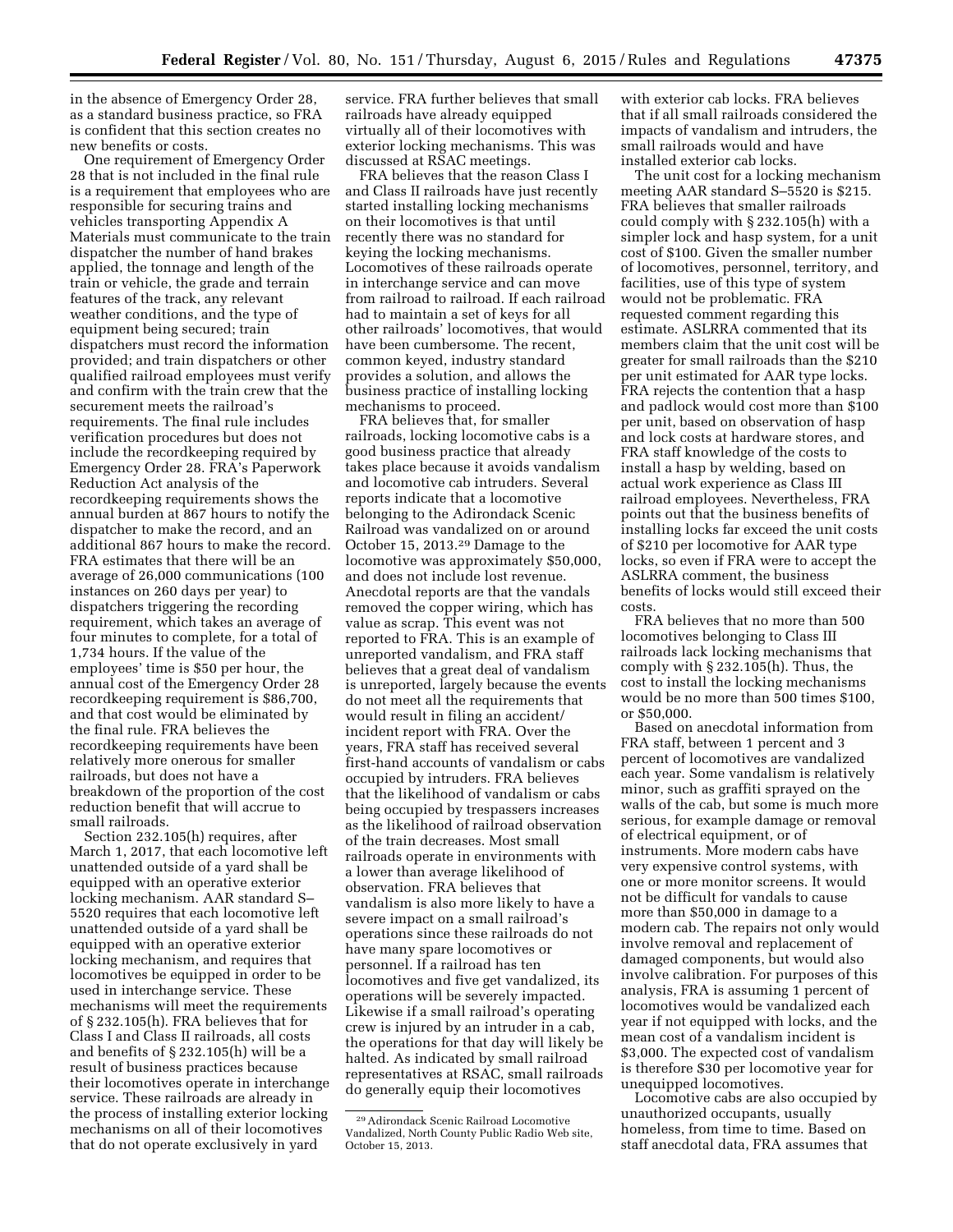in the absence of Emergency Order 28, as a standard business practice, so FRA is confident that this section creates no new benefits or costs.

One requirement of Emergency Order 28 that is not included in the final rule is a requirement that employees who are responsible for securing trains and vehicles transporting Appendix A Materials must communicate to the train dispatcher the number of hand brakes applied, the tonnage and length of the train or vehicle, the grade and terrain features of the track, any relevant weather conditions, and the type of equipment being secured; train dispatchers must record the information provided; and train dispatchers or other qualified railroad employees must verify and confirm with the train crew that the securement meets the railroad's requirements. The final rule includes verification procedures but does not include the recordkeeping required by Emergency Order 28. FRA's Paperwork Reduction Act analysis of the recordkeeping requirements shows the annual burden at 867 hours to notify the dispatcher to make the record, and an additional 867 hours to make the record. FRA estimates that there will be an average of 26,000 communications (100 instances on 260 days per year) to dispatchers triggering the recording requirement, which takes an average of four minutes to complete, for a total of 1,734 hours. If the value of the employees' time is $50 per hour, the annual cost of the Emergency Order 28 recordkeeping requirement is $86,700, and that cost would be eliminated by the final rule. FRA believes the recordkeeping requirements have been relatively more onerous for smaller railroads, but does not have a breakdown of the proportion of the cost reduction benefit that will accrue to small railroads.

Section 232.105(h) requires, after March 1, 2017, that each locomotive left unattended outside of a yard shall be equipped with an operative exterior locking mechanism. AAR standard S–5520 requires that each locomotive left unattended outside of a yard shall be equipped with an operative exterior locking mechanism, and requires that locomotives be equipped in order to be used in interchange service. These mechanisms will meet the requirements of § 232.105(h). FRA believes that for Class I and Class II railroads, all costs and benefits of § 232.105(h) will be a result of business practices because their locomotives operate in interchange service. These railroads are already in the process of installing exterior locking mechanisms on all of their locomotives that do not operate exclusively in yard service. FRA further believes that small railroads have already equipped virtually all of their locomotives with exterior locking mechanisms. This was discussed at RSAC meetings.

FRA believes that the reason Class I and Class II railroads have just recently started installing locking mechanisms on their locomotives is that until recently there was no standard for keying the locking mechanisms. Locomotives of these railroads operate in interchange service and can move from railroad to railroad. If each railroad had to maintain a set of keys for all other railroads' locomotives, that would have been cumbersome. The recent, common keyed, industry standard provides a solution, and allows the business practice of installing locking mechanisms to proceed.

FRA believes that, for smaller railroads, locking locomotive cabs is a good business practice that already takes place because it avoids vandalism and locomotive cab intruders. Several reports indicate that a locomotive belonging to the Adirondack Scenic Railroad was vandalized on or around October 15, 2013.[29] Damage to the locomotive was approximately $50,000, and does not include lost revenue. Anecdotal reports are that the vandals removed the copper wiring, which has value as scrap. This event was not reported to FRA. This is an example of unreported vandalism, and FRA staff believes that a great deal of vandalism is unreported, largely because the events do not meet all the requirements that would result in filing an accident/incident report with FRA. Over the years, FRA staff has received several first-hand accounts of vandalism or cabs occupied by intruders. FRA believes that the likelihood of vandalism or cabs being occupied by trespassers increases as the likelihood of railroad observation of the train decreases. Most small railroads operate in environments with a lower than average likelihood of observation. FRA believes that vandalism is also more likely to have a severe impact on a small railroad's operations since these railroads do not have many spare locomotives or personnel. If a railroad has ten locomotives and five get vandalized, its operations will be severely impacted. Likewise if a small railroad's operating crew is injured by an intruder in a cab, the operations for that day will likely be halted. As indicated by small railroad representatives at RSAC, small railroads do generally equip their locomotives with exterior cab locks. FRA believes that if all small railroads considered the impacts of vandalism and intruders, the small railroads would and have installed exterior cab locks.

The unit cost for a locking mechanism meeting AAR standard S–5520 is $215. FRA believes that smaller railroads could comply with § 232.105(h) with a simpler lock and hasp system, for a unit cost of $100. Given the smaller number of locomotives, personnel, territory, and facilities, use of this type of system would not be problematic. FRA requested comment regarding this estimate. ASLRRA commented that its members claim that the unit cost will be greater for small railroads than the $210 per unit estimated for AAR type locks. FRA rejects the contention that a hasp and padlock would cost more than $100 per unit, based on observation of hasp and lock costs at hardware stores, and FRA staff knowledge of the costs to install a hasp by welding, based on actual work experience as Class III railroad employees. Nevertheless, FRA points out that the business benefits of installing locks far exceed the unit costs of $210 per locomotive for AAR type locks, so even if FRA were to accept the ASLRRA comment, the business benefits of locks would still exceed their costs.

FRA believes that no more than 500 locomotives belonging to Class III railroads lack locking mechanisms that comply with § 232.105(h). Thus, the cost to install the locking mechanisms would be no more than 500 times $100, or $50,000.

Based on anecdotal information from FRA staff, between 1 percent and 3 percent of locomotives are vandalized each year. Some vandalism is relatively minor, such as graffiti sprayed on the walls of the cab, but some is much more serious, for example damage or removal of electrical equipment, or of instruments. More modern cabs have very expensive control systems, with one or more monitor screens. It would not be difficult for vandals to cause more than $50,000 in damage to a modern cab. The repairs not only would involve removal and replacement of damaged components, but would also involve calibration. For purposes of this analysis, FRA is assuming 1 percent of locomotives would be vandalized each year if not equipped with locks, and the mean cost of a vandalism incident is $3,000. The expected cost of vandalism is therefore $30 per locomotive year for unequipped locomotives.

Locomotive cabs are also occupied by unauthorized occupants, usually homeless, from time to time. Based on staff anecdotal data, FRA assumes that

---

[29] Adirondack Scenic Railroad Locomotive Vandalized, North County Public Radio Web site, October 15, 2013.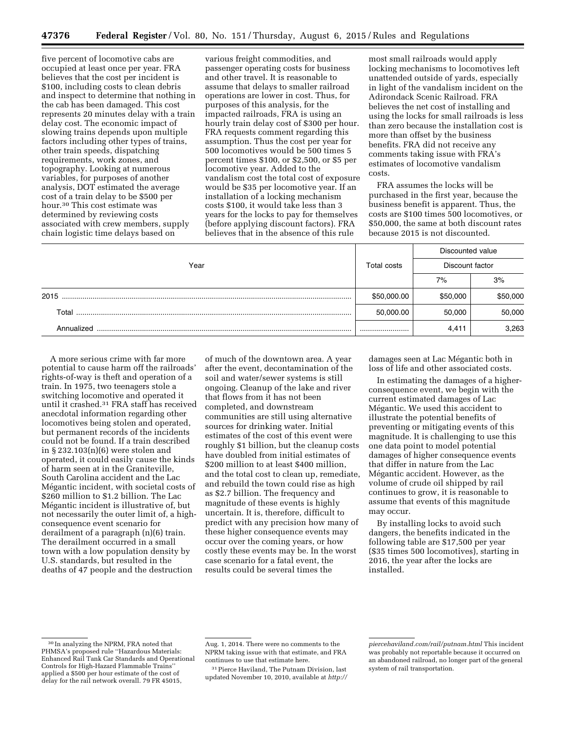five percent of locomotive cabs are occupied at least once per year. FRA believes that the cost per incident is $100, including costs to clean debris and inspect to determine that nothing in the cab has been damaged. This cost represents 20 minutes delay with a train delay cost. The economic impact of slowing trains depends upon multiple factors including other types of trains, other train speeds, dispatching requirements, work zones, and topography. Looking at numerous variables, for purposes of another analysis, DOT estimated the average cost of a train delay to be $500 per hour.[30] This cost estimate was determined by reviewing costs associated with crew members, supply chain logistic time delays based on various freight commodities, and passenger operating costs for business and other travel. It is reasonable to assume that delays to smaller railroad operations are lower in cost. Thus, for purposes of this analysis, for the impacted railroads, FRA is using an hourly train delay cost of $300 per hour. FRA requests comment regarding this assumption. Thus the cost per year for 500 locomotives would be 500 times 5 percent times $100, or $2,500, or $5 per locomotive year. Added to the vandalism cost the total cost of exposure would be $35 per locomotive year. If an installation of a locking mechanism costs $100, it would take less than 3 years for the locks to pay for themselves (before applying discount factors). FRA believes that in the absence of this rule most small railroads would apply locking mechanisms to locomotives left unattended outside of yards, especially in light of the vandalism incident on the Adirondack Scenic Railroad. FRA believes the net cost of installing and using the locks for small railroads is less than zero because the installation cost is more than offset by the business benefits. FRA did not receive any comments taking issue with FRA's estimates of locomotive vandalism costs.

FRA assumes the locks will be purchased in the first year, because the business benefit is apparent. Thus, the costs are $100 times 500 locomotives, or $50,000, the same at both discount rates because 2015 is not discounted.

| Year | Total costs | Discounted value | |
|---|---|---|---|
| | | Discount factor | |
| | | 7% | 3% |
| 2015 | $50,000.00 | $50,000 | $50,000 |
| Total | 50,000.00 | 50,000 | 50,000 |
| Annualized | | 4,411 | 3,263 |

A more serious crime with far more potential to cause harm off the railroads' rights-of-way is theft and operation of a train. In 1975, two teenagers stole a switching locomotive and operated it until it crashed.[31] FRA staff has received anecdotal information regarding other locomotives being stolen and operated, but permanent records of the incidents could not be found. If a train described in § 232.103(n)(6) were stolen and operated, it could easily cause the kinds of harm seen at in the Graniteville, South Carolina accident and the Lac Mégantic incident, with societal costs of $260 million to $1.2 billion. The Lac Mégantic incident is illustrative of, but not necessarily the outer limit of, a high-consequence event scenario for derailment of a paragraph (n)(6) train. The derailment occurred in a small town with a low population density by U.S. standards, but resulted in the deaths of 47 people and the destruction of much of the downtown area. A year after the event, decontamination of the soil and water/sewer systems is still ongoing. Cleanup of the lake and river that flows from it has not been completed, and downstream communities are still using alternative sources for drinking water. Initial estimates of the cost of this event were roughly $1 billion, but the cleanup costs have doubled from initial estimates of $200 million to at least $400 million, and the total cost to clean up, remediate, and rebuild the town could rise as high as $2.7 billion. The frequency and magnitude of these events is highly uncertain. It is, therefore, difficult to predict with any precision how many of these higher consequence events may occur over the coming years, or how costly these events may be. In the worst case scenario for a fatal event, the results could be several times the damages seen at Lac Mégantic both in loss of life and other associated costs.

In estimating the damages of a higher-consequence event, we begin with the current estimated damages of Lac Mégantic. We used this accident to illustrate the potential benefits of preventing or mitigating events of this magnitude. It is challenging to use this one data point to model potential damages of higher consequence events that differ in nature from the Lac Mégantic accident. However, as the volume of crude oil shipped by rail continues to grow, it is reasonable to assume that events of this magnitude may occur.

By installing locks to avoid such dangers, the benefits indicated in the following table are $17,500 per year ($35 times 500 locomotives), starting in 2016, the year after the locks are installed.

[30] In analyzing the NPRM, FRA noted that PHMSA's proposed rule "Hazardous Materials: Enhanced Rail Tank Car Standards and Operational Controls for High-Hazard Flammable Trains" applied a $500 per hour estimate of the cost of delay for the rail network overall. 79 FR 45015, Aug. 1, 2014. There were no comments to the NPRM taking issue with that estimate, and FRA continues to use that estimate here.

[31] Pierce Haviland, The Putnam Division, last updated November 10, 2010, available at *http://piercehaviland.com/rail/putnam.html* This incident was probably not reportable because it occurred on an abandoned railroad, no longer part of the general system of rail transportation.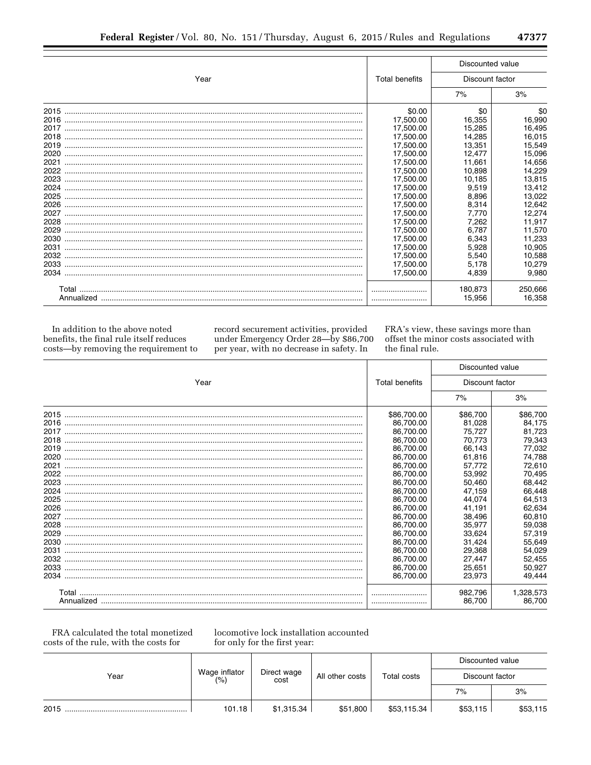| Year | Total benefits | Discounted value | |
|---|---|---|---|
| | | Discount factor | |
| | | 7% | 3% |
| 2015 | $0.00 | $0 | $0 |
| 2016 | 17,500.00 | 16,355 | 16,990 |
| 2017 | 17,500.00 | 15,285 | 16,495 |
| 2018 | 17,500.00 | 14,285 | 16,015 |
| 2019 | 17,500.00 | 13,351 | 15,549 |
| 2020 | 17,500.00 | 12,477 | 15,096 |
| 2021 | 17,500.00 | 11,661 | 14,656 |
| 2022 | 17,500.00 | 10,898 | 14,229 |
| 2023 | 17,500.00 | 10,185 | 13,815 |
| 2024 | 17,500.00 | 9,519 | 13,412 |
| 2025 | 17,500.00 | 8,896 | 13,022 |
| 2026 | 17,500.00 | 8,314 | 12,642 |
| 2027 | 17,500.00 | 7,770 | 12,274 |
| 2028 | 17,500.00 | 7,262 | 11,917 |
| 2029 | 17,500.00 | 6,787 | 11,570 |
| 2030 | 17,500.00 | 6,343 | 11,233 |
| 2031 | 17,500.00 | 5,928 | 10,905 |
| 2032 | 17,500.00 | 5,540 | 10,588 |
| 2033 | 17,500.00 | 5,178 | 10,279 |
| 2034 | 17,500.00 | 4,839 | 9,980 |
| Total | | 180,873 | 250,666 |
| Annualized | | 15,956 | 16,358 |

In addition to the above noted benefits, the final rule itself reduces costs—by removing the requirement to record securement activities, provided under Emergency Order 28—by $86,700 per year, with no decrease in safety. In FRA's view, these savings more than offset the minor costs associated with the final rule.

| Year | Total benefits | Discounted value | |
|---|---|---|---|
| | | Discount factor | |
| | | 7% | 3% |
| 2015 | $86,700.00 | $86,700 | $86,700 |
| 2016 | 86,700.00 | 81,028 | 84,175 |
| 2017 | 86,700.00 | 75,727 | 81,723 |
| 2018 | 86,700.00 | 70,773 | 79,343 |
| 2019 | 86,700.00 | 66,143 | 77,032 |
| 2020 | 86,700.00 | 61,816 | 74,788 |
| 2021 | 86,700.00 | 57,772 | 72,610 |
| 2022 | 86,700.00 | 53,992 | 70,495 |
| 2023 | 86,700.00 | 50,460 | 68,442 |
| 2024 | 86,700.00 | 47,159 | 66,448 |
| 2025 | 86,700.00 | 44,074 | 64,513 |
| 2026 | 86,700.00 | 41,191 | 62,634 |
| 2027 | 86,700.00 | 38,496 | 60,810 |
| 2028 | 86,700.00 | 35,977 | 59,038 |
| 2029 | 86,700.00 | 33,624 | 57,319 |
| 2030 | 86,700.00 | 31,424 | 55,649 |
| 2031 | 86,700.00 | 29,368 | 54,029 |
| 2032 | 86,700.00 | 27,447 | 52,455 |
| 2033 | 86,700.00 | 25,651 | 50,927 |
| 2034 | 86,700.00 | 23,973 | 49,444 |
| Total | | 982,796 | 1,328,573 |
| Annualized | | 86,700 | 86,700 |

FRA calculated the total monetized costs of the rule, with the costs for locomotive lock installation accounted for only for the first year:

| Year | Wage inflator (%) | Direct wage cost | All other costs | Total costs | Discounted value | |
|---|---|---|---|---|---|---|
| | | | | | Discount factor | |
| | | | | | 7% | 3% |
| 2015 | 101.18 | $1,315.34 | $51,800 | $53,115.34 | $53,115 | $53,115 |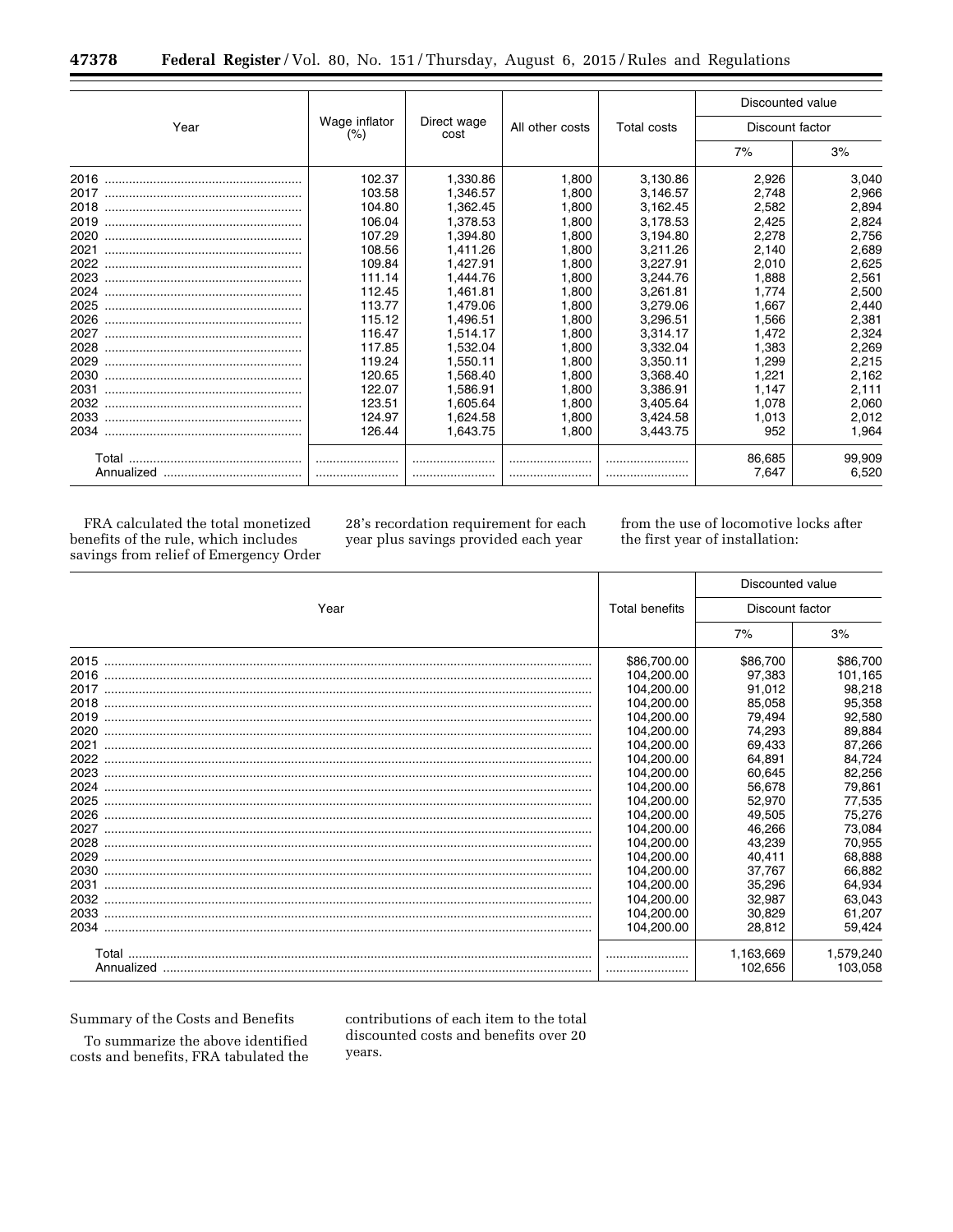| Year | Wage inflator (%) | Direct wage cost | All other costs | Total costs | Discounted value | |
|---|---|---|---|---|---|---|
| | | | | | Discount factor | |
| | | | | | 7% | 3% |
| 2016 | 102.37 | 1,330.86 | 1,800 | 3,130.86 | 2,926 | 3,040 |
| 2017 | 103.58 | 1,346.57 | 1,800 | 3,146.57 | 2,748 | 2,966 |
| 2018 | 104.80 | 1,362.45 | 1,800 | 3,162.45 | 2,582 | 2,894 |
| 2019 | 106.04 | 1,378.53 | 1,800 | 3,178.53 | 2,425 | 2,824 |
| 2020 | 107.29 | 1,394.80 | 1,800 | 3,194.80 | 2,278 | 2,756 |
| 2021 | 108.56 | 1,411.26 | 1,800 | 3,211.26 | 2,140 | 2,689 |
| 2022 | 109.84 | 1,427.91 | 1,800 | 3,227.91 | 2,010 | 2,625 |
| 2023 | 111.14 | 1,444.76 | 1,800 | 3,244.76 | 1,888 | 2,561 |
| 2024 | 112.45 | 1,461.81 | 1,800 | 3,261.81 | 1,774 | 2,500 |
| 2025 | 113.77 | 1,479.06 | 1,800 | 3,279.06 | 1,667 | 2,440 |
| 2026 | 115.12 | 1,496.51 | 1,800 | 3,296.51 | 1,566 | 2,381 |
| 2027 | 116.47 | 1,514.17 | 1,800 | 3,314.17 | 1,472 | 2,324 |
| 2028 | 117.85 | 1,532.04 | 1,800 | 3,332.04 | 1,383 | 2,269 |
| 2029 | 119.24 | 1,550.11 | 1,800 | 3,350.11 | 1,299 | 2,215 |
| 2030 | 120.65 | 1,568.40 | 1,800 | 3,368.40 | 1,221 | 2,162 |
| 2031 | 122.07 | 1,586.91 | 1,800 | 3,386.91 | 1,147 | 2,111 |
| 2032 | 123.51 | 1,605.64 | 1,800 | 3,405.64 | 1,078 | 2,060 |
| 2033 | 124.97 | 1,624.58 | 1,800 | 3,424.58 | 1,013 | 2,012 |
| 2034 | 126.44 | 1,643.75 | 1,800 | 3,443.75 | 952 | 1,964 |
| Total | | | | | 86,685 | 99,909 |
| Annualized | | | | | 7,647 | 6,520 |

FRA calculated the total monetized benefits of the rule, which includes savings from relief of Emergency Order 28's recordation requirement for each year plus savings provided each year from the use of locomotive locks after the first year of installation:

| Year | Total benefits | Discounted value | |
|---|---|---|---|
| | | Discount factor | |
| | | 7% | 3% |
| 2015 | $86,700.00 | $86,700 | $86,700 |
| 2016 | 104,200.00 | 97,383 | 101,165 |
| 2017 | 104,200.00 | 91,012 | 98,218 |
| 2018 | 104,200.00 | 85,058 | 95,358 |
| 2019 | 104,200.00 | 79,494 | 92,580 |
| 2020 | 104,200.00 | 74,293 | 89,884 |
| 2021 | 104,200.00 | 69,433 | 87,266 |
| 2022 | 104,200.00 | 64,891 | 84,724 |
| 2023 | 104,200.00 | 60,645 | 82,256 |
| 2024 | 104,200.00 | 56,678 | 79,861 |
| 2025 | 104,200.00 | 52,970 | 77,535 |
| 2026 | 104,200.00 | 49,505 | 75,276 |
| 2027 | 104,200.00 | 46,266 | 73,084 |
| 2028 | 104,200.00 | 43,239 | 70,955 |
| 2029 | 104,200.00 | 40,411 | 68,888 |
| 2030 | 104,200.00 | 37,767 | 66,882 |
| 2031 | 104,200.00 | 35,296 | 64,934 |
| 2032 | 104,200.00 | 32,987 | 63,043 |
| 2033 | 104,200.00 | 30,829 | 61,207 |
| 2034 | 104,200.00 | 28,812 | 59,424 |
| Total | | 1,163,669 | 1,579,240 |
| Annualized | | 102,656 | 103,058 |

Summary of the Costs and Benefits

To summarize the above identified costs and benefits, FRA tabulated the contributions of each item to the total discounted costs and benefits over 20 years.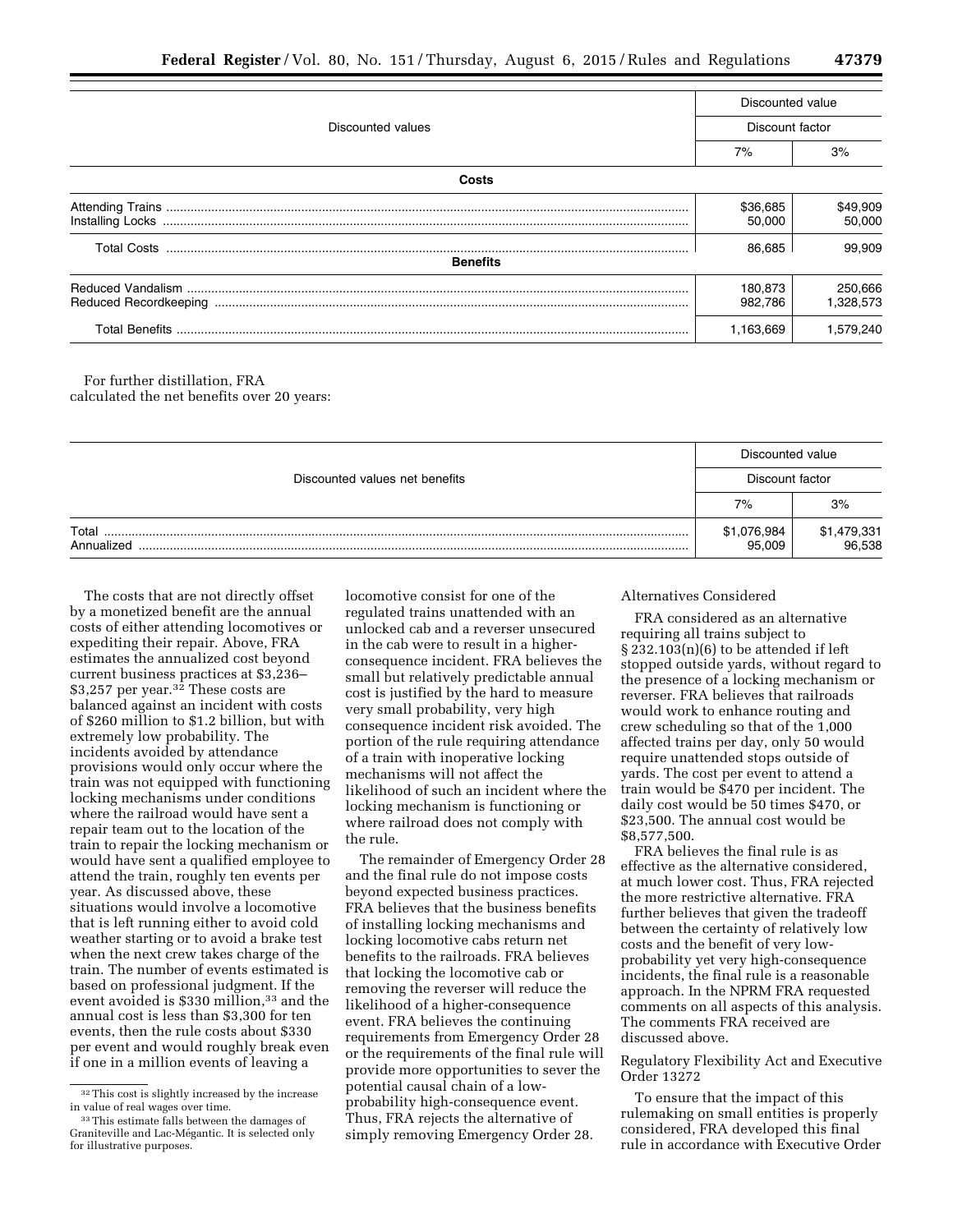| Discounted values | Discounted value | |
|---|---|---|
| | Discount factor | |
| | 7% | 3% |
| **Costs** | | |
| Attending Trains | $36,685 | $49,909 |
| Installing Locks | 50,000 | 50,000 |
| Total Costs | 86,685 | 99,909 |
| **Benefits** | | |
| Reduced Vandalism | 180,873 | 250,666 |
| Reduced Recordkeeping | 982,786 | 1,328,573 |
| Total Benefits | 1,163,669 | 1,579,240 |

For further distillation, FRA calculated the net benefits over 20 years:

| Discounted values net benefits | Discounted value | |
|---|---|---|
| | Discount factor | |
| | 7% | 3% |
| Total | $1,076,984 | $1,479,331 |
| Annualized | 95,009 | 96,538 |

The costs that are not directly offset by a monetized benefit are the annual costs of either attending locomotives or expediting their repair. Above, FRA estimates the annualized cost beyond current business practices at $3,236–$3,257 per year.[32] These costs are balanced against an incident with costs of $260 million to $1.2 billion, but with extremely low probability. The incidents avoided by attendance provisions would only occur where the train was not equipped with functioning locking mechanisms under conditions where the railroad would have sent a repair team out to the location of the train to repair the locking mechanism or would have sent a qualified employee to attend the train, roughly ten events per year. As discussed above, these situations would involve a locomotive that is left running either to avoid cold weather starting or to avoid a brake test when the next crew takes charge of the train. The number of events estimated is based on professional judgment. If the event avoided is $330 million,[33] and the annual cost is less than $3,300 for ten events, then the rule costs about $330 per event and would roughly break even if one in a million events of leaving a locomotive consist for one of the regulated trains unattended with an unlocked cab and a reverser unsecured in the cab were to result in a higher-consequence incident. FRA believes the small but relatively predictable annual cost is justified by the hard to measure very small probability, very high consequence incident risk avoided. The portion of the rule requiring attendance of a train with inoperative locking mechanisms will not affect the likelihood of such an incident where the locking mechanism is functioning or where railroad does not comply with the rule.

The remainder of Emergency Order 28 and the final rule do not impose costs beyond expected business practices. FRA believes that the business benefits of installing locking mechanisms and locking locomotive cabs return net benefits to the railroads. FRA believes that locking the locomotive cab or removing the reverser will reduce the likelihood of a higher-consequence event. FRA believes the continuing requirements from Emergency Order 28 or the requirements of the final rule will provide more opportunities to sever the potential causal chain of a low-probability high-consequence event. Thus, FRA rejects the alternative of simply removing Emergency Order 28.

Alternatives Considered

FRA considered as an alternative requiring all trains subject to § 232.103(n)(6) to be attended if left stopped outside yards, without regard to the presence of a locking mechanism or reverser. FRA believes that railroads would work to enhance routing and crew scheduling so that of the 1,000 affected trains per day, only 50 would require unattended stops outside of yards. The cost per event to attend a train would be $470 per incident. The daily cost would be 50 times $470, or $23,500. The annual cost would be $8,577,500.

FRA believes the final rule is as effective as the alternative considered, at much lower cost. Thus, FRA rejected the more restrictive alternative. FRA further believes that given the tradeoff between the certainty of relatively low costs and the benefit of very low-probability yet very high-consequence incidents, the final rule is a reasonable approach. In the NPRM FRA requested comments on all aspects of this analysis. The comments FRA received are discussed above.

Regulatory Flexibility Act and Executive Order 13272

To ensure that the impact of this rulemaking on small entities is properly considered, FRA developed this final rule in accordance with Executive Order

[32] This cost is slightly increased by the increase in value of real wages over time.

[33] This estimate falls between the damages of Graniteville and Lac-Mégantic. It is selected only for illustrative purposes.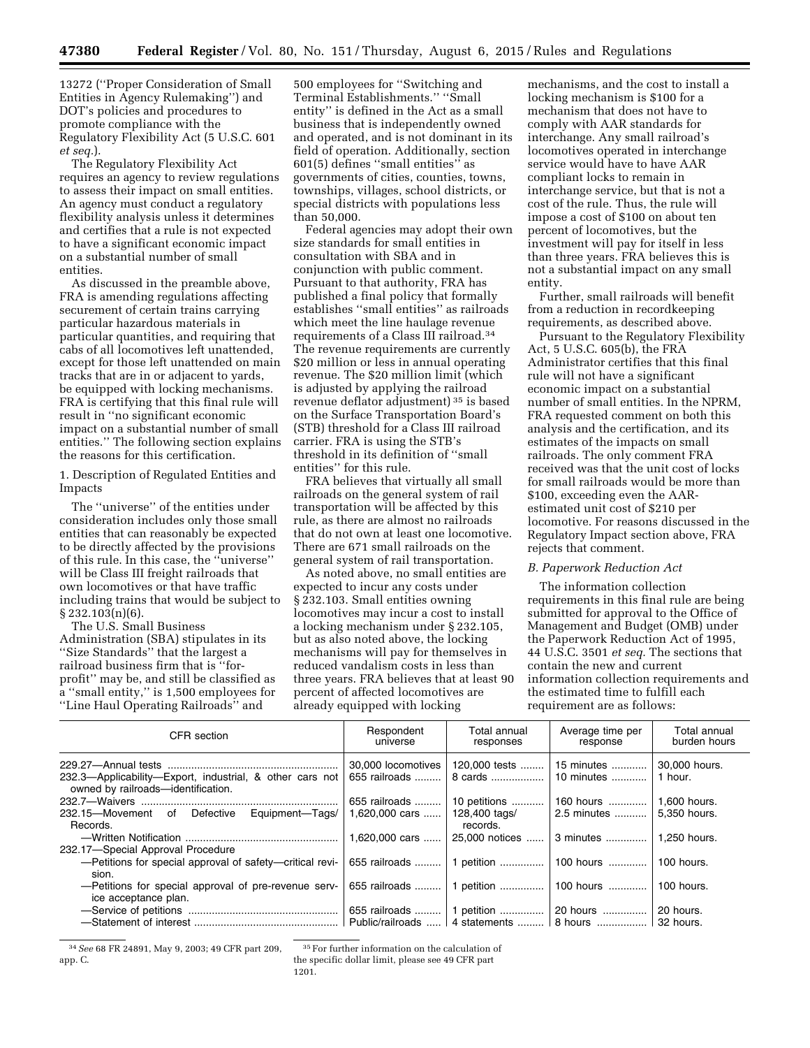13272 (''Proper Consideration of Small Entities in Agency Rulemaking'') and DOT's policies and procedures to promote compliance with the Regulatory Flexibility Act (5 U.S.C. 601 *et seq.*).

The Regulatory Flexibility Act requires an agency to review regulations to assess their impact on small entities. An agency must conduct a regulatory flexibility analysis unless it determines and certifies that a rule is not expected to have a significant economic impact on a substantial number of small entities.

As discussed in the preamble above, FRA is amending regulations affecting securement of certain trains carrying particular hazardous materials in particular quantities, and requiring that cabs of all locomotives left unattended, except for those left unattended on main tracks that are in or adjacent to yards, be equipped with locking mechanisms. FRA is certifying that this final rule will result in ''no significant economic impact on a substantial number of small entities.'' The following section explains the reasons for this certification.

1. Description of Regulated Entities and Impacts

The ''universe'' of the entities under consideration includes only those small entities that can reasonably be expected to be directly affected by the provisions of this rule. In this case, the ''universe'' will be Class III freight railroads that own locomotives or that have traffic including trains that would be subject to § 232.103(n)(6).

The U.S. Small Business Administration (SBA) stipulates in its ''Size Standards'' that the largest a railroad business firm that is ''for-profit'' may be, and still be classified as a ''small entity,'' is 1,500 employees for ''Line Haul Operating Railroads'' and 500 employees for ''Switching and Terminal Establishments.'' ''Small entity'' is defined in the Act as a small business that is independently owned and operated, and is not dominant in its field of operation. Additionally, section 601(5) defines ''small entities'' as governments of cities, counties, towns, townships, villages, school districts, or special districts with populations less than 50,000.

Federal agencies may adopt their own size standards for small entities in consultation with SBA and in conjunction with public comment. Pursuant to that authority, FRA has published a final policy that formally establishes ''small entities'' as railroads which meet the line haulage revenue requirements of a Class III railroad.[34] The revenue requirements are currently $20 million or less in annual operating revenue. The $20 million limit (which is adjusted by applying the railroad revenue deflator adjustment)[35] is based on the Surface Transportation Board's (STB) threshold for a Class III railroad carrier. FRA is using the STB's threshold in its definition of ''small entities'' for this rule.

FRA believes that virtually all small railroads on the general system of rail transportation will be affected by this rule, as there are almost no railroads that do not own at least one locomotive. There are 671 small railroads on the general system of rail transportation.

As noted above, no small entities are expected to incur any costs under § 232.103. Small entities owning locomotives may incur a cost to install a locking mechanism under § 232.105, but as also noted above, the locking mechanisms will pay for themselves in reduced vandalism costs in less than three years. FRA believes that at least 90 percent of affected locomotives are already equipped with locking mechanisms, and the cost to install a locking mechanism is $100 for a mechanism that does not have to comply with AAR standards for interchange. Any small railroad's locomotives operated in interchange service would have to have AAR compliant locks to remain in interchange service, but that is not a cost of the rule. Thus, the rule will impose a cost of $100 on about ten percent of locomotives, but the investment will pay for itself in less than three years. FRA believes this is not a substantial impact on any small entity.

Further, small railroads will benefit from a reduction in recordkeeping requirements, as described above.

Pursuant to the Regulatory Flexibility Act, 5 U.S.C. 605(b), the FRA Administrator certifies that this final rule will not have a significant economic impact on a substantial number of small entities. In the NPRM, FRA requested comment on both this analysis and the certification, and its estimates of the impacts on small railroads. The only comment FRA received was that the unit cost of locks for small railroads would be more than $100, exceeding even the AAR-estimated unit cost of $210 per locomotive. For reasons discussed in the Regulatory Impact section above, FRA rejects that comment.

### *B. Paperwork Reduction Act*

The information collection requirements in this final rule are being submitted for approval to the Office of Management and Budget (OMB) under the Paperwork Reduction Act of 1995, 44 U.S.C. 3501 *et seq.* The sections that contain the new and current information collection requirements and the estimated time to fulfill each requirement are as follows:

| CFR section | Respondent universe | Total annual responses | Average time per response | Total annual burden hours |
|---|---|---|---|---|
| 229.27—Annual tests | 30,000 locomotives | 120,000 tests | 15 minutes | 30,000 hours. |
| 232.3—Applicability—Export, industrial, & other cars not owned by railroads—identification. | 655 railroads | 8 cards | 10 minutes | 1 hour. |
| 232.7—Waivers | 655 railroads | 10 petitions | 160 hours | 1,600 hours. |
| 232.15—Movement of Defective Equipment—Tags/Records. | 1,620,000 cars | 128,400 tags/records. | 2.5 minutes | 5,350 hours. |
| —Written Notification | 1,620,000 cars | 25,000 notices | 3 minutes | 1,250 hours. |
| 232.17—Special Approval Procedure | | | | |
| —Petitions for special approval of safety—critical revision. | 655 railroads | 1 petition | 100 hours | 100 hours. |
| —Petitions for special approval of pre-revenue service acceptance plan. | 655 railroads | 1 petition | 100 hours | 100 hours. |
| —Service of petitions | 655 railroads | 1 petition | 20 hours | 20 hours. |
| —Statement of interest | Public/railroads | 4 statements | 8 hours | 32 hours. |

[34] *See* 68 FR 24891, May 9, 2003; 49 CFR part 209, app. C.

[35] For further information on the calculation of the specific dollar limit, please see 49 CFR part 1201.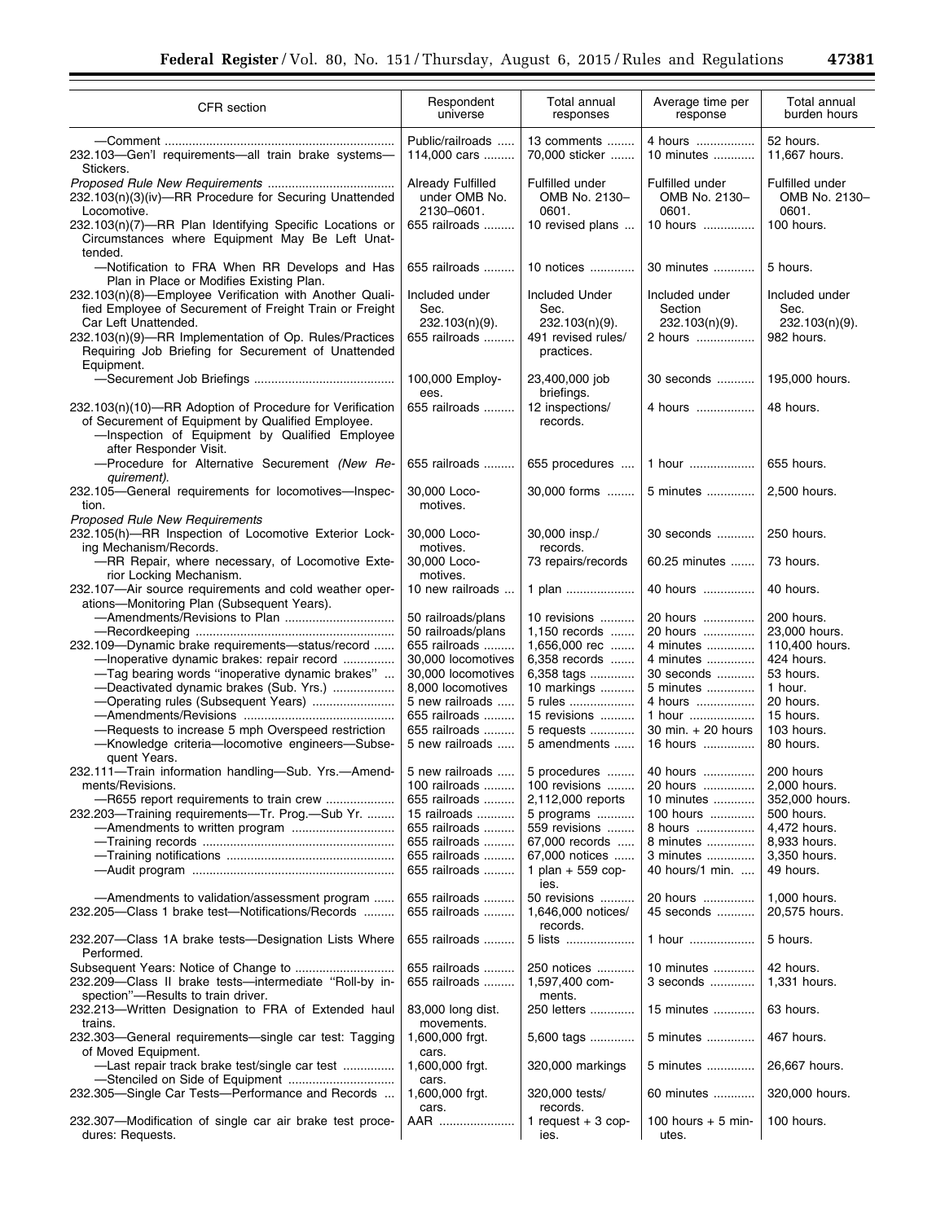| CFR section | Respondent universe | Total annual responses | Average time per response | Total annual burden hours |
|---|---|---|---|---|
| —Comment | Public/railroads | 13 comments | 4 hours | 52 hours. |
| 232.103—Gen'l requirements—all train brake systems—Stickers. | 114,000 cars | 70,000 sticker | 10 minutes | 11,667 hours. |
| *Proposed Rule New Requirements* | Already Fulfilled under OMB No. 2130–0601. | Fulfilled under OMB No. 2130–0601. | Fulfilled under OMB No. 2130–0601. | Fulfilled under OMB No. 2130–0601. |
| 232.103(n)(3)(iv)—RR Procedure for Securing Unattended Locomotive. | | | | |
| 232.103(n)(7)—RR Plan Identifying Specific Locations or Circumstances where Equipment May Be Left Unattended. | 655 railroads | 10 revised plans | 10 hours | 100 hours. |
| —Notification to FRA When RR Develops and Has Plan in Place or Modifies Existing Plan. | 655 railroads | 10 notices | 30 minutes | 5 hours. |
| 232.103(n)(8)—Employee Verification with Another Qualified Employee of Securement of Freight Train or Freight Car Left Unattended. | Included under Sec. 232.103(n)(9). | Included Under Sec. 232.103(n)(9). | Included under Section 232.103(n)(9). | Included under Sec. 232.103(n)(9). |
| 232.103(n)(9)—RR Implementation of Op. Rules/Practices Requiring Job Briefing for Securement of Unattended Equipment. | 655 railroads | 491 revised rules/practices. | 2 hours | 982 hours. |
| —Securement Job Briefings | 100,000 Employees. | 23,400,000 job briefings. | 30 seconds | 195,000 hours. |
| 232.103(n)(10)—RR Adoption of Procedure for Verification of Securement of Equipment by Qualified Employee. —Inspection of Equipment by Qualified Employee after Responder Visit. | 655 railroads | 12 inspections/records. | 4 hours | 48 hours. |
| —Procedure for Alternative Securement *(New Requirement).* | 655 railroads | 655 procedures | 1 hour | 655 hours. |
| 232.105—General requirements for locomotives—Inspection. | 30,000 Locomotives. | 30,000 forms | 5 minutes | 2,500 hours. |
| *Proposed Rule New Requirements* | | | | |
| 232.105(h)—RR Inspection of Locomotive Exterior Locking Mechanism/Records. | 30,000 Locomotives. | 30,000 insp./records. | 30 seconds | 250 hours. |
| —RR Repair, where necessary, of Locomotive Exterior Locking Mechanism. | 30,000 Locomotives. | 73 repairs/records | 60.25 minutes | 73 hours. |
| 232.107—Air source requirements and cold weather operations—Monitoring Plan (Subsequent Years). | 10 new railroads | 1 plan | 40 hours | 40 hours. |
| —Amendments/Revisions to Plan | 50 railroads/plans | 10 revisions | 20 hours | 200 hours. |
| —Recordkeeping | 50 railroads/plans | 1,150 records | 20 hours | 23,000 hours. |
| 232.109—Dynamic brake requirements—status/record | 655 railroads | 1,656,000 rec | 4 minutes | 110,400 hours. |
| —Inoperative dynamic brakes: repair record | 30,000 locomotives | 6,358 records | 4 minutes | 424 hours. |
| —Tag bearing words "inoperative dynamic brakes" | 30,000 locomotives | 6,358 tags | 30 seconds | 53 hours. |
| —Deactivated dynamic brakes (Sub. Yrs.) | 8,000 locomotives | 10 markings | 5 minutes | 1 hour. |
| —Operating rules (Subsequent Years) | 5 new railroads | 5 rules | 4 hours | 20 hours. |
| —Amendments/Revisions | 655 railroads | 15 revisions | 1 hour | 15 hours. |
| —Requests to increase 5 mph Overspeed restriction | 655 railroads | 5 requests | 30 min. + 20 hours | 103 hours. |
| —Knowledge criteria—locomotive engineers—Subsequent Years. | 5 new railroads | 5 amendments | 16 hours | 80 hours. |
| 232.111—Train information handling—Sub. Yrs.—Amendments/Revisions. | 5 new railroads | 5 procedures | 40 hours | 200 hours |
| | 100 railroads | 100 revisions | 20 hours | 2,000 hours. |
| —R655 report requirements to train crew | 655 railroads | 2,112,000 reports | 10 minutes | 352,000 hours. |
| 232.203—Training requirements—Tr. Prog.—Sub Yr. | 15 railroads | 5 programs | 100 hours | 500 hours. |
| —Amendments to written program | 655 railroads | 559 revisions | 8 hours | 4,472 hours. |
| —Training records | 655 railroads | 67,000 records | 8 minutes | 8,933 hours. |
| —Training notifications | 655 railroads | 67,000 notices | 3 minutes | 3,350 hours. |
| —Audit program | 655 railroads | 1 plan + 559 copies. | 40 hours/1 min. | 49 hours. |
| —Amendments to validation/assessment program | 655 railroads | 50 revisions | 20 hours | 1,000 hours. |
| 232.205—Class 1 brake test—Notifications/Records | 655 railroads | 1,646,000 notices/records. | 45 seconds | 20,575 hours. |
| 232.207—Class 1A brake tests—Designation Lists Where Performed. | 655 railroads | 5 lists | 1 hour | 5 hours. |
| Subsequent Years: Notice of Change to | 655 railroads | 250 notices | 10 minutes | 42 hours. |
| 232.209—Class II brake tests—intermediate "Roll-by inspection"—Results to train driver. | 655 railroads | 1,597,400 comments. | 3 seconds | 1,331 hours. |
| 232.213—Written Designation to FRA of Extended haul trains. | 83,000 long dist. movements. | 250 letters | 15 minutes | 63 hours. |
| 232.303—General requirements—single car test: Tagging of Moved Equipment. | 1,600,000 frgt. cars. | 5,600 tags | 5 minutes | 467 hours. |
| —Last repair track brake test/single car test —Stenciled on Side of Equipment | 1,600,000 frgt. cars. | 320,000 markings | 5 minutes | 26,667 hours. |
| 232.305—Single Car Tests—Performance and Records | 1,600,000 frgt. cars. | 320,000 tests/records. | 60 minutes | 320,000 hours. |
| 232.307—Modification of single car air brake test procedures: Requests. | AAR | 1 request + 3 copies. | 100 hours + 5 minutes. | 100 hours. |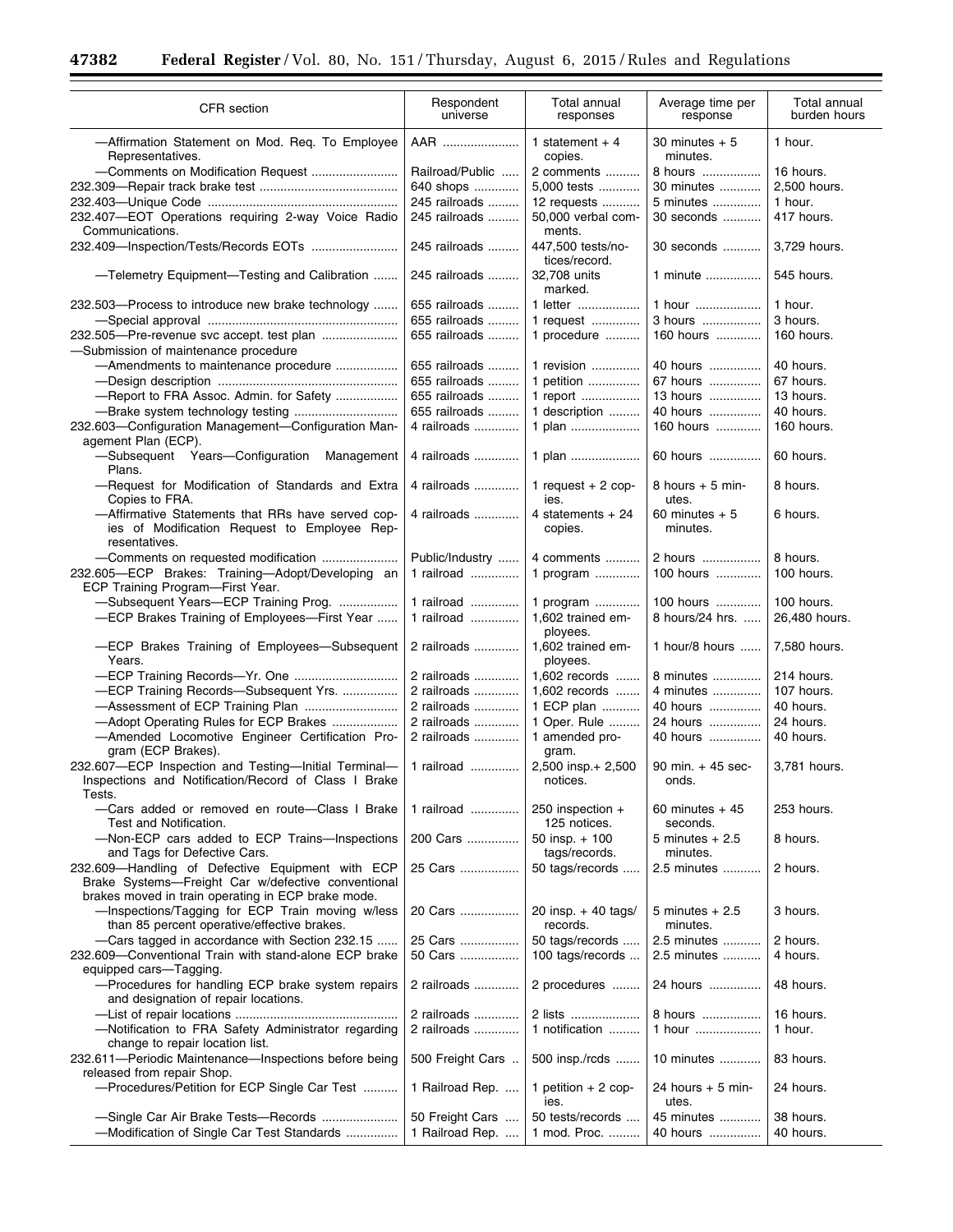| CFR section | Respondent universe | Total annual responses | Average time per response | Total annual burden hours |
|---|---|---|---|---|
| —Affirmation Statement on Mod. Req. To Employee Representatives. | AAR | 1 statement + 4 copies. | 30 minutes + 5 minutes. | 1 hour. |
| —Comments on Modification Request | Railroad/Public | 2 comments | 8 hours | 16 hours. |
| 232.309—Repair track brake test | 640 shops | 5,000 tests | 30 minutes | 2,500 hours. |
| 232.403—Unique Code | 245 railroads | 12 requests | 5 minutes | 1 hour. |
| 232.407—EOT Operations requiring 2-way Voice Radio Communications. | 245 railroads | 50,000 verbal comments. | 30 seconds | 417 hours. |
| 232.409—Inspection/Tests/Records EOTs | 245 railroads | 447,500 tests/notices/record. | 30 seconds | 3,729 hours. |
| —Telemetry Equipment—Testing and Calibration | 245 railroads | 32,708 units marked. | 1 minute | 545 hours. |
| 232.503—Process to introduce new brake technology | 655 railroads | 1 letter | 1 hour | 1 hour. |
| —Special approval | 655 railroads | 1 request | 3 hours | 3 hours. |
| 232.505—Pre-revenue svc accept. test plan | 655 railroads | 1 procedure | 160 hours | 160 hours. |
| —Submission of maintenance procedure | | | | |
| —Amendments to maintenance procedure | 655 railroads | 1 revision | 40 hours | 40 hours. |
| —Design description | 655 railroads | 1 petition | 67 hours | 67 hours. |
| —Report to FRA Assoc. Admin. for Safety | 655 railroads | 1 report | 13 hours | 13 hours. |
| —Brake system technology testing | 655 railroads | 1 description | 40 hours | 40 hours. |
| 232.603—Configuration Management—Configuration Management Plan (ECP). | 4 railroads | 1 plan | 160 hours | 160 hours. |
| —Subsequent Years—Configuration Management Plans. | 4 railroads | 1 plan | 60 hours | 60 hours. |
| —Request for Modification of Standards and Extra Copies to FRA. | 4 railroads | 1 request + 2 copies. | 8 hours + 5 minutes. | 8 hours. |
| —Affirmative Statements that RRs have served copies of Modification Request to Employee Representatives. | 4 railroads | 4 statements + 24 copies. | 60 minutes + 5 minutes. | 6 hours. |
| —Comments on requested modification | Public/Industry | 4 comments | 2 hours | 8 hours. |
| 232.605—ECP Brakes: Training—Adopt/Developing an ECP Training Program—First Year. | 1 railroad | 1 program | 100 hours | 100 hours. |
| —Subsequent Years—ECP Training Prog. | 1 railroad | 1 program | 100 hours | 100 hours. |
| —ECP Brakes Training of Employees—First Year | 1 railroad | 1,602 trained employees. | 8 hours/24 hrs. | 26,480 hours. |
| —ECP Brakes Training of Employees—Subsequent Years. | 2 railroads | 1,602 trained employees. | 1 hour/8 hours | 7,580 hours. |
| —ECP Training Records—Yr. One | 2 railroads | 1,602 records | 8 minutes | 214 hours. |
| —ECP Training Records—Subsequent Yrs. | 2 railroads | 1,602 records | 4 minutes | 107 hours. |
| —Assessment of ECP Training Plan | 2 railroads | 1 ECP plan | 40 hours | 40 hours. |
| —Adopt Operating Rules for ECP Brakes | 2 railroads | 1 Oper. Rule | 24 hours | 24 hours. |
| —Amended Locomotive Engineer Certification Program (ECP Brakes). | 2 railroads | 1 amended program. | 40 hours | 40 hours. |
| 232.607—ECP Inspection and Testing—Initial Terminal—Inspections and Notification/Record of Class I Brake Tests. | 1 railroad | 2,500 insp.+ 2,500 notices. | 90 min. + 45 seconds. | 3,781 hours. |
| —Cars added or removed en route—Class I Brake Test and Notification. | 1 railroad | 250 inspection + 125 notices. | 60 minutes + 45 seconds. | 253 hours. |
| —Non-ECP cars added to ECP Trains—Inspections and Tags for Defective Cars. | 200 Cars | 50 insp. + 100 tags/records. | 5 minutes + 2.5 minutes. | 8 hours. |
| 232.609—Handling of Defective Equipment with ECP Brake Systems—Freight Car w/defective conventional brakes moved in train operating in ECP brake mode. | 25 Cars | 50 tags/records | 2.5 minutes | 2 hours. |
| —Inspections/Tagging for ECP Train moving w/less than 85 percent operative/effective brakes. | 20 Cars | 20 insp. + 40 tags/records. | 5 minutes + 2.5 minutes. | 3 hours. |
| —Cars tagged in accordance with Section 232.15 | 25 Cars | 50 tags/records | 2.5 minutes | 2 hours. |
| 232.609—Conventional Train with stand-alone ECP brake equipped cars—Tagging. | 50 Cars | 100 tags/records | 2.5 minutes | 4 hours. |
| —Procedures for handling ECP brake system repairs and designation of repair locations. | 2 railroads | 2 procedures | 24 hours | 48 hours. |
| —List of repair locations | 2 railroads | 2 lists | 8 hours | 16 hours. |
| —Notification to FRA Safety Administrator regarding change to repair location list. | 2 railroads | 1 notification | 1 hour | 1 hour. |
| 232.611—Periodic Maintenance—Inspections before being released from repair Shop. | 500 Freight Cars | 500 insp./rcds | 10 minutes | 83 hours. |
| —Procedures/Petition for ECP Single Car Test | 1 Railroad Rep. | 1 petition + 2 copies. | 24 hours + 5 minutes. | 24 hours. |
| —Single Car Air Brake Tests—Records | 50 Freight Cars | 50 tests/records | 45 minutes | 38 hours. |
| —Modification of Single Car Test Standards | 1 Railroad Rep. | 1 mod. Proc. | 40 hours | 40 hours. |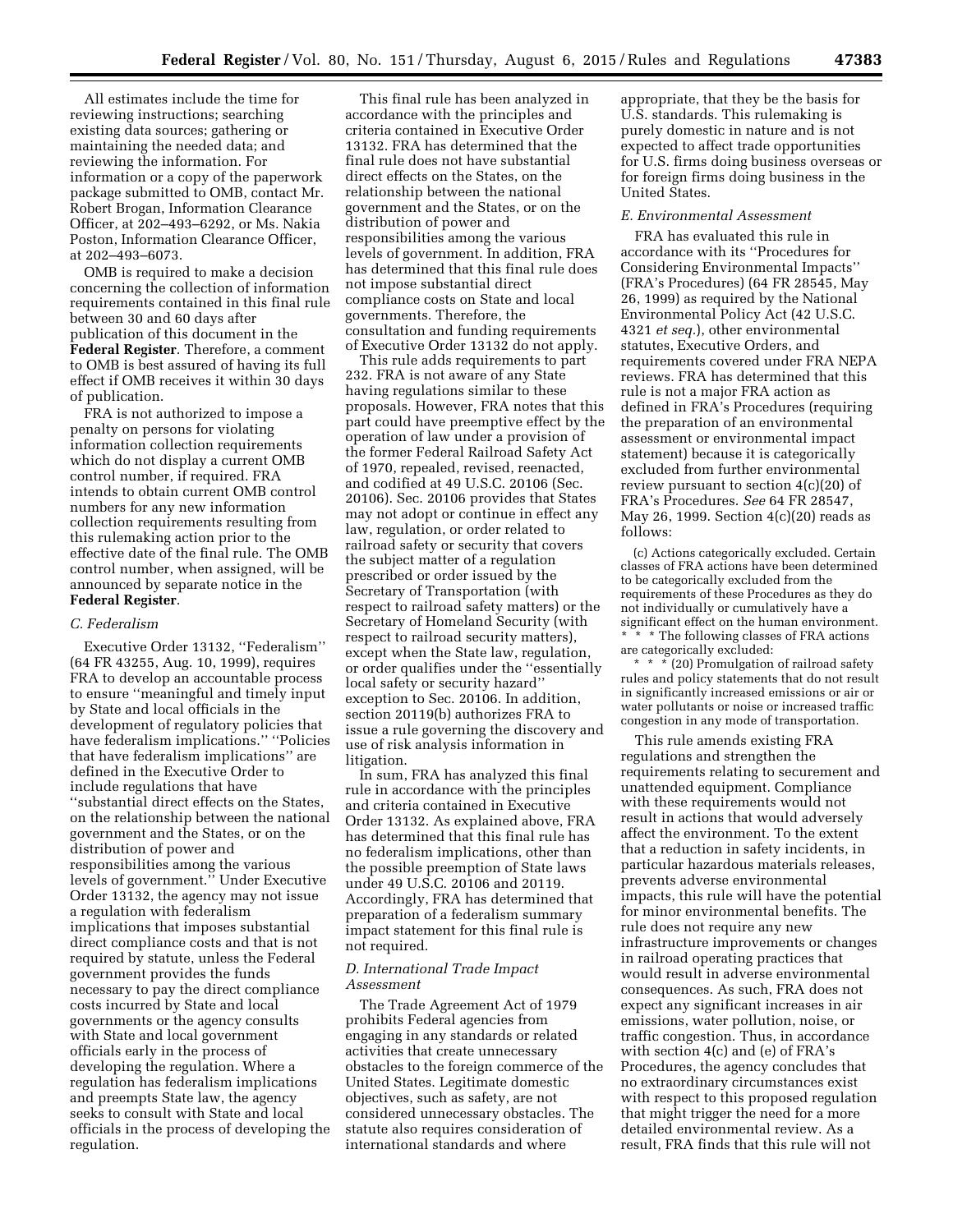All estimates include the time for reviewing instructions; searching existing data sources; gathering or maintaining the needed data; and reviewing the information. For information or a copy of the paperwork package submitted to OMB, contact Mr. Robert Brogan, Information Clearance Officer, at 202–493–6292, or Ms. Nakia Poston, Information Clearance Officer, at 202–493–6073.

OMB is required to make a decision concerning the collection of information requirements contained in this final rule between 30 and 60 days after publication of this document in the **Federal Register**. Therefore, a comment to OMB is best assured of having its full effect if OMB receives it within 30 days of publication.

FRA is not authorized to impose a penalty on persons for violating information collection requirements which do not display a current OMB control number, if required. FRA intends to obtain current OMB control numbers for any new information collection requirements resulting from this rulemaking action prior to the effective date of the final rule. The OMB control number, when assigned, will be announced by separate notice in the **Federal Register**.

### *C. Federalism*

Executive Order 13132, ''Federalism'' (64 FR 43255, Aug. 10, 1999), requires FRA to develop an accountable process to ensure ''meaningful and timely input by State and local officials in the development of regulatory policies that have federalism implications.'' ''Policies that have federalism implications'' are defined in the Executive Order to include regulations that have ''substantial direct effects on the States, on the relationship between the national government and the States, or on the distribution of power and responsibilities among the various levels of government.'' Under Executive Order 13132, the agency may not issue a regulation with federalism implications that imposes substantial direct compliance costs and that is not required by statute, unless the Federal government provides the funds necessary to pay the direct compliance costs incurred by State and local governments or the agency consults with State and local government officials early in the process of developing the regulation. Where a regulation has federalism implications and preempts State law, the agency seeks to consult with State and local officials in the process of developing the regulation.

This final rule has been analyzed in accordance with the principles and criteria contained in Executive Order 13132. FRA has determined that the final rule does not have substantial direct effects on the States, on the relationship between the national government and the States, or on the distribution of power and responsibilities among the various levels of government. In addition, FRA has determined that this final rule does not impose substantial direct compliance costs on State and local governments. Therefore, the consultation and funding requirements of Executive Order 13132 do not apply.

This rule adds requirements to part 232. FRA is not aware of any State having regulations similar to these proposals. However, FRA notes that this part could have preemptive effect by the operation of law under a provision of the former Federal Railroad Safety Act of 1970, repealed, revised, reenacted, and codified at 49 U.S.C. 20106 (Sec. 20106). Sec. 20106 provides that States may not adopt or continue in effect any law, regulation, or order related to railroad safety or security that covers the subject matter of a regulation prescribed or order issued by the Secretary of Transportation (with respect to railroad safety matters) or the Secretary of Homeland Security (with respect to railroad security matters), except when the State law, regulation, or order qualifies under the ''essentially local safety or security hazard'' exception to Sec. 20106. In addition, section 20119(b) authorizes FRA to issue a rule governing the discovery and use of risk analysis information in litigation.

In sum, FRA has analyzed this final rule in accordance with the principles and criteria contained in Executive Order 13132. As explained above, FRA has determined that this final rule has no federalism implications, other than the possible preemption of State laws under 49 U.S.C. 20106 and 20119. Accordingly, FRA has determined that preparation of a federalism summary impact statement for this final rule is not required.

### *D. International Trade Impact Assessment*

The Trade Agreement Act of 1979 prohibits Federal agencies from engaging in any standards or related activities that create unnecessary obstacles to the foreign commerce of the United States. Legitimate domestic objectives, such as safety, are not considered unnecessary obstacles. The statute also requires consideration of international standards and where appropriate, that they be the basis for U.S. standards. This rulemaking is purely domestic in nature and is not expected to affect trade opportunities for U.S. firms doing business overseas or for foreign firms doing business in the United States.

### *E. Environmental Assessment*

FRA has evaluated this rule in accordance with its ''Procedures for Considering Environmental Impacts'' (FRA's Procedures) (64 FR 28545, May 26, 1999) as required by the National Environmental Policy Act (42 U.S.C. 4321 *et seq.*), other environmental statutes, Executive Orders, and requirements covered under FRA NEPA reviews. FRA has determined that this rule is not a major FRA action as defined in FRA's Procedures (requiring the preparation of an environmental assessment or environmental impact statement) because it is categorically excluded from further environmental review pursuant to section 4(c)(20) of FRA's Procedures. *See* 64 FR 28547, May 26, 1999. Section 4(c)(20) reads as follows:

> (c) Actions categorically excluded. Certain classes of FRA actions have been determined to be categorically excluded from the requirements of these Procedures as they do not individually or cumulatively have a significant effect on the human environment. * * * The following classes of FRA actions are categorically excluded:
>
> * * * (20) Promulgation of railroad safety rules and policy statements that do not result in significantly increased emissions or air or water pollutants or noise or increased traffic congestion in any mode of transportation.

This rule amends existing FRA regulations and strengthen the requirements relating to securement and unattended equipment. Compliance with these requirements would not result in actions that would adversely affect the environment. To the extent that a reduction in safety incidents, in particular hazardous materials releases, prevents adverse environmental impacts, this rule will have the potential for minor environmental benefits. The rule does not require any new infrastructure improvements or changes in railroad operating practices that would result in adverse environmental consequences. As such, FRA does not expect any significant increases in air emissions, water pollution, noise, or traffic congestion. Thus, in accordance with section 4(c) and (e) of FRA's Procedures, the agency concludes that no extraordinary circumstances exist with respect to this proposed regulation that might trigger the need for a more detailed environmental review. As a result, FRA finds that this rule will not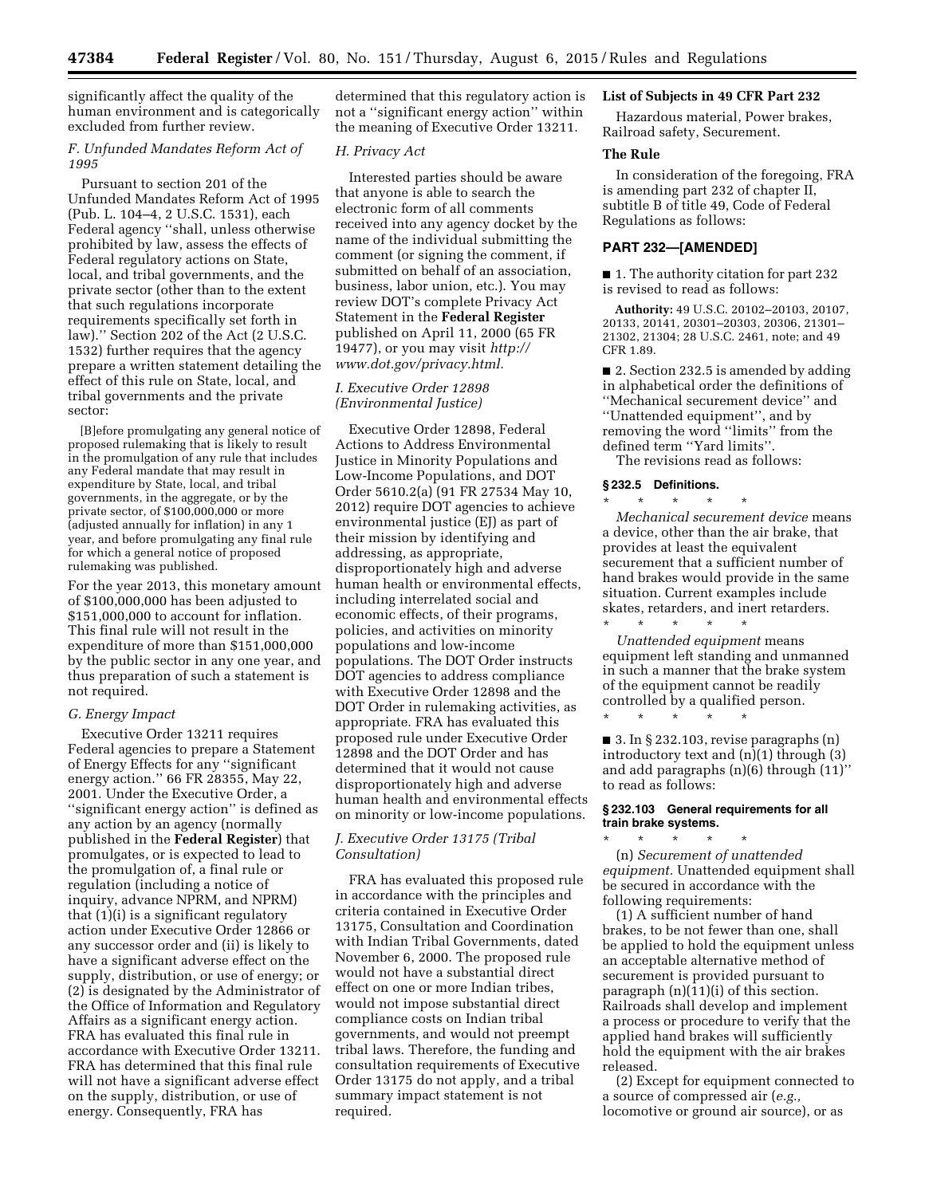significantly affect the quality of the human environment and is categorically excluded from further review.

*F. Unfunded Mandates Reform Act of 1995*

Pursuant to section 201 of the Unfunded Mandates Reform Act of 1995 (Pub. L. 104–4, 2 U.S.C. 1531), each Federal agency ''shall, unless otherwise prohibited by law, assess the effects of Federal regulatory actions on State, local, and tribal governments, and the private sector (other than to the extent that such regulations incorporate requirements specifically set forth in law).'' Section 202 of the Act (2 U.S.C. 1532) further requires that the agency prepare a written statement detailing the effect of this rule on State, local, and tribal governments and the private sector:

> [B]efore promulgating any general notice of proposed rulemaking that is likely to result in the promulgation of any rule that includes any Federal mandate that may result in expenditure by State, local, and tribal governments, in the aggregate, or by the private sector, of $100,000,000 or more (adjusted annually for inflation) in any 1 year, and before promulgating any final rule for which a general notice of proposed rulemaking was published.

For the year 2013, this monetary amount of $100,000,000 has been adjusted to $151,000,000 to account for inflation. This final rule will not result in the expenditure of more than $151,000,000 by the public sector in any one year, and thus preparation of such a statement is not required.

*G. Energy Impact*

Executive Order 13211 requires Federal agencies to prepare a Statement of Energy Effects for any ''significant energy action.'' 66 FR 28355, May 22, 2001. Under the Executive Order, a ''significant energy action'' is defined as any action by an agency (normally published in the **Federal Register**) that promulgates, or is expected to lead to the promulgation of, a final rule or regulation (including a notice of inquiry, advance NPRM, and NPRM) that (1)(i) is a significant regulatory action under Executive Order 12866 or any successor order and (ii) is likely to have a significant adverse effect on the supply, distribution, or use of energy; or (2) is designated by the Administrator of the Office of Information and Regulatory Affairs as a significant energy action. FRA has evaluated this final rule in accordance with Executive Order 13211. FRA has determined that this final rule will not have a significant adverse effect on the supply, distribution, or use of energy. Consequently, FRA has determined that this regulatory action is not a ''significant energy action'' within the meaning of Executive Order 13211.

*H. Privacy Act*

Interested parties should be aware that anyone is able to search the electronic form of all comments received into any agency docket by the name of the individual submitting the comment (or signing the comment, if submitted on behalf of an association, business, labor union, etc.). You may review DOT's complete Privacy Act Statement in the **Federal Register** published on April 11, 2000 (65 FR 19477), or you may visit *http://www.dot.gov/privacy.html*.

*I. Executive Order 12898 (Environmental Justice)*

Executive Order 12898, Federal Actions to Address Environmental Justice in Minority Populations and Low-Income Populations, and DOT Order 5610.2(a) (91 FR 27534 May 10, 2012) require DOT agencies to achieve environmental justice (EJ) as part of their mission by identifying and addressing, as appropriate, disproportionately high and adverse human health or environmental effects, including interrelated social and economic effects, of their programs, policies, and activities on minority populations and low-income populations. The DOT Order instructs DOT agencies to address compliance with Executive Order 12898 and the DOT Order in rulemaking activities, as appropriate. FRA has evaluated this proposed rule under Executive Order 12898 and the DOT Order and has determined that it would not cause disproportionately high and adverse human health and environmental effects on minority or low-income populations.

*J. Executive Order 13175 (Tribal Consultation)*

FRA has evaluated this proposed rule in accordance with the principles and criteria contained in Executive Order 13175, Consultation and Coordination with Indian Tribal Governments, dated November 6, 2000. The proposed rule would not have a substantial direct effect on one or more Indian tribes, would not impose substantial direct compliance costs on Indian tribal governments, and would not preempt tribal laws. Therefore, the funding and consultation requirements of Executive Order 13175 do not apply, and a tribal summary impact statement is not required.

**List of Subjects in 49 CFR Part 232**

Hazardous material, Power brakes, Railroad safety, Securement.

**The Rule**

In consideration of the foregoing, FRA is amending part 232 of chapter II, subtitle B of title 49, Code of Federal Regulations as follows:

## PART 232—[AMENDED]

■ 1. The authority citation for part 232 is revised to read as follows:

**Authority:** 49 U.S.C. 20102–20103, 20107, 20133, 20141, 20301–20303, 20306, 21301–21302, 21304; 28 U.S.C. 2461, note; and 49 CFR 1.89.

■ 2. Section 232.5 is amended by adding in alphabetical order the definitions of ''Mechanical securement device'' and ''Unattended equipment'', and by removing the word ''limits'' from the defined term ''Yard limits''.

The revisions read as follows:

**§ 232.5 Definitions.**

\* \* \* \* \*

*Mechanical securement device* means a device, other than the air brake, that provides at least the equivalent securement that a sufficient number of hand brakes would provide in the same situation. Current examples include skates, retarders, and inert retarders.

\* \* \* \* \*

*Unattended equipment* means equipment left standing and unmanned in such a manner that the brake system of the equipment cannot be readily controlled by a qualified person.

\* \* \* \* \*

■ 3. In § 232.103, revise paragraphs (n) introductory text and (n)(1) through (3) and add paragraphs (n)(6) through (11)'' to read as follows:

**§ 232.103 General requirements for all train brake systems.**

\* \* \* \* \*

(n) *Securement of unattended equipment.* Unattended equipment shall be secured in accordance with the following requirements:

(1) A sufficient number of hand brakes, to be not fewer than one, shall be applied to hold the equipment unless an acceptable alternative method of securement is provided pursuant to paragraph (n)(11)(i) of this section. Railroads shall develop and implement a process or procedure to verify that the applied hand brakes will sufficiently hold the equipment with the air brakes released.

(2) Except for equipment connected to a source of compressed air (*e.g.,* locomotive or ground air source), or as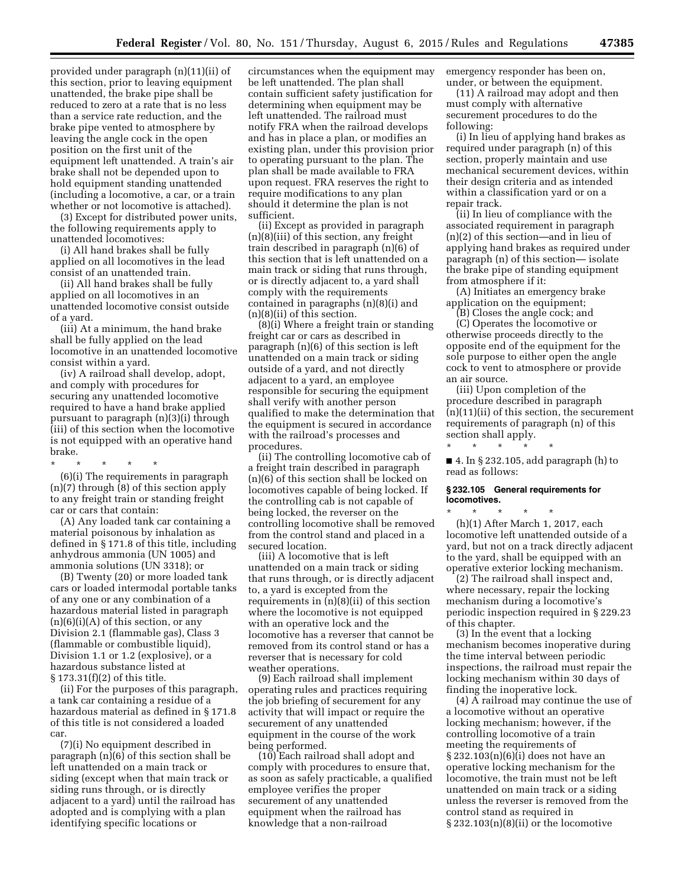provided under paragraph (n)(11)(ii) of this section, prior to leaving equipment unattended, the brake pipe shall be reduced to zero at a rate that is no less than a service rate reduction, and the brake pipe vented to atmosphere by leaving the angle cock in the open position on the first unit of the equipment left unattended. A train's air brake shall not be depended upon to hold equipment standing unattended (including a locomotive, a car, or a train whether or not locomotive is attached).

(3) Except for distributed power units, the following requirements apply to unattended locomotives:

(i) All hand brakes shall be fully applied on all locomotives in the lead consist of an unattended train.

(ii) All hand brakes shall be fully applied on all locomotives in an unattended locomotive consist outside of a yard.

(iii) At a minimum, the hand brake shall be fully applied on the lead locomotive in an unattended locomotive consist within a yard.

(iv) A railroad shall develop, adopt, and comply with procedures for securing any unattended locomotive required to have a hand brake applied pursuant to paragraph (n)(3)(i) through (iii) of this section when the locomotive is not equipped with an operative hand brake.

\* \* \* \* \*

(6)(i) The requirements in paragraph (n)(7) through (8) of this section apply to any freight train or standing freight car or cars that contain:

(A) Any loaded tank car containing a material poisonous by inhalation as defined in § 171.8 of this title, including anhydrous ammonia (UN 1005) and ammonia solutions (UN 3318); or

(B) Twenty (20) or more loaded tank cars or loaded intermodal portable tanks of any one or any combination of a hazardous material listed in paragraph (n)(6)(i)(A) of this section, or any Division 2.1 (flammable gas), Class 3 (flammable or combustible liquid), Division 1.1 or 1.2 (explosive), or a hazardous substance listed at § 173.31(f)(2) of this title.

(ii) For the purposes of this paragraph, a tank car containing a residue of a hazardous material as defined in § 171.8 of this title is not considered a loaded car.

(7)(i) No equipment described in paragraph (n)(6) of this section shall be left unattended on a main track or siding (except when that main track or siding runs through, or is directly adjacent to a yard) until the railroad has adopted and is complying with a plan identifying specific locations or circumstances when the equipment may be left unattended. The plan shall contain sufficient safety justification for determining when equipment may be left unattended. The railroad must notify FRA when the railroad develops and has in place a plan, or modifies an existing plan, under this provision prior to operating pursuant to the plan. The plan shall be made available to FRA upon request. FRA reserves the right to require modifications to any plan should it determine the plan is not sufficient.

(ii) Except as provided in paragraph (n)(8)(iii) of this section, any freight train described in paragraph (n)(6) of this section that is left unattended on a main track or siding that runs through, or is directly adjacent to, a yard shall comply with the requirements contained in paragraphs (n)(8)(i) and (n)(8)(ii) of this section.

(8)(i) Where a freight train or standing freight car or cars as described in paragraph (n)(6) of this section is left unattended on a main track or siding outside of a yard, and not directly adjacent to a yard, an employee responsible for securing the equipment shall verify with another person qualified to make the determination that the equipment is secured in accordance with the railroad's processes and procedures.

(ii) The controlling locomotive cab of a freight train described in paragraph (n)(6) of this section shall be locked on locomotives capable of being locked. If the controlling cab is not capable of being locked, the reverser on the controlling locomotive shall be removed from the control stand and placed in a secured location.

(iii) A locomotive that is left unattended on a main track or siding that runs through, or is directly adjacent to, a yard is excepted from the requirements in (n)(8)(ii) of this section where the locomotive is not equipped with an operative lock and the locomotive has a reverser that cannot be removed from its control stand or has a reverser that is necessary for cold weather operations.

(9) Each railroad shall implement operating rules and practices requiring the job briefing of securement for any activity that will impact or require the securement of any unattended equipment in the course of the work being performed.

(10) Each railroad shall adopt and comply with procedures to ensure that, as soon as safely practicable, a qualified employee verifies the proper securement of any unattended equipment when the railroad has knowledge that a non-railroad emergency responder has been on, under, or between the equipment.

(11) A railroad may adopt and then must comply with alternative securement procedures to do the following:

(i) In lieu of applying hand brakes as required under paragraph (n) of this section, properly maintain and use mechanical securement devices, within their design criteria and as intended within a classification yard or on a repair track.

(ii) In lieu of compliance with the associated requirement in paragraph (n)(2) of this section—and in lieu of applying hand brakes as required under paragraph (n) of this section— isolate the brake pipe of standing equipment from atmosphere if it:

(A) Initiates an emergency brake application on the equipment;

(B) Closes the angle cock; and

(C) Operates the locomotive or otherwise proceeds directly to the opposite end of the equipment for the sole purpose to either open the angle cock to vent to atmosphere or provide an air source.

(iii) Upon completion of the procedure described in paragraph (n)(11)(ii) of this section, the securement requirements of paragraph (n) of this section shall apply.

\* \* \* \* \*

■ 4. In § 232.105, add paragraph (h) to read as follows:

### § 232.105 General requirements for locomotives.

\* \* \* \* \*

(h)(1) After March 1, 2017, each locomotive left unattended outside of a yard, but not on a track directly adjacent to the yard, shall be equipped with an operative exterior locking mechanism.

(2) The railroad shall inspect and, where necessary, repair the locking mechanism during a locomotive's periodic inspection required in § 229.23 of this chapter.

(3) In the event that a locking mechanism becomes inoperative during the time interval between periodic inspections, the railroad must repair the locking mechanism within 30 days of finding the inoperative lock.

(4) A railroad may continue the use of a locomotive without an operative locking mechanism; however, if the controlling locomotive of a train meeting the requirements of § 232.103(n)(6)(i) does not have an operative locking mechanism for the locomotive, the train must not be left unattended on main track or a siding unless the reverser is removed from the control stand as required in § 232.103(n)(8)(ii) or the locomotive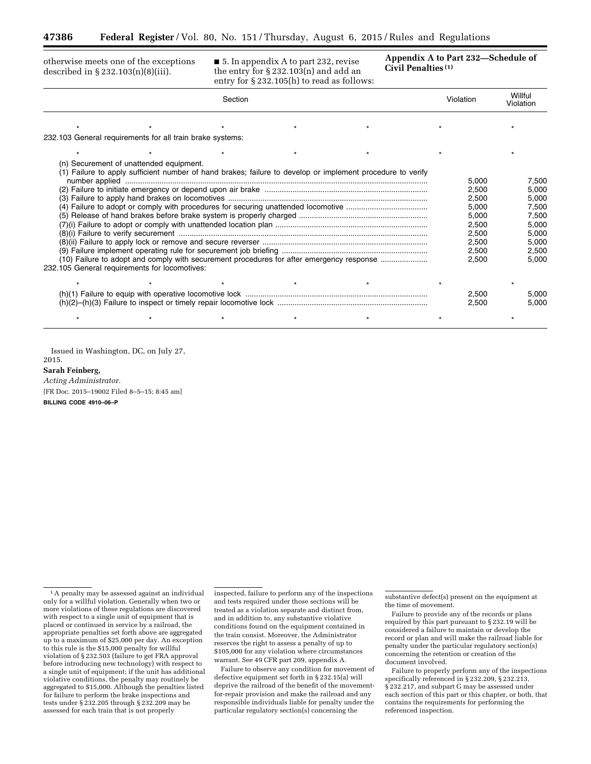otherwise meets one of the exceptions described in § 232.103(n)(8)(iii).

■ 5. In appendix A to part 232, revise the entry for § 232.103(n) and add an entry for § 232.105(h) to read as follows:

## Appendix A to Part 232—Schedule of Civil Penalties [1]

| Section | Violation | Willful Violation |
|---|---|---|
| * * * * * | * | * |
| 232.103 General requirements for all train brake systems: | | |
| * * * * * | * | * |
| (n) Securement of unattended equipment. | | |
| (1) Failure to apply sufficient number of hand brakes; failure to develop or implement procedure to verify number applied | 5,000 | 7,500 |
| (2) Failure to initiate emergency or depend upon air brake | 2,500 | 5,000 |
| (3) Failure to apply hand brakes on locomotives | 2,500 | 5,000 |
| (4) Failure to adopt or comply with procedures for securing unattended locomotive | 5,000 | 7,500 |
| (5) Release of hand brakes before brake system is properly charged | 5,000 | 7,500 |
| (7)(i) Failure to adopt or comply with unattended location plan | 2,500 | 5,000 |
| (8)(i) Failure to verify securement | 2,500 | 5,000 |
| (8)(ii) Failure to apply lock or remove and secure reverser | 2,500 | 5,000 |
| (9) Failure implement operating rule for securement job briefing | 2,500 | 2,500 |
| (10) Failure to adopt and comply with securement procedures for after emergency response | 2,500 | 5,000 |
| 232.105 General requirements for locomotives: | | |
| * * * * * | * | * |
| (h)(1) Failure to equip with operative locomotive lock | 2,500 | 5,000 |
| (h)(2)–(h)(3) Failure to inspect or timely repair locomotive lock | 2,500 | 5,000 |
| * * * * * | * | * |

Issued in Washington, DC, on July 27, 2015.

**Sarah Feinberg,**

*Acting Administrator.*

[FR Doc. 2015–19002 Filed 8–5–15; 8:45 am]

**BILLING CODE 4910–06–P**

---

[1] A penalty may be assessed against an individual only for a willful violation. Generally when two or more violations of these regulations are discovered with respect to a single unit of equipment that is placed or continued in service by a railroad, the appropriate penalties set forth above are aggregated up to a maximum of $25,000 per day. An exception to this rule is the $15,000 penalty for willful violation of § 232.503 (failure to get FRA approval before introducing new technology) with respect to a single unit of equipment; if the unit has additional violative conditions, the penalty may routinely be aggregated to $15,000. Although the penalties listed for failure to perform the brake inspections and tests under § 232.205 through § 232.209 may be assessed for each train that is not properly inspected, failure to perform any of the inspections and tests required under those sections will be treated as a violation separate and distinct from, and in addition to, any substantive violative conditions found on the equipment contained in the train consist. Moreover, the Administrator reserves the right to assess a penalty of up to $105,000 for any violation where circumstances warrant. See 49 CFR part 209, appendix A.

Failure to observe any condition for movement of defective equipment set forth in § 232.15(a) will deprive the railroad of the benefit of the movement-for-repair provision and make the railroad and any responsible individuals liable for penalty under the particular regulatory section(s) concerning the substantive defect(s) present on the equipment at the time of movement.

Failure to provide any of the records or plans required by this part pursuant to § 232.19 will be considered a failure to maintain or develop the record or plan and will make the railroad liable for penalty under the particular regulatory section(s) concerning the retention or creation of the document involved.

Failure to properly perform any of the inspections specifically referenced in § 232.209, § 232.213, § 232.217, and subpart G may be assessed under each section of this part or this chapter, or both, that contains the requirements for performing the referenced inspection.